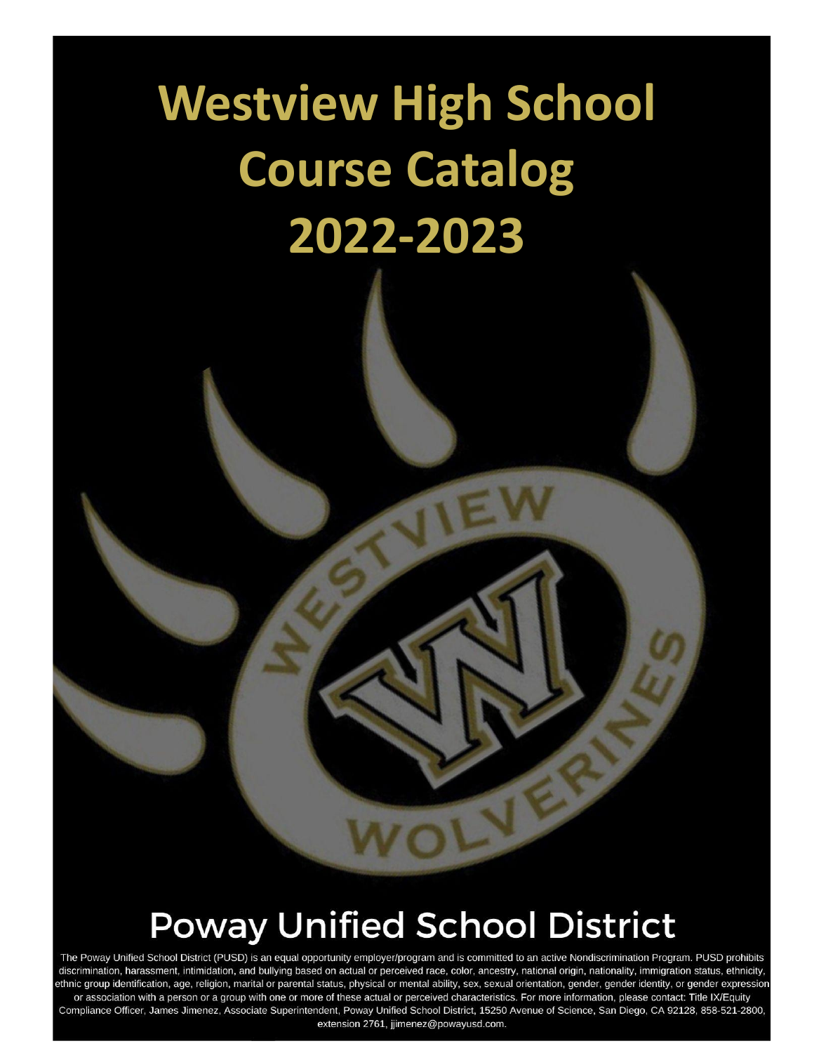# Westview High School Course Catalog 2022-2023

## Poway Unified School District

The Poway Unified School District (PUSD) is an equal opportunity employer/program and is committed to an active Nondiscrimination Program. PUSD prohibits discrimination, harassment, intimidation, and bullying based on actual or perceived race, color, ancestry, national origin, nationality, immigration status, ethnicity, ethnic group identification, age, religion, marital or parental status, physical or mental ability, sex, sexual orientation, gender, gender identity, or gender expression or association with a person or a group with one or more of these actual or perceived characteristics. For more information, please contact: Title IX/Equity Compliance Officer, James Jimenez, Associate Superintendent, Poway Unified School District, 15250 Avenue of Science, San Diego, CA 92128, 858-521-2800, extension 2761, jjimenez@powayusd.com.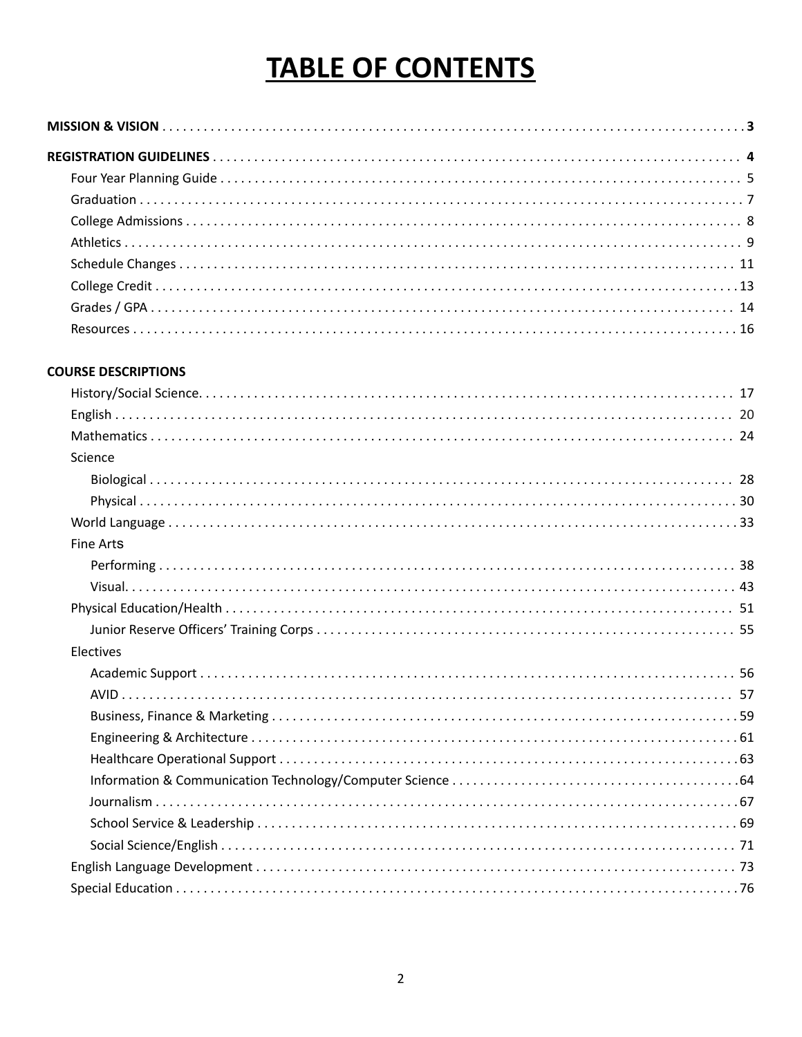# TABLE OF CONTENTS

**MISSION & VISION** . . . . . . . . . . . . . . . . . . . . . . . . . . . . . . . . . . . . . . . . . . . . . . . . **3**

**REGISTRATION GUIDELINES** . . . . . . . . . . . . . . . . . . . . . . . . . . . . . . . . . . . . . . . . . . . **4**

- Four Year Planning Guide . . . . . . . . . . . . . . . . . . . . . . . . . . . . . . . . . . . . 5
- Graduation . . . . . . . . . . . . . . . . . . . . . . . . . . . . . . . . . . . . . . . . . . . . . 7
- College Admissions . . . . . . . . . . . . . . . . . . . . . . . . . . . . . . . . . . . . . . . . 8
- Athletics . . . . . . . . . . . . . . . . . . . . . . . . . . . . . . . . . . . . . . . . . . . . . . 9
- Schedule Changes . . . . . . . . . . . . . . . . . . . . . . . . . . . . . . . . . . . . . . . . 11
- College Credit . . . . . . . . . . . . . . . . . . . . . . . . . . . . . . . . . . . . . . . . . . 13
- Grades / GPA . . . . . . . . . . . . . . . . . . . . . . . . . . . . . . . . . . . . . . . . . . 14
- Resources . . . . . . . . . . . . . . . . . . . . . . . . . . . . . . . . . . . . . . . . . . . . . 16

**COURSE DESCRIPTIONS**

- History/Social Science. . . . . . . . . . . . . . . . . . . . . . . . . . . . . . . . . . . . . . 17
- English . . . . . . . . . . . . . . . . . . . . . . . . . . . . . . . . . . . . . . . . . . . . . . 20
- Mathematics . . . . . . . . . . . . . . . . . . . . . . . . . . . . . . . . . . . . . . . . . . . . 24
- Science
  - Biological . . . . . . . . . . . . . . . . . . . . . . . . . . . . . . . . . . . . . . . . . . . 28
  - Physical . . . . . . . . . . . . . . . . . . . . . . . . . . . . . . . . . . . . . . . . . . . . 30
- World Language . . . . . . . . . . . . . . . . . . . . . . . . . . . . . . . . . . . . . . . . . 33
- Fine Arts
  - Performing . . . . . . . . . . . . . . . . . . . . . . . . . . . . . . . . . . . . . . . . . . . 38
  - Visual. . . . . . . . . . . . . . . . . . . . . . . . . . . . . . . . . . . . . . . . . . . . . . 43
- Physical Education/Health . . . . . . . . . . . . . . . . . . . . . . . . . . . . . . . . . . . 51
  - Junior Reserve Officers' Training Corps . . . . . . . . . . . . . . . . . . . . . . . . . 55
- Electives
  - Academic Support . . . . . . . . . . . . . . . . . . . . . . . . . . . . . . . . . . . . . . . 56
  - AVID . . . . . . . . . . . . . . . . . . . . . . . . . . . . . . . . . . . . . . . . . . . . . . 57
  - Business, Finance & Marketing . . . . . . . . . . . . . . . . . . . . . . . . . . . . . . . 59
  - Engineering & Architecture . . . . . . . . . . . . . . . . . . . . . . . . . . . . . . . . . 61
  - Healthcare Operational Support . . . . . . . . . . . . . . . . . . . . . . . . . . . . . . 63
  - Information & Communication Technology/Computer Science . . . . . . . . . . . . 64
  - Journalism . . . . . . . . . . . . . . . . . . . . . . . . . . . . . . . . . . . . . . . . . . . 67
  - School Service & Leadership . . . . . . . . . . . . . . . . . . . . . . . . . . . . . . . . 69
  - Social Science/English . . . . . . . . . . . . . . . . . . . . . . . . . . . . . . . . . . . . 71
- English Language Development . . . . . . . . . . . . . . . . . . . . . . . . . . . . . . . . 73
- Special Education . . . . . . . . . . . . . . . . . . . . . . . . . . . . . . . . . . . . . . . . . 76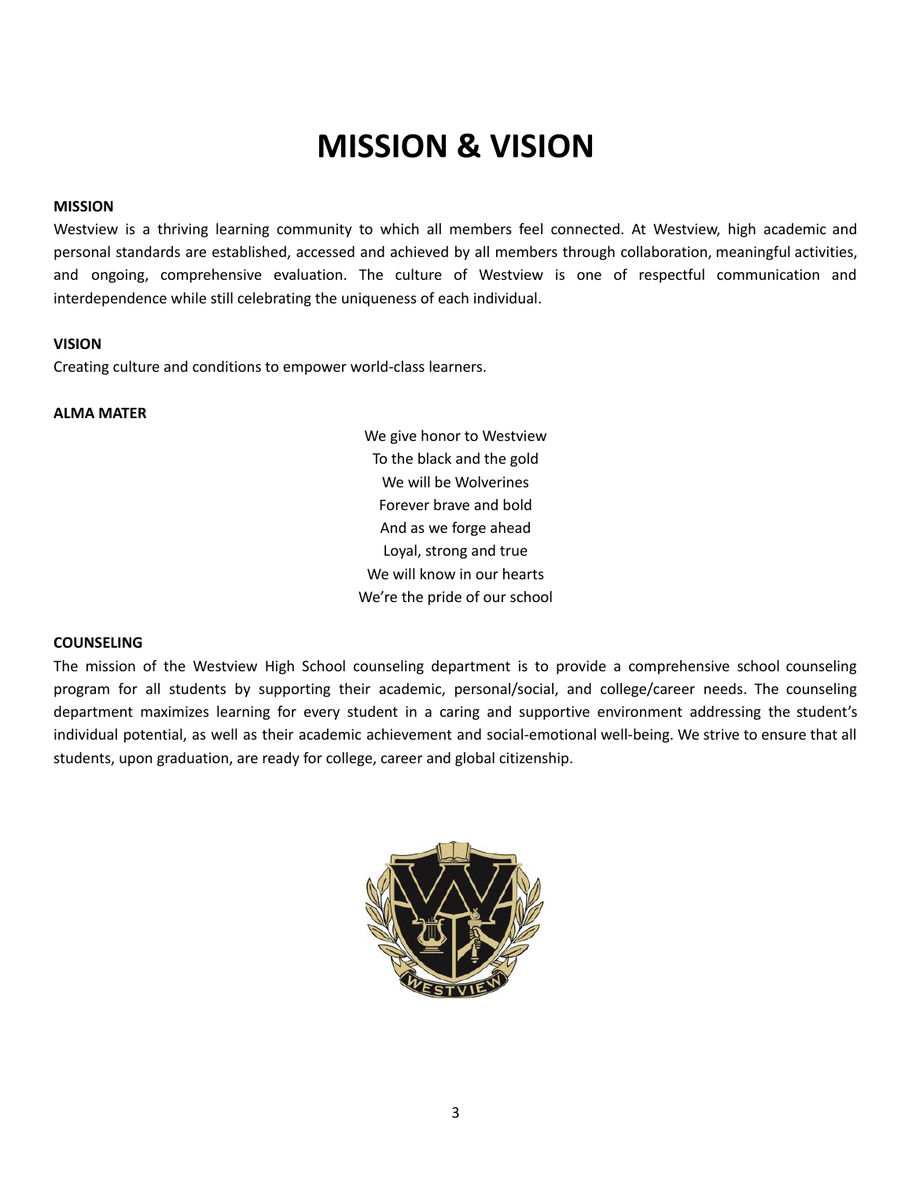# MISSION & VISION

**MISSION**

Westview is a thriving learning community to which all members feel connected. At Westview, high academic and personal standards are established, accessed and achieved by all members through collaboration, meaningful activities, and ongoing, comprehensive evaluation. The culture of Westview is one of respectful communication and interdependence while still celebrating the uniqueness of each individual.

**VISION**

Creating culture and conditions to empower world-class learners.

**ALMA MATER**

We give honor to Westview
To the black and the gold
We will be Wolverines
Forever brave and bold
And as we forge ahead
Loyal, strong and true
We will know in our hearts
We're the pride of our school

**COUNSELING**

The mission of the Westview High School counseling department is to provide a comprehensive school counseling program for all students by supporting their academic, personal/social, and college/career needs. The counseling department maximizes learning for every student in a caring and supportive environment addressing the student's individual potential, as well as their academic achievement and social-emotional well-being. We strive to ensure that all students, upon graduation, are ready for college, career and global citizenship.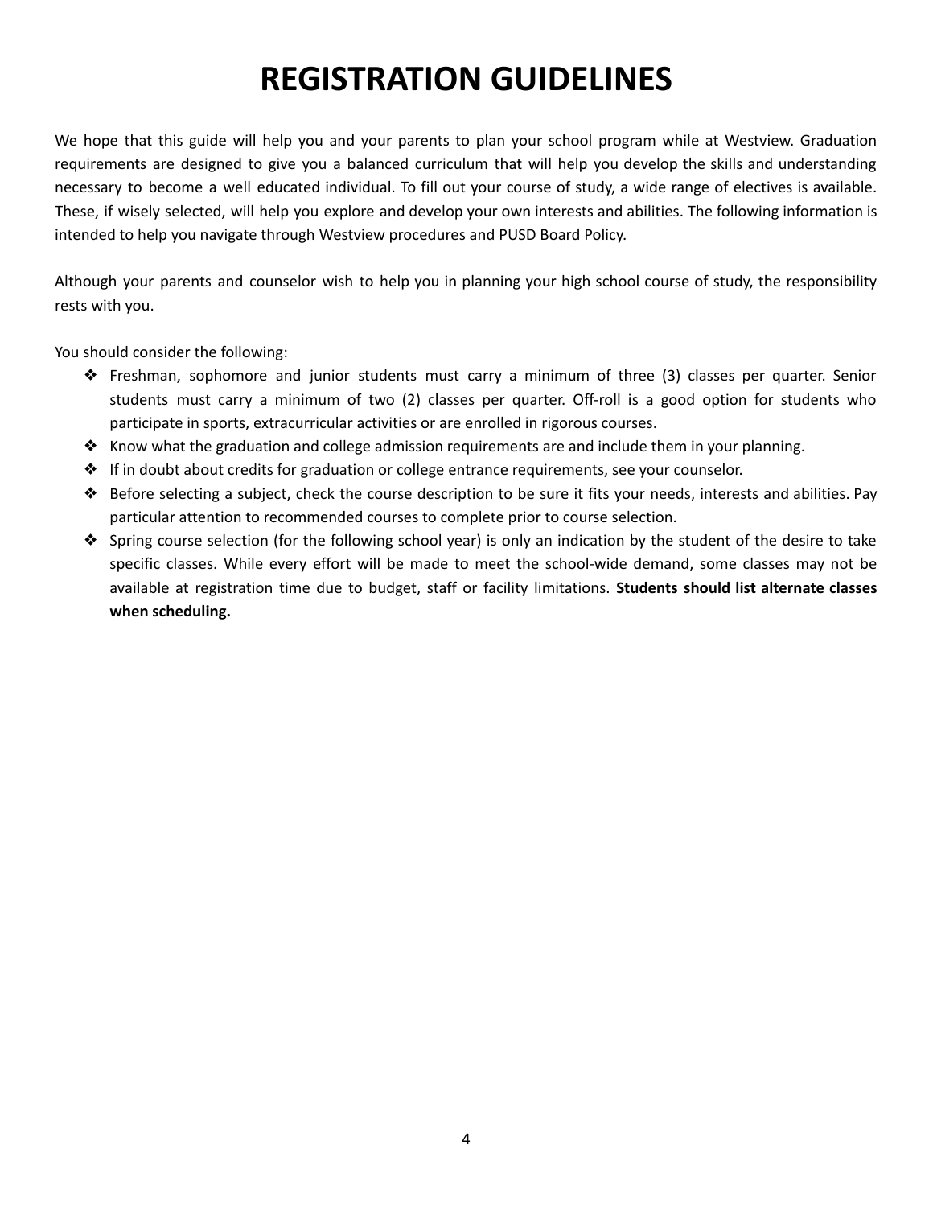# REGISTRATION GUIDELINES

We hope that this guide will help you and your parents to plan your school program while at Westview. Graduation requirements are designed to give you a balanced curriculum that will help you develop the skills and understanding necessary to become a well educated individual. To fill out your course of study, a wide range of electives is available. These, if wisely selected, will help you explore and develop your own interests and abilities. The following information is intended to help you navigate through Westview procedures and PUSD Board Policy.

Although your parents and counselor wish to help you in planning your high school course of study, the responsibility rests with you.

You should consider the following:

- Freshman, sophomore and junior students must carry a minimum of three (3) classes per quarter. Senior students must carry a minimum of two (2) classes per quarter. Off-roll is a good option for students who participate in sports, extracurricular activities or are enrolled in rigorous courses.
- Know what the graduation and college admission requirements are and include them in your planning.
- If in doubt about credits for graduation or college entrance requirements, see your counselor.
- Before selecting a subject, check the course description to be sure it fits your needs, interests and abilities. Pay particular attention to recommended courses to complete prior to course selection.
- Spring course selection (for the following school year) is only an indication by the student of the desire to take specific classes. While every effort will be made to meet the school-wide demand, some classes may not be available at registration time due to budget, staff or facility limitations. **Students should list alternate classes when scheduling.**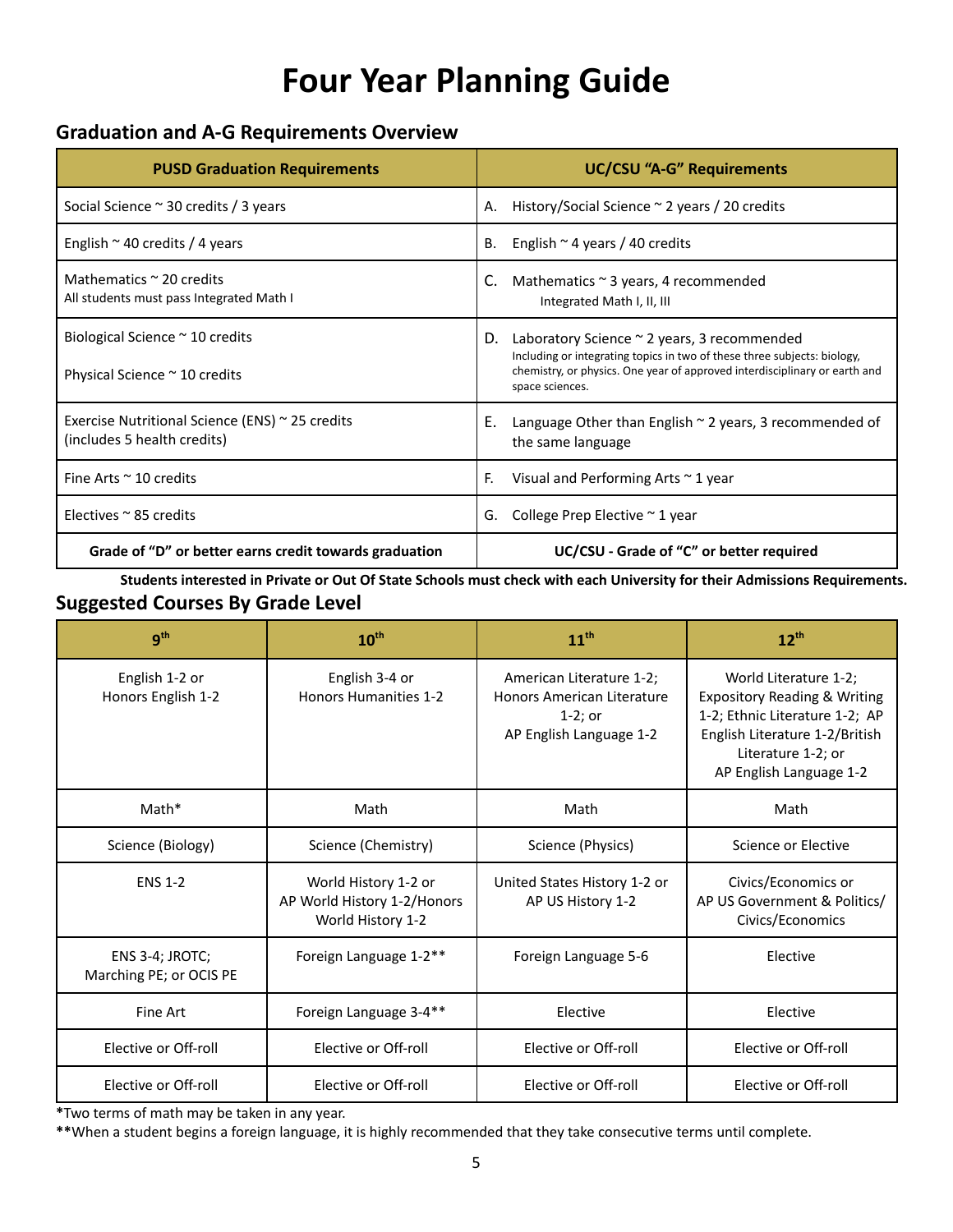# Four Year Planning Guide

## Graduation and A-G Requirements Overview

| PUSD Graduation Requirements | UC/CSU "A-G" Requirements |
|---|---|
| Social Science ~ 30 credits / 3 years | A. History/Social Science ~ 2 years / 20 credits |
| English ~ 40 credits / 4 years | B. English ~ 4 years / 40 credits |
| Mathematics ~ 20 credits<br>All students must pass Integrated Math I | C. Mathematics ~ 3 years, 4 recommended<br>Integrated Math I, II, III |
| Biological Science ~ 10 credits<br><br>Physical Science ~ 10 credits | D. Laboratory Science ~ 2 years, 3 recommended<br>Including or integrating topics in two of these three subjects: biology, chemistry, or physics. One year of approved interdisciplinary or earth and space sciences. |
| Exercise Nutritional Science (ENS) ~ 25 credits (includes 5 health credits) | E. Language Other than English ~ 2 years, 3 recommended of the same language |
| Fine Arts ~ 10 credits | F. Visual and Performing Arts ~ 1 year |
| Electives ~ 85 credits | G. College Prep Elective ~ 1 year |
| **Grade of "D" or better earns credit towards graduation** | **UC/CSU - Grade of "C" or better required** |

**Students interested in Private or Out Of State Schools must check with each University for their Admissions Requirements.**

## Suggested Courses By Grade Level

| 9th | 10th | 11th | 12th |
|---|---|---|---|
| English 1-2 or Honors English 1-2 | English 3-4 or Honors Humanities 1-2 | American Literature 1-2; Honors American Literature 1-2; or AP English Language 1-2 | World Literature 1-2; Expository Reading & Writing 1-2; Ethnic Literature 1-2; AP English Literature 1-2/British Literature 1-2; or AP English Language 1-2 |
| Math* | Math | Math | Math |
| Science (Biology) | Science (Chemistry) | Science (Physics) | Science or Elective |
| ENS 1-2 | World History 1-2 or AP World History 1-2/Honors World History 1-2 | United States History 1-2 or AP US History 1-2 | Civics/Economics or AP US Government & Politics/ Civics/Economics |
| ENS 3-4; JROTC; Marching PE; or OCIS PE | Foreign Language 1-2** | Foreign Language 5-6 | Elective |
| Fine Art | Foreign Language 3-4** | Elective | Elective |
| Elective or Off-roll | Elective or Off-roll | Elective or Off-roll | Elective or Off-roll |
| Elective or Off-roll | Elective or Off-roll | Elective or Off-roll | Elective or Off-roll |

**\***Two terms of math may be taken in any year.

**\*\***When a student begins a foreign language, it is highly recommended that they take consecutive terms until complete.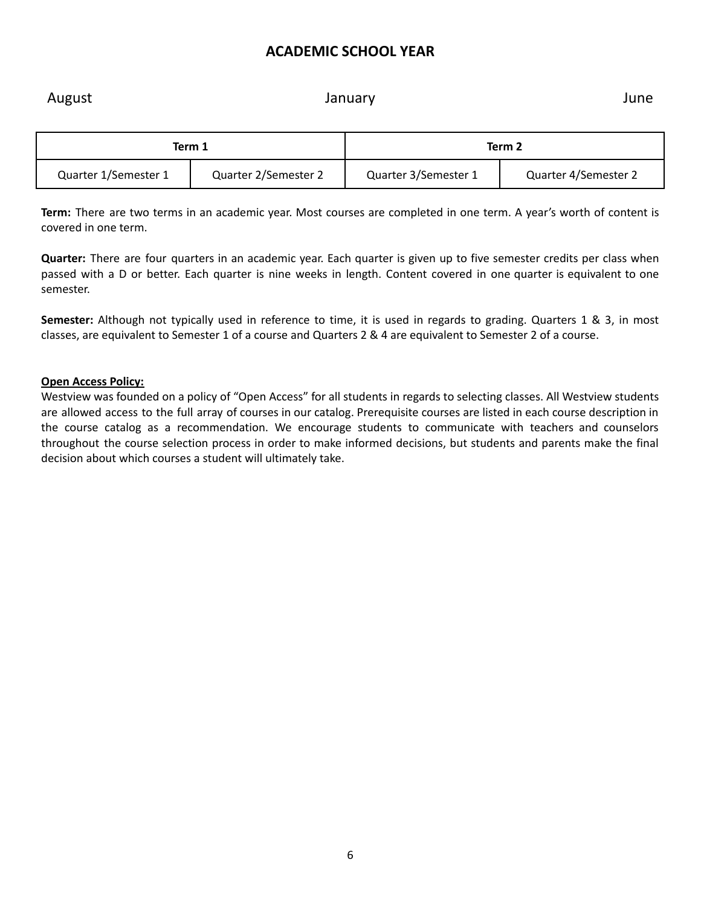# ACADEMIC SCHOOL YEAR

August | January | June

| Term 1 | | Term 2 | |
|---|---|---|---|
| Quarter 1/Semester 1 | Quarter 2/Semester 2 | Quarter 3/Semester 1 | Quarter 4/Semester 2 |

**Term:** There are two terms in an academic year. Most courses are completed in one term. A year's worth of content is covered in one term.

**Quarter:** There are four quarters in an academic year. Each quarter is given up to five semester credits per class when passed with a D or better. Each quarter is nine weeks in length. Content covered in one quarter is equivalent to one semester.

**Semester:** Although not typically used in reference to time, it is used in regards to grading. Quarters 1 & 3, in most classes, are equivalent to Semester 1 of a course and Quarters 2 & 4 are equivalent to Semester 2 of a course.

**Open Access Policy:**

Westview was founded on a policy of "Open Access" for all students in regards to selecting classes. All Westview students are allowed access to the full array of courses in our catalog. Prerequisite courses are listed in each course description in the course catalog as a recommendation. We encourage students to communicate with teachers and counselors throughout the course selection process in order to make informed decisions, but students and parents make the final decision about which courses a student will ultimately take.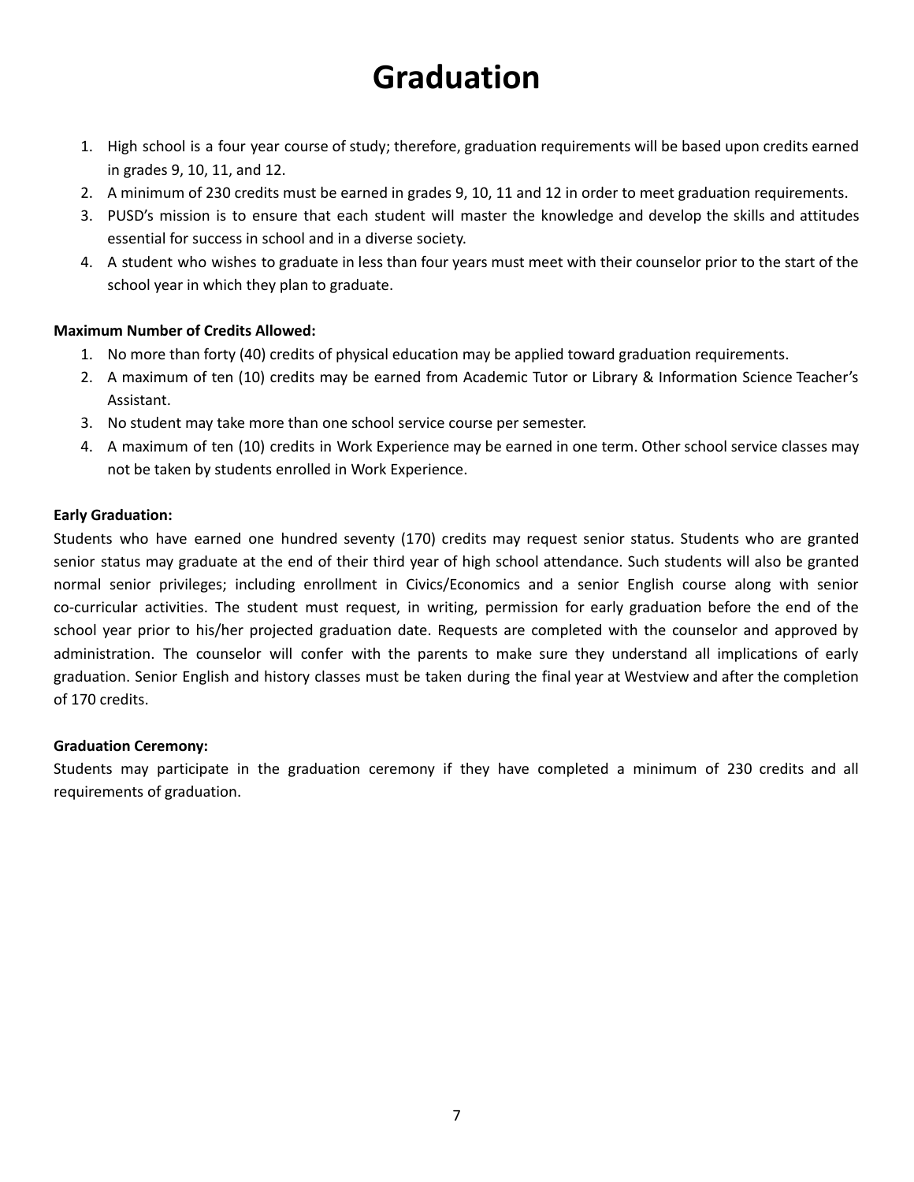# Graduation

1. High school is a four year course of study; therefore, graduation requirements will be based upon credits earned in grades 9, 10, 11, and 12.
2. A minimum of 230 credits must be earned in grades 9, 10, 11 and 12 in order to meet graduation requirements.
3. PUSD's mission is to ensure that each student will master the knowledge and develop the skills and attitudes essential for success in school and in a diverse society.
4. A student who wishes to graduate in less than four years must meet with their counselor prior to the start of the school year in which they plan to graduate.

**Maximum Number of Credits Allowed:**

1. No more than forty (40) credits of physical education may be applied toward graduation requirements.
2. A maximum of ten (10) credits may be earned from Academic Tutor or Library & Information Science Teacher's Assistant.
3. No student may take more than one school service course per semester.
4. A maximum of ten (10) credits in Work Experience may be earned in one term. Other school service classes may not be taken by students enrolled in Work Experience.

**Early Graduation:**

Students who have earned one hundred seventy (170) credits may request senior status. Students who are granted senior status may graduate at the end of their third year of high school attendance. Such students will also be granted normal senior privileges; including enrollment in Civics/Economics and a senior English course along with senior co-curricular activities. The student must request, in writing, permission for early graduation before the end of the school year prior to his/her projected graduation date. Requests are completed with the counselor and approved by administration. The counselor will confer with the parents to make sure they understand all implications of early graduation. Senior English and history classes must be taken during the final year at Westview and after the completion of 170 credits.

**Graduation Ceremony:**

Students may participate in the graduation ceremony if they have completed a minimum of 230 credits and all requirements of graduation.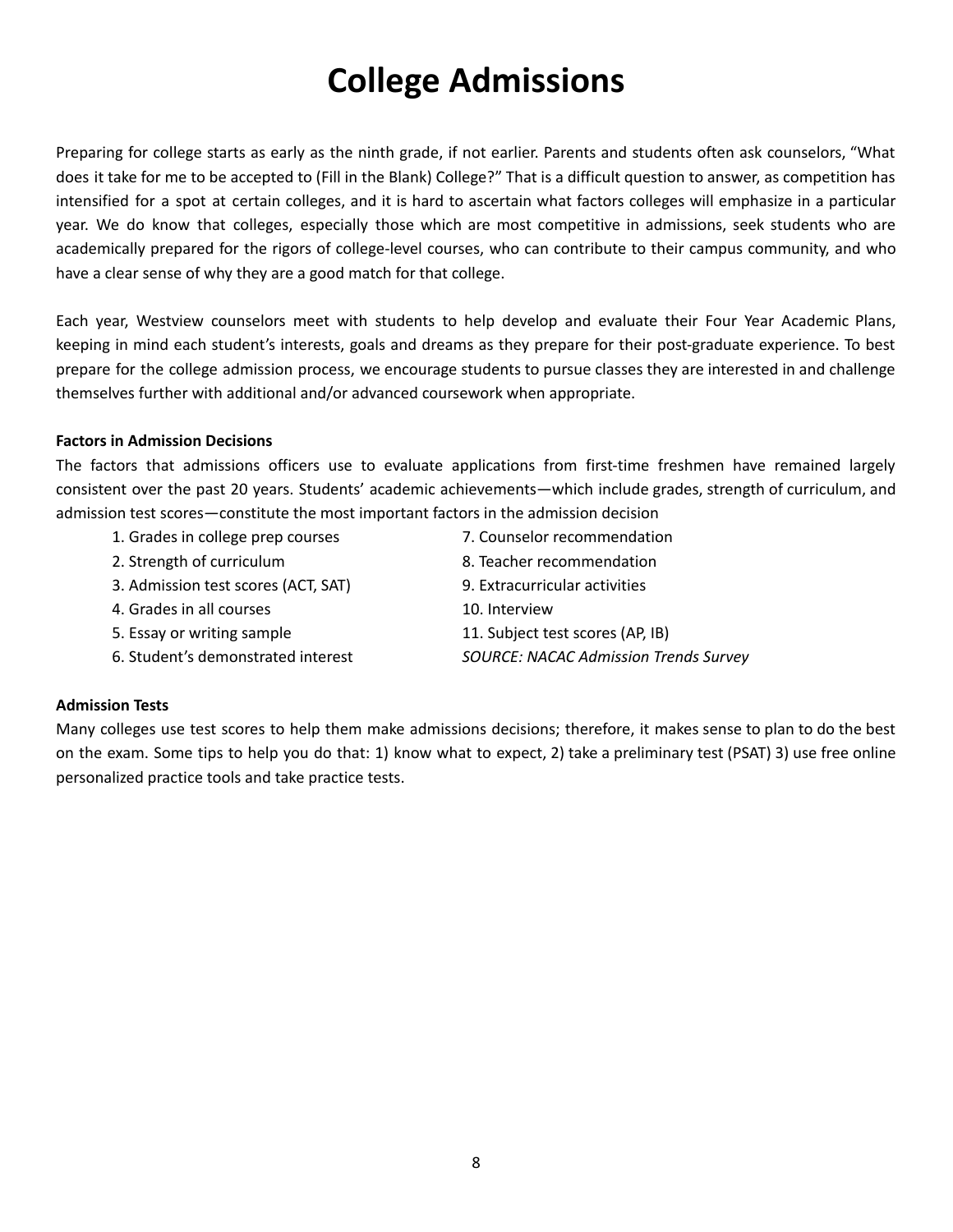# College Admissions

Preparing for college starts as early as the ninth grade, if not earlier. Parents and students often ask counselors, "What does it take for me to be accepted to (Fill in the Blank) College?" That is a difficult question to answer, as competition has intensified for a spot at certain colleges, and it is hard to ascertain what factors colleges will emphasize in a particular year. We do know that colleges, especially those which are most competitive in admissions, seek students who are academically prepared for the rigors of college-level courses, who can contribute to their campus community, and who have a clear sense of why they are a good match for that college.

Each year, Westview counselors meet with students to help develop and evaluate their Four Year Academic Plans, keeping in mind each student's interests, goals and dreams as they prepare for their post-graduate experience. To best prepare for the college admission process, we encourage students to pursue classes they are interested in and challenge themselves further with additional and/or advanced coursework when appropriate.

**Factors in Admission Decisions**

The factors that admissions officers use to evaluate applications from first-time freshmen have remained largely consistent over the past 20 years. Students' academic achievements—which include grades, strength of curriculum, and admission test scores—constitute the most important factors in the admission decision

1. Grades in college prep courses
2. Strength of curriculum
3. Admission test scores (ACT, SAT)
4. Grades in all courses
5. Essay or writing sample
6. Student's demonstrated interest
7. Counselor recommendation
8. Teacher recommendation
9. Extracurricular activities
10. Interview
11. Subject test scores (AP, IB)

*SOURCE: NACAC Admission Trends Survey*

**Admission Tests**

Many colleges use test scores to help them make admissions decisions; therefore, it makes sense to plan to do the best on the exam. Some tips to help you do that: 1) know what to expect, 2) take a preliminary test (PSAT) 3) use free online personalized practice tools and take practice tests.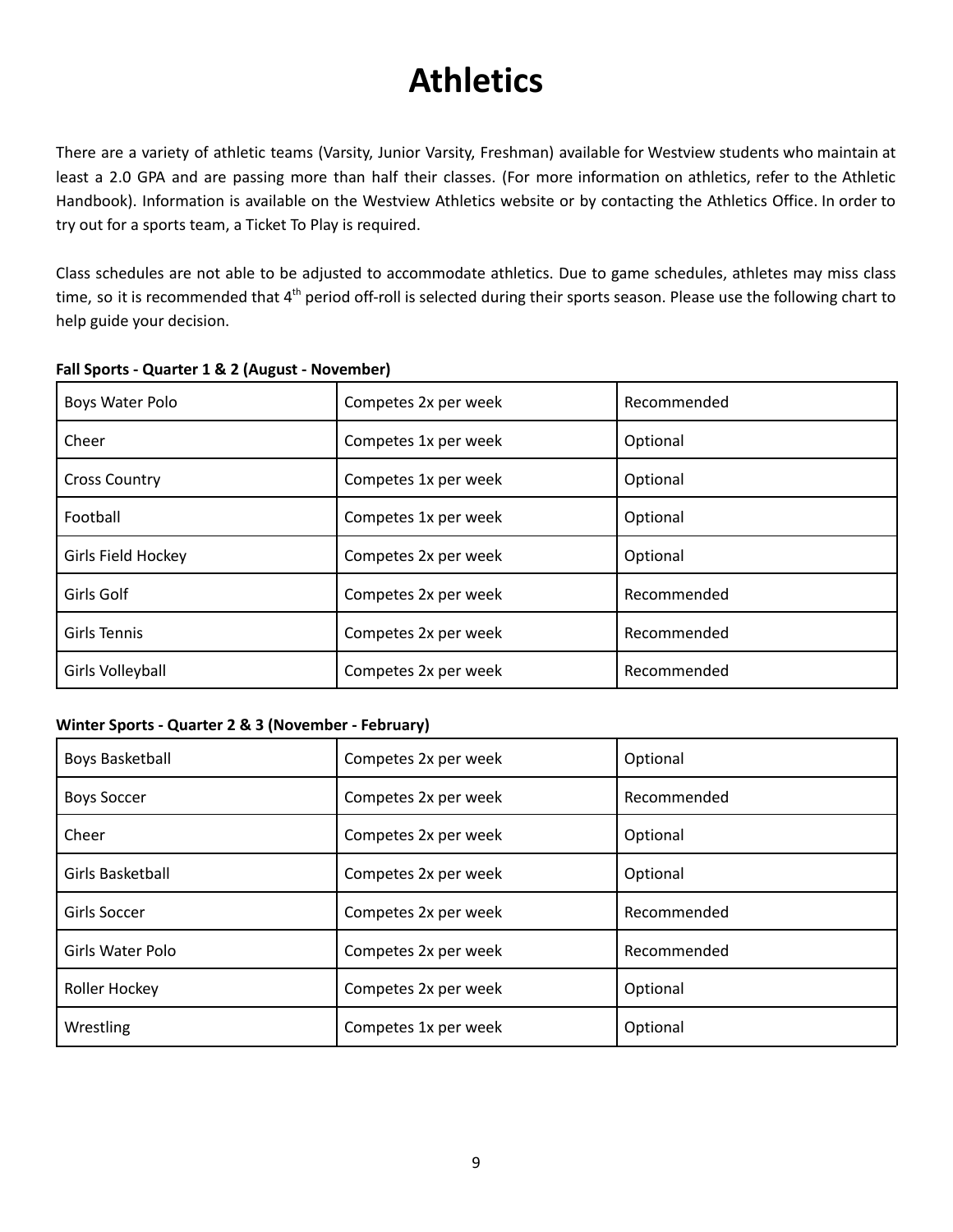# Athletics

There are a variety of athletic teams (Varsity, Junior Varsity, Freshman) available for Westview students who maintain at least a 2.0 GPA and are passing more than half their classes. (For more information on athletics, refer to the Athletic Handbook). Information is available on the Westview Athletics website or by contacting the Athletics Office. In order to try out for a sports team, a Ticket To Play is required.

Class schedules are not able to be adjusted to accommodate athletics. Due to game schedules, athletes may miss class time, so it is recommended that 4th period off-roll is selected during their sports season. Please use the following chart to help guide your decision.

**Fall Sports - Quarter 1 & 2 (August - November)**

| | | |
|---|---|---|
| Boys Water Polo | Competes 2x per week | Recommended |
| Cheer | Competes 1x per week | Optional |
| Cross Country | Competes 1x per week | Optional |
| Football | Competes 1x per week | Optional |
| Girls Field Hockey | Competes 2x per week | Optional |
| Girls Golf | Competes 2x per week | Recommended |
| Girls Tennis | Competes 2x per week | Recommended |
| Girls Volleyball | Competes 2x per week | Recommended |

**Winter Sports - Quarter 2 & 3 (November - February)**

| | | |
|---|---|---|
| Boys Basketball | Competes 2x per week | Optional |
| Boys Soccer | Competes 2x per week | Recommended |
| Cheer | Competes 2x per week | Optional |
| Girls Basketball | Competes 2x per week | Optional |
| Girls Soccer | Competes 2x per week | Recommended |
| Girls Water Polo | Competes 2x per week | Recommended |
| Roller Hockey | Competes 2x per week | Optional |
| Wrestling | Competes 1x per week | Optional |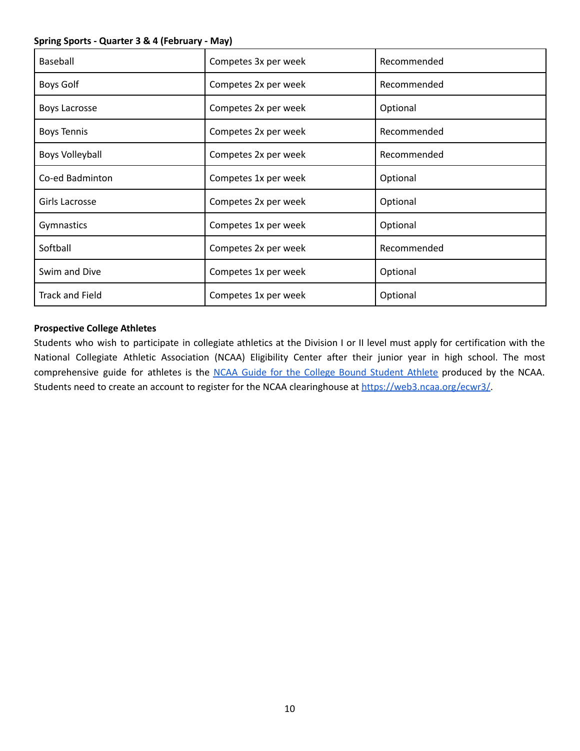**Spring Sports - Quarter 3 & 4 (February - May)**

| | | |
|---|---|---|
| Baseball | Competes 3x per week | Recommended |
| Boys Golf | Competes 2x per week | Recommended |
| Boys Lacrosse | Competes 2x per week | Optional |
| Boys Tennis | Competes 2x per week | Recommended |
| Boys Volleyball | Competes 2x per week | Recommended |
| Co-ed Badminton | Competes 1x per week | Optional |
| Girls Lacrosse | Competes 2x per week | Optional |
| Gymnastics | Competes 1x per week | Optional |
| Softball | Competes 2x per week | Recommended |
| Swim and Dive | Competes 1x per week | Optional |
| Track and Field | Competes 1x per week | Optional |

**Prospective College Athletes**

Students who wish to participate in collegiate athletics at the Division I or II level must apply for certification with the National Collegiate Athletic Association (NCAA) Eligibility Center after their junior year in high school. The most comprehensive guide for athletes is the NCAA Guide for the College Bound Student Athlete produced by the NCAA. Students need to create an account to register for the NCAA clearinghouse at https://web3.ncaa.org/ecwr3/.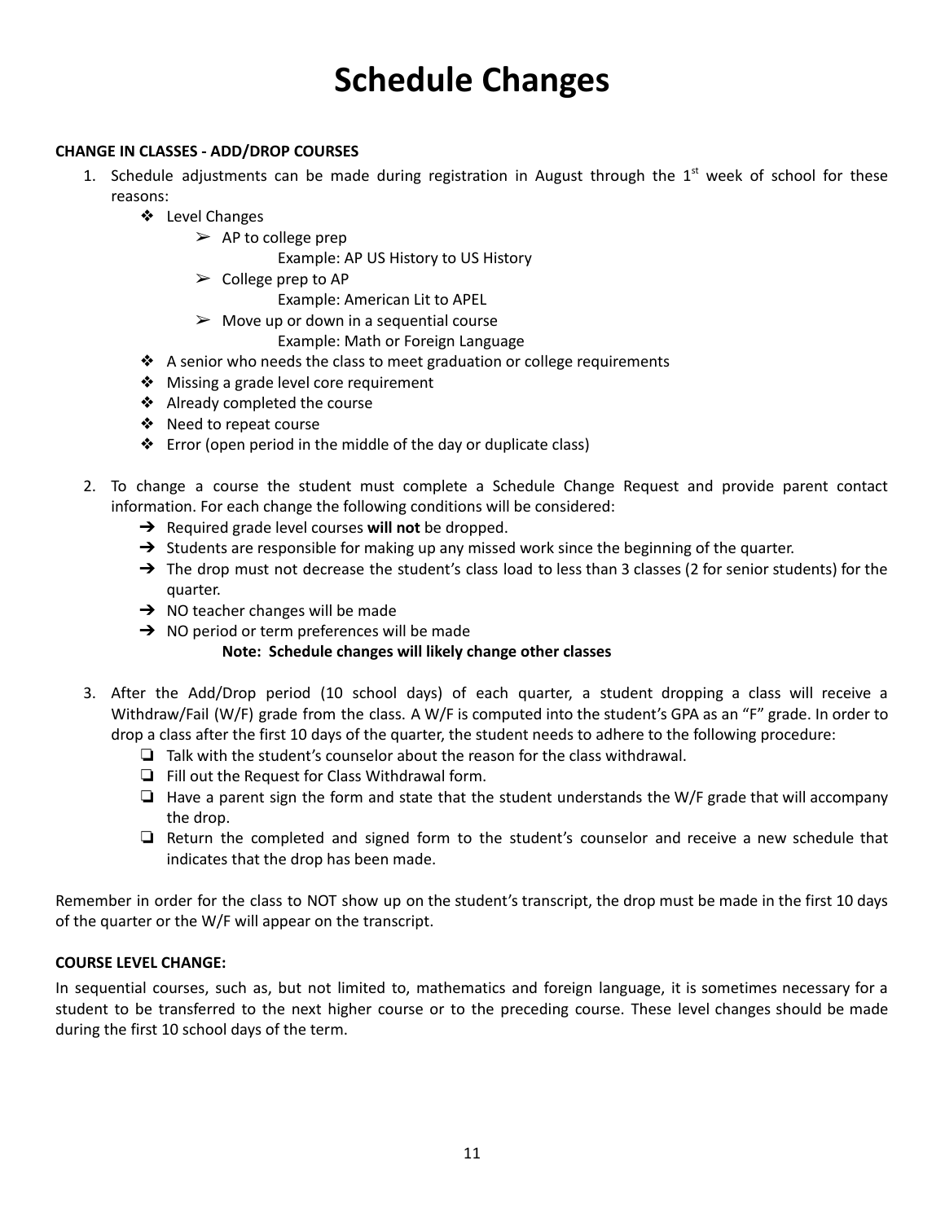# Schedule Changes

**CHANGE IN CLASSES - ADD/DROP COURSES**

1. Schedule adjustments can be made during registration in August through the 1st week of school for these reasons:
   - Level Changes
     - AP to college prep
       - Example: AP US History to US History
     - College prep to AP
       - Example: American Lit to APEL
     - Move up or down in a sequential course
       - Example: Math or Foreign Language
   - A senior who needs the class to meet graduation or college requirements
   - Missing a grade level core requirement
   - Already completed the course
   - Need to repeat course
   - Error (open period in the middle of the day or duplicate class)

2. To change a course the student must complete a Schedule Change Request and provide parent contact information. For each change the following conditions will be considered:
   - Required grade level courses **will not** be dropped.
   - Students are responsible for making up any missed work since the beginning of the quarter.
   - The drop must not decrease the student's class load to less than 3 classes (2 for senior students) for the quarter.
   - NO teacher changes will be made
   - NO period or term preferences will be made

     **Note: Schedule changes will likely change other classes**

3. After the Add/Drop period (10 school days) of each quarter, a student dropping a class will receive a Withdraw/Fail (W/F) grade from the class. A W/F is computed into the student's GPA as an "F" grade. In order to drop a class after the first 10 days of the quarter, the student needs to adhere to the following procedure:
   - Talk with the student's counselor about the reason for the class withdrawal.
   - Fill out the Request for Class Withdrawal form.
   - Have a parent sign the form and state that the student understands the W/F grade that will accompany the drop.
   - Return the completed and signed form to the student's counselor and receive a new schedule that indicates that the drop has been made.

Remember in order for the class to NOT show up on the student's transcript, the drop must be made in the first 10 days of the quarter or the W/F will appear on the transcript.

**COURSE LEVEL CHANGE:**

In sequential courses, such as, but not limited to, mathematics and foreign language, it is sometimes necessary for a student to be transferred to the next higher course or to the preceding course. These level changes should be made during the first 10 school days of the term.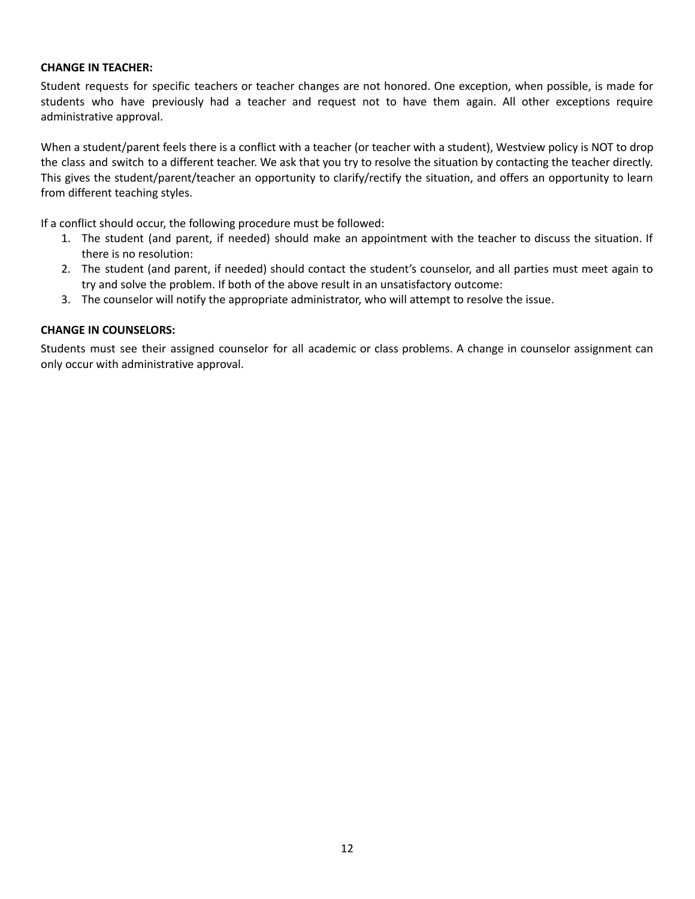**CHANGE IN TEACHER:**

Student requests for specific teachers or teacher changes are not honored. One exception, when possible, is made for students who have previously had a teacher and request not to have them again. All other exceptions require administrative approval.

When a student/parent feels there is a conflict with a teacher (or teacher with a student), Westview policy is NOT to drop the class and switch to a different teacher. We ask that you try to resolve the situation by contacting the teacher directly. This gives the student/parent/teacher an opportunity to clarify/rectify the situation, and offers an opportunity to learn from different teaching styles.

If a conflict should occur, the following procedure must be followed:

1. The student (and parent, if needed) should make an appointment with the teacher to discuss the situation. If there is no resolution:
2. The student (and parent, if needed) should contact the student's counselor, and all parties must meet again to try and solve the problem. If both of the above result in an unsatisfactory outcome:
3. The counselor will notify the appropriate administrator, who will attempt to resolve the issue.

**CHANGE IN COUNSELORS:**

Students must see their assigned counselor for all academic or class problems. A change in counselor assignment can only occur with administrative approval.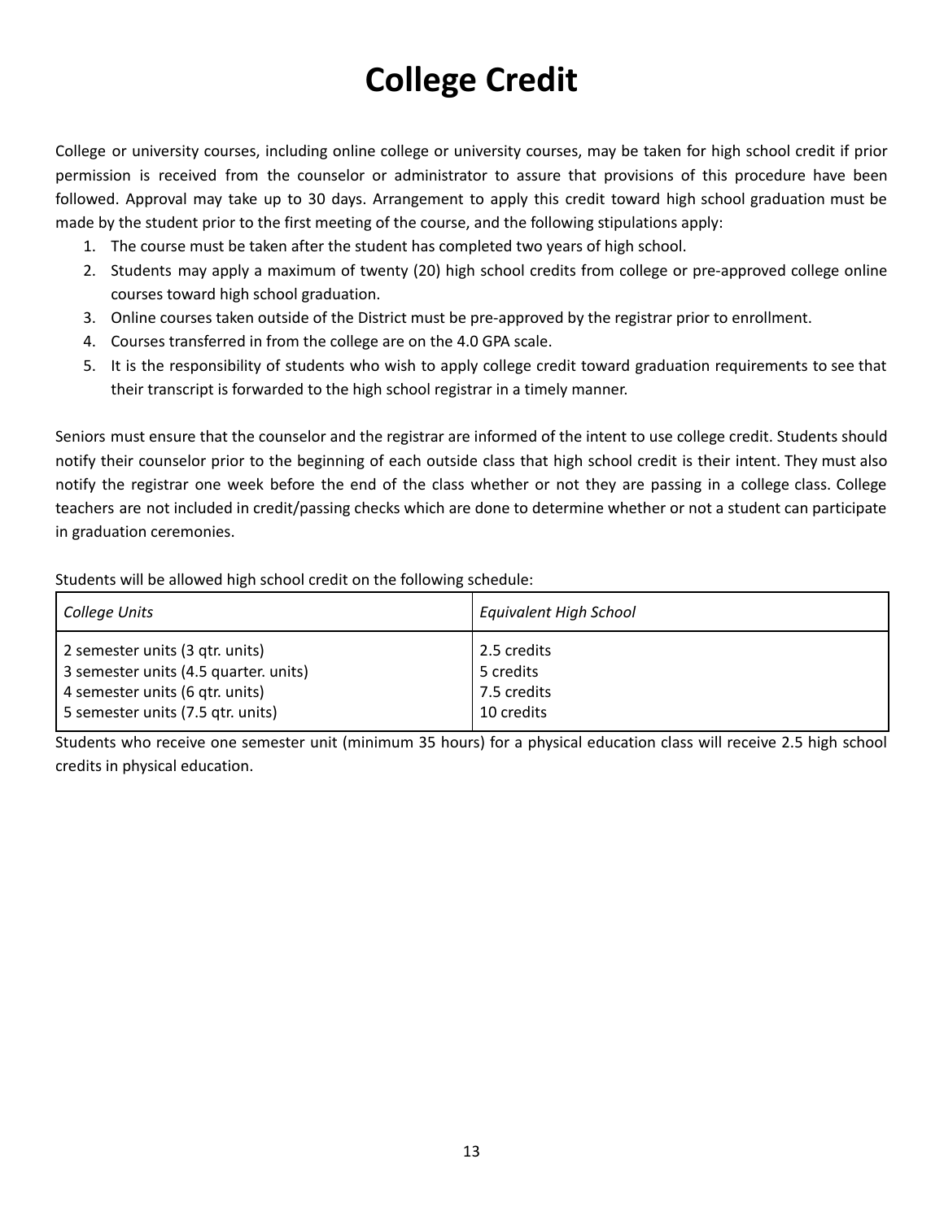# College Credit

College or university courses, including online college or university courses, may be taken for high school credit if prior permission is received from the counselor or administrator to assure that provisions of this procedure have been followed. Approval may take up to 30 days. Arrangement to apply this credit toward high school graduation must be made by the student prior to the first meeting of the course, and the following stipulations apply:

1. The course must be taken after the student has completed two years of high school.
2. Students may apply a maximum of twenty (20) high school credits from college or pre-approved college online courses toward high school graduation.
3. Online courses taken outside of the District must be pre-approved by the registrar prior to enrollment.
4. Courses transferred in from the college are on the 4.0 GPA scale.
5. It is the responsibility of students who wish to apply college credit toward graduation requirements to see that their transcript is forwarded to the high school registrar in a timely manner.

Seniors must ensure that the counselor and the registrar are informed of the intent to use college credit. Students should notify their counselor prior to the beginning of each outside class that high school credit is their intent. They must also notify the registrar one week before the end of the class whether or not they are passing in a college class. College teachers are not included in credit/passing checks which are done to determine whether or not a student can participate in graduation ceremonies.

Students will be allowed high school credit on the following schedule:

| *College Units* | *Equivalent High School* |
|---|---|
| 2 semester units (3 qtr. units) | 2.5 credits |
| 3 semester units (4.5 quarter. units) | 5 credits |
| 4 semester units (6 qtr. units) | 7.5 credits |
| 5 semester units (7.5 qtr. units) | 10 credits |

Students who receive one semester unit (minimum 35 hours) for a physical education class will receive 2.5 high school credits in physical education.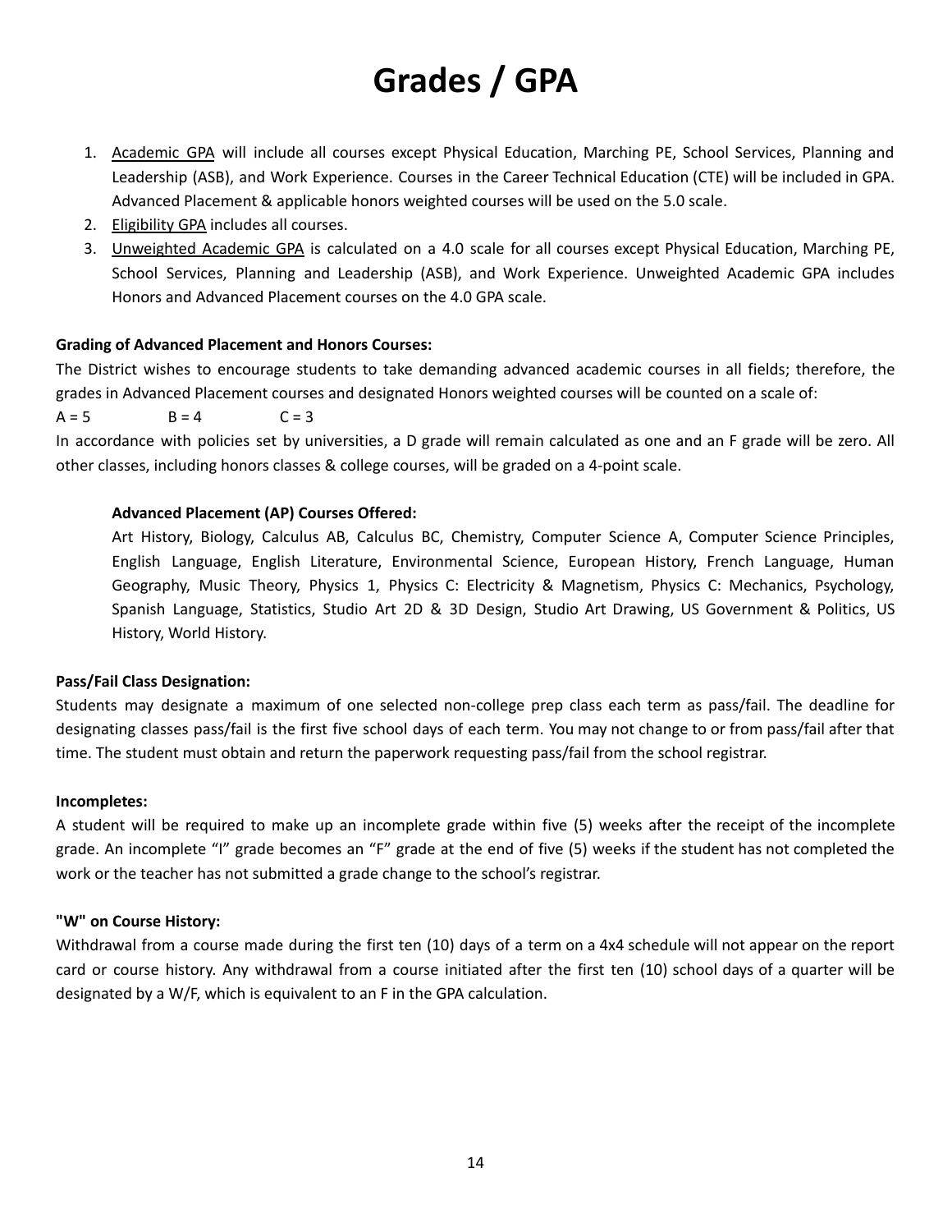# Grades / GPA

1. Academic GPA will include all courses except Physical Education, Marching PE, School Services, Planning and Leadership (ASB), and Work Experience. Courses in the Career Technical Education (CTE) will be included in GPA. Advanced Placement & applicable honors weighted courses will be used on the 5.0 scale.
2. Eligibility GPA includes all courses.
3. Unweighted Academic GPA is calculated on a 4.0 scale for all courses except Physical Education, Marching PE, School Services, Planning and Leadership (ASB), and Work Experience. Unweighted Academic GPA includes Honors and Advanced Placement courses on the 4.0 GPA scale.

**Grading of Advanced Placement and Honors Courses:**

The District wishes to encourage students to take demanding advanced academic courses in all fields; therefore, the grades in Advanced Placement courses and designated Honors weighted courses will be counted on a scale of:

A = 5 B = 4 C = 3

In accordance with policies set by universities, a D grade will remain calculated as one and an F grade will be zero. All other classes, including honors classes & college courses, will be graded on a 4-point scale.

**Advanced Placement (AP) Courses Offered:**

Art History, Biology, Calculus AB, Calculus BC, Chemistry, Computer Science A, Computer Science Principles, English Language, English Literature, Environmental Science, European History, French Language, Human Geography, Music Theory, Physics 1, Physics C: Electricity & Magnetism, Physics C: Mechanics, Psychology, Spanish Language, Statistics, Studio Art 2D & 3D Design, Studio Art Drawing, US Government & Politics, US History, World History.

**Pass/Fail Class Designation:**

Students may designate a maximum of one selected non-college prep class each term as pass/fail. The deadline for designating classes pass/fail is the first five school days of each term. You may not change to or from pass/fail after that time. The student must obtain and return the paperwork requesting pass/fail from the school registrar.

**Incompletes:**

A student will be required to make up an incomplete grade within five (5) weeks after the receipt of the incomplete grade. An incomplete "I" grade becomes an "F" grade at the end of five (5) weeks if the student has not completed the work or the teacher has not submitted a grade change to the school's registrar.

**"W" on Course History:**

Withdrawal from a course made during the first ten (10) days of a term on a 4x4 schedule will not appear on the report card or course history. Any withdrawal from a course initiated after the first ten (10) school days of a quarter will be designated by a W/F, which is equivalent to an F in the GPA calculation.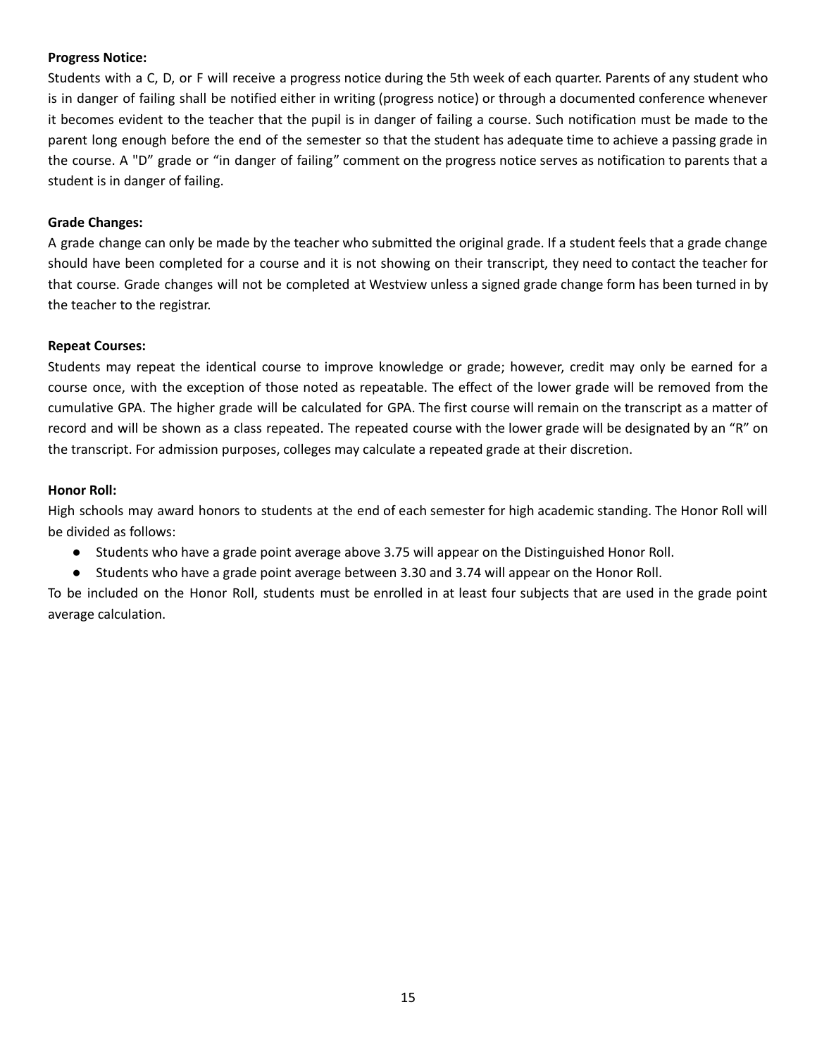**Progress Notice:**

Students with a C, D, or F will receive a progress notice during the 5th week of each quarter. Parents of any student who is in danger of failing shall be notified either in writing (progress notice) or through a documented conference whenever it becomes evident to the teacher that the pupil is in danger of failing a course. Such notification must be made to the parent long enough before the end of the semester so that the student has adequate time to achieve a passing grade in the course. A "D" grade or "in danger of failing" comment on the progress notice serves as notification to parents that a student is in danger of failing.

**Grade Changes:**

A grade change can only be made by the teacher who submitted the original grade. If a student feels that a grade change should have been completed for a course and it is not showing on their transcript, they need to contact the teacher for that course. Grade changes will not be completed at Westview unless a signed grade change form has been turned in by the teacher to the registrar.

**Repeat Courses:**

Students may repeat the identical course to improve knowledge or grade; however, credit may only be earned for a course once, with the exception of those noted as repeatable. The effect of the lower grade will be removed from the cumulative GPA. The higher grade will be calculated for GPA. The first course will remain on the transcript as a matter of record and will be shown as a class repeated. The repeated course with the lower grade will be designated by an "R" on the transcript. For admission purposes, colleges may calculate a repeated grade at their discretion.

**Honor Roll:**

High schools may award honors to students at the end of each semester for high academic standing. The Honor Roll will be divided as follows:

- Students who have a grade point average above 3.75 will appear on the Distinguished Honor Roll.
- Students who have a grade point average between 3.30 and 3.74 will appear on the Honor Roll.

To be included on the Honor Roll, students must be enrolled in at least four subjects that are used in the grade point average calculation.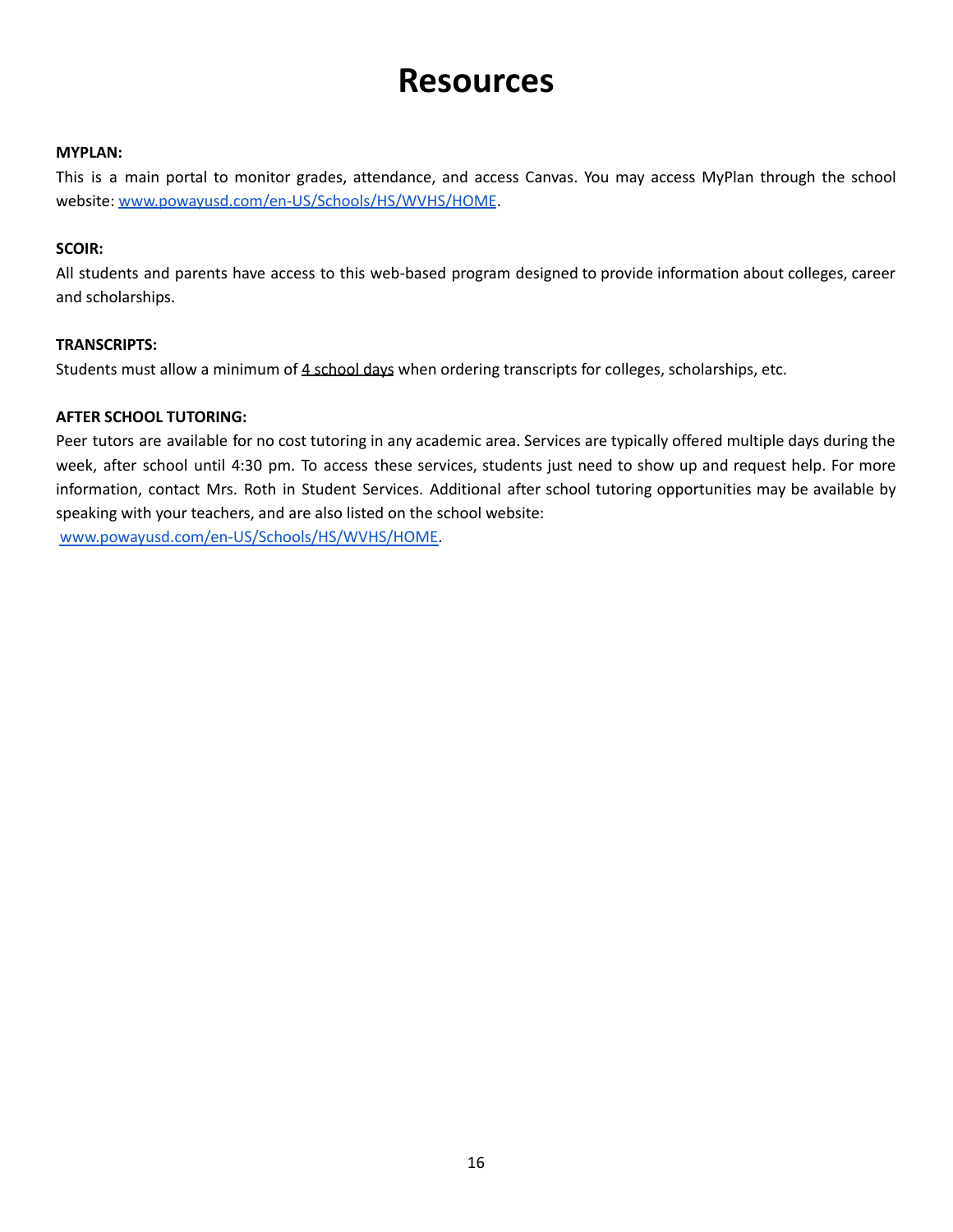# Resources

**MYPLAN:**

This is a main portal to monitor grades, attendance, and access Canvas. You may access MyPlan through the school website: [www.powayusd.com/en-US/Schools/HS/WVHS/HOME](http://www.powayusd.com/en-US/Schools/HS/WVHS/HOME).

**SCOIR:**

All students and parents have access to this web-based program designed to provide information about colleges, career and scholarships.

**TRANSCRIPTS:**

Students must allow a minimum of <u>4 school days</u> when ordering transcripts for colleges, scholarships, etc.

**AFTER SCHOOL TUTORING:**

Peer tutors are available for no cost tutoring in any academic area. Services are typically offered multiple days during the week, after school until 4:30 pm. To access these services, students just need to show up and request help. For more information, contact Mrs. Roth in Student Services. Additional after school tutoring opportunities may be available by speaking with your teachers, and are also listed on the school website:
[www.powayusd.com/en-US/Schools/HS/WVHS/HOME](http://www.powayusd.com/en-US/Schools/HS/WVHS/HOME).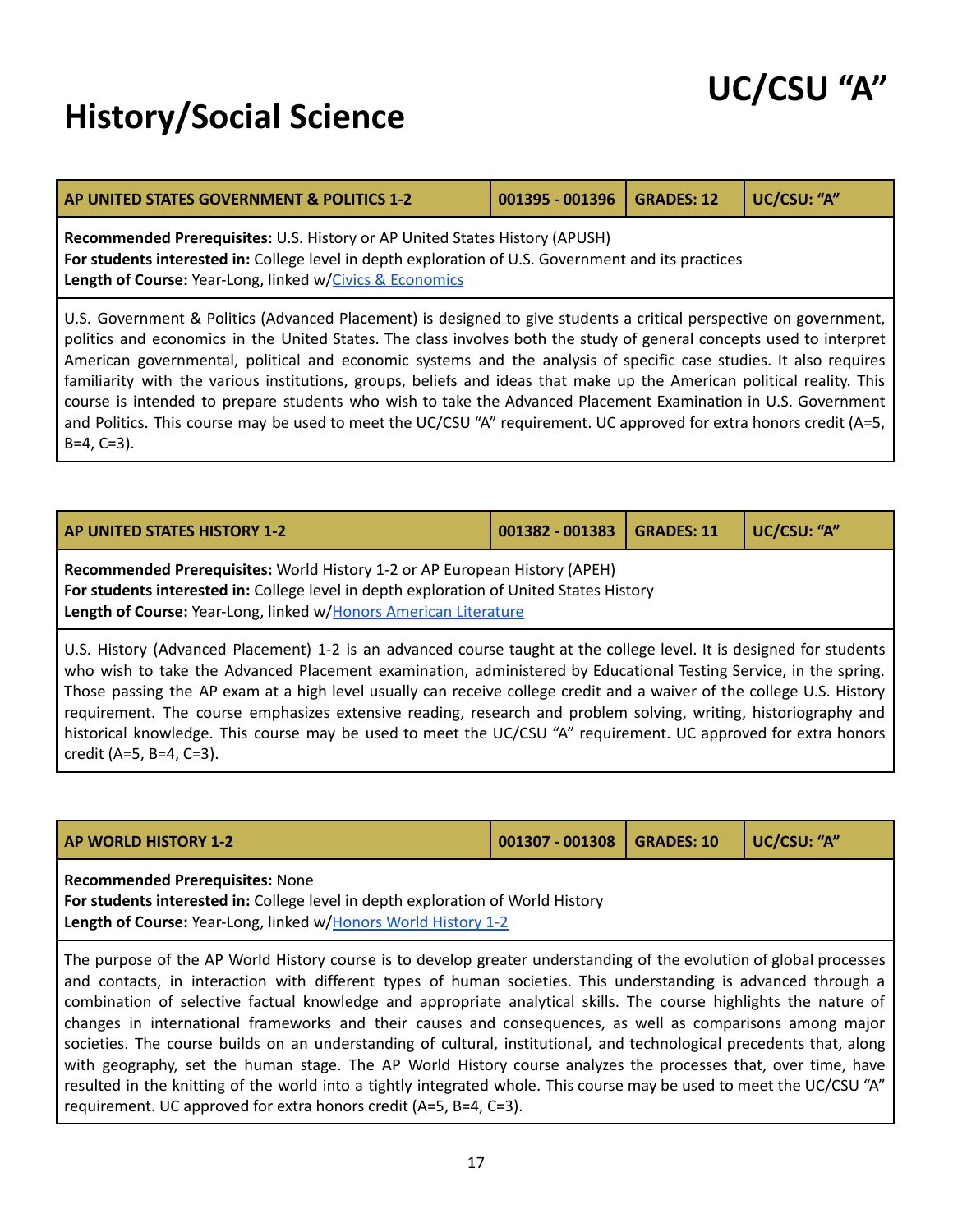# UC/CSU "A"

# History/Social Science

| AP UNITED STATES GOVERNMENT & POLITICS 1-2 | 001395 - 001396 | GRADES: 12 | UC/CSU: "A" |
|---|---|---|---|

**Recommended Prerequisites:** U.S. History or AP United States History (APUSH)
**For students interested in:** College level in depth exploration of U.S. Government and its practices
**Length of Course:** Year-Long, linked w/Civics & Economics

U.S. Government & Politics (Advanced Placement) is designed to give students a critical perspective on government, politics and economics in the United States. The class involves both the study of general concepts used to interpret American governmental, political and economic systems and the analysis of specific case studies. It also requires familiarity with the various institutions, groups, beliefs and ideas that make up the American political reality. This course is intended to prepare students who wish to take the Advanced Placement Examination in U.S. Government and Politics. This course may be used to meet the UC/CSU "A" requirement. UC approved for extra honors credit (A=5, B=4, C=3).

| AP UNITED STATES HISTORY 1-2 | 001382 - 001383 | GRADES: 11 | UC/CSU: "A" |
|---|---|---|---|

**Recommended Prerequisites:** World History 1-2 or AP European History (APEH)
**For students interested in:** College level in depth exploration of United States History
**Length of Course:** Year-Long, linked w/Honors American Literature

U.S. History (Advanced Placement) 1-2 is an advanced course taught at the college level. It is designed for students who wish to take the Advanced Placement examination, administered by Educational Testing Service, in the spring. Those passing the AP exam at a high level usually can receive college credit and a waiver of the college U.S. History requirement. The course emphasizes extensive reading, research and problem solving, writing, historiography and historical knowledge. This course may be used to meet the UC/CSU "A" requirement. UC approved for extra honors credit (A=5, B=4, C=3).

| AP WORLD HISTORY 1-2 | 001307 - 001308 | GRADES: 10 | UC/CSU: "A" |
|---|---|---|---|

**Recommended Prerequisites:** None
**For students interested in:** College level in depth exploration of World History
**Length of Course:** Year-Long, linked w/Honors World History 1-2

The purpose of the AP World History course is to develop greater understanding of the evolution of global processes and contacts, in interaction with different types of human societies. This understanding is advanced through a combination of selective factual knowledge and appropriate analytical skills. The course highlights the nature of changes in international frameworks and their causes and consequences, as well as comparisons among major societies. The course builds on an understanding of cultural, institutional, and technological precedents that, along with geography, set the human stage. The AP World History course analyzes the processes that, over time, have resulted in the knitting of the world into a tightly integrated whole. This course may be used to meet the UC/CSU "A" requirement. UC approved for extra honors credit (A=5, B=4, C=3).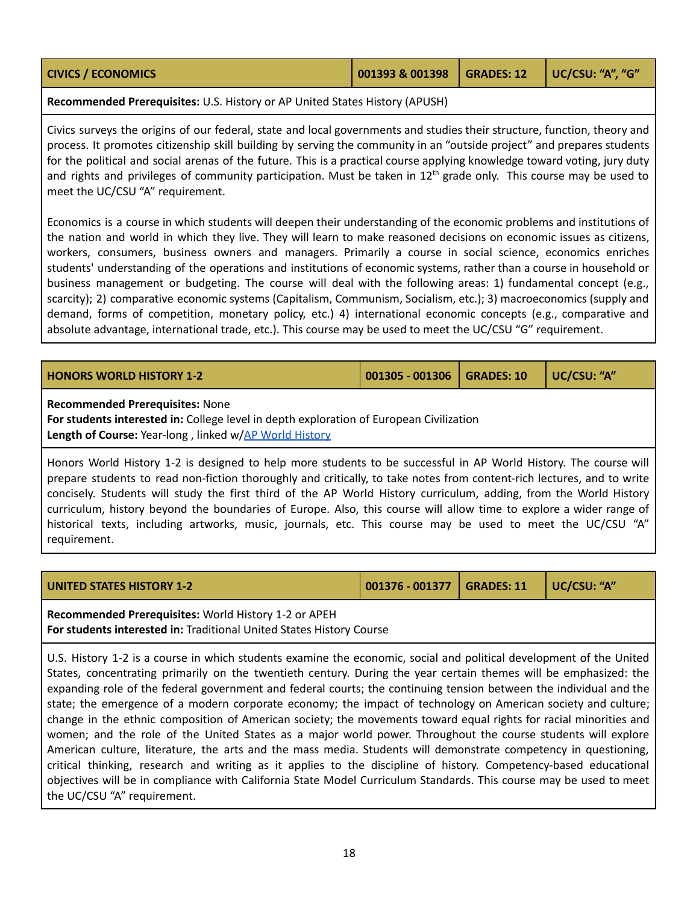| CIVICS / ECONOMICS | 001393 & 001398 | GRADES: 12 | UC/CSU: "A", "G" |
|---|---|---|---|

**Recommended Prerequisites:** U.S. History or AP United States History (APUSH)

Civics surveys the origins of our federal, state and local governments and studies their structure, function, theory and process. It promotes citizenship skill building by serving the community in an "outside project" and prepares students for the political and social arenas of the future. This is a practical course applying knowledge toward voting, jury duty and rights and privileges of community participation. Must be taken in 12th grade only. This course may be used to meet the UC/CSU "A" requirement.

Economics is a course in which students will deepen their understanding of the economic problems and institutions of the nation and world in which they live. They will learn to make reasoned decisions on economic issues as citizens, workers, consumers, business owners and managers. Primarily a course in social science, economics enriches students' understanding of the operations and institutions of economic systems, rather than a course in household or business management or budgeting. The course will deal with the following areas: 1) fundamental concept (e.g., scarcity); 2) comparative economic systems (Capitalism, Communism, Socialism, etc.); 3) macroeconomics (supply and demand, forms of competition, monetary policy, etc.) 4) international economic concepts (e.g., comparative and absolute advantage, international trade, etc.). This course may be used to meet the UC/CSU "G" requirement.

| HONORS WORLD HISTORY 1-2 | 001305 - 001306 | GRADES: 10 | UC/CSU: "A" |
|---|---|---|---|

**Recommended Prerequisites:** None
**For students interested in:** College level in depth exploration of European Civilization
**Length of Course:** Year-long , linked w/AP World History

Honors World History 1-2 is designed to help more students to be successful in AP World History. The course will prepare students to read non-fiction thoroughly and critically, to take notes from content-rich lectures, and to write concisely. Students will study the first third of the AP World History curriculum, adding, from the World History curriculum, history beyond the boundaries of Europe. Also, this course will allow time to explore a wider range of historical texts, including artworks, music, journals, etc. This course may be used to meet the UC/CSU "A" requirement.

| UNITED STATES HISTORY 1-2 | 001376 - 001377 | GRADES: 11 | UC/CSU: "A" |
|---|---|---|---|

**Recommended Prerequisites:** World History 1-2 or APEH
**For students interested in:** Traditional United States History Course

U.S. History 1-2 is a course in which students examine the economic, social and political development of the United States, concentrating primarily on the twentieth century. During the year certain themes will be emphasized: the expanding role of the federal government and federal courts; the continuing tension between the individual and the state; the emergence of a modern corporate economy; the impact of technology on American society and culture; change in the ethnic composition of American society; the movements toward equal rights for racial minorities and women; and the role of the United States as a major world power. Throughout the course students will explore American culture, literature, the arts and the mass media. Students will demonstrate competency in questioning, critical thinking, research and writing as it applies to the discipline of history. Competency-based educational objectives will be in compliance with California State Model Curriculum Standards. This course may be used to meet the UC/CSU "A" requirement.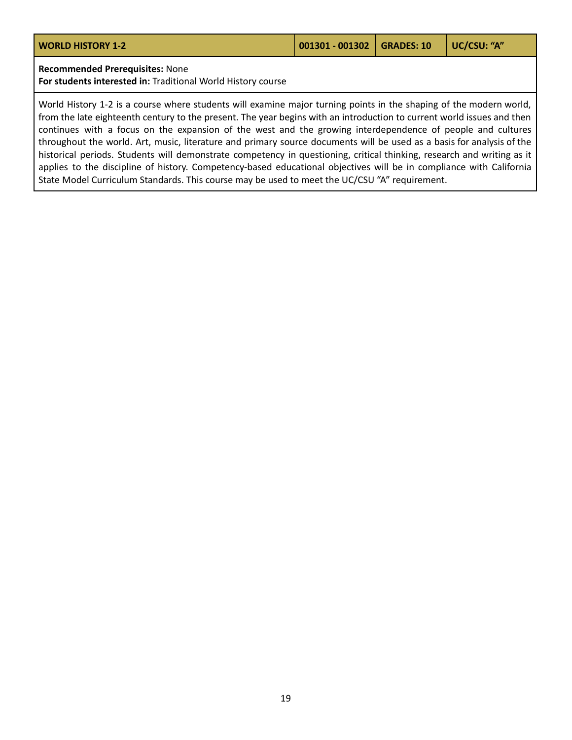| WORLD HISTORY 1-2 | 001301 - 001302 | GRADES: 10 | UC/CSU: "A" |
| --- | --- | --- | --- |

**Recommended Prerequisites:** None
**For students interested in:** Traditional World History course

World History 1-2 is a course where students will examine major turning points in the shaping of the modern world, from the late eighteenth century to the present. The year begins with an introduction to current world issues and then continues with a focus on the expansion of the west and the growing interdependence of people and cultures throughout the world. Art, music, literature and primary source documents will be used as a basis for analysis of the historical periods. Students will demonstrate competency in questioning, critical thinking, research and writing as it applies to the discipline of history. Competency-based educational objectives will be in compliance with California State Model Curriculum Standards. This course may be used to meet the UC/CSU "A" requirement.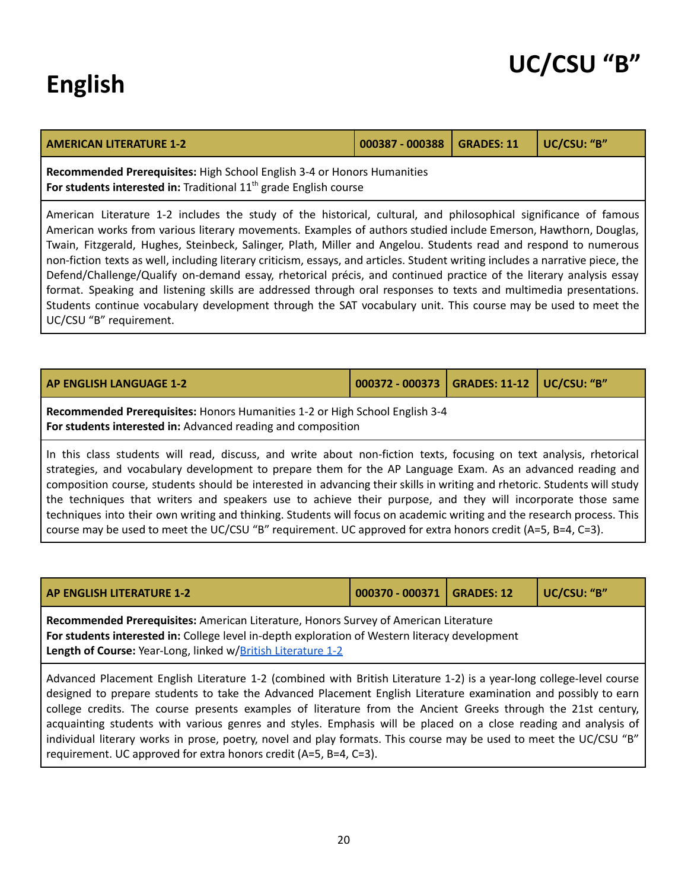# English

## UC/CSU "B"

| AMERICAN LITERATURE 1-2 | 000387 - 000388 | GRADES: 11 | UC/CSU: "B" |
|---|---|---|---|

**Recommended Prerequisites:** High School English 3-4 or Honors Humanities
**For students interested in:** Traditional 11th grade English course

American Literature 1-2 includes the study of the historical, cultural, and philosophical significance of famous American works from various literary movements. Examples of authors studied include Emerson, Hawthorn, Douglas, Twain, Fitzgerald, Hughes, Steinbeck, Salinger, Plath, Miller and Angelou. Students read and respond to numerous non-fiction texts as well, including literary criticism, essays, and articles. Student writing includes a narrative piece, the Defend/Challenge/Qualify on-demand essay, rhetorical précis, and continued practice of the literary analysis essay format. Speaking and listening skills are addressed through oral responses to texts and multimedia presentations. Students continue vocabulary development through the SAT vocabulary unit. This course may be used to meet the UC/CSU "B" requirement.

| AP ENGLISH LANGUAGE 1-2 | 000372 - 000373 | GRADES: 11-12 | UC/CSU: "B" |
|---|---|---|---|

**Recommended Prerequisites:** Honors Humanities 1-2 or High School English 3-4
**For students interested in:** Advanced reading and composition

In this class students will read, discuss, and write about non-fiction texts, focusing on text analysis, rhetorical strategies, and vocabulary development to prepare them for the AP Language Exam. As an advanced reading and composition course, students should be interested in advancing their skills in writing and rhetoric. Students will study the techniques that writers and speakers use to achieve their purpose, and they will incorporate those same techniques into their own writing and thinking. Students will focus on academic writing and the research process. This course may be used to meet the UC/CSU "B" requirement. UC approved for extra honors credit (A=5, B=4, C=3).

| AP ENGLISH LITERATURE 1-2 | 000370 - 000371 | GRADES: 12 | UC/CSU: "B" |
|---|---|---|---|

**Recommended Prerequisites:** American Literature, Honors Survey of American Literature
**For students interested in:** College level in-depth exploration of Western literacy development
**Length of Course:** Year-Long, linked w/British Literature 1-2

Advanced Placement English Literature 1-2 (combined with British Literature 1-2) is a year-long college-level course designed to prepare students to take the Advanced Placement English Literature examination and possibly to earn college credits. The course presents examples of literature from the Ancient Greeks through the 21st century, acquainting students with various genres and styles. Emphasis will be placed on a close reading and analysis of individual literary works in prose, poetry, novel and play formats. This course may be used to meet the UC/CSU "B" requirement. UC approved for extra honors credit (A=5, B=4, C=3).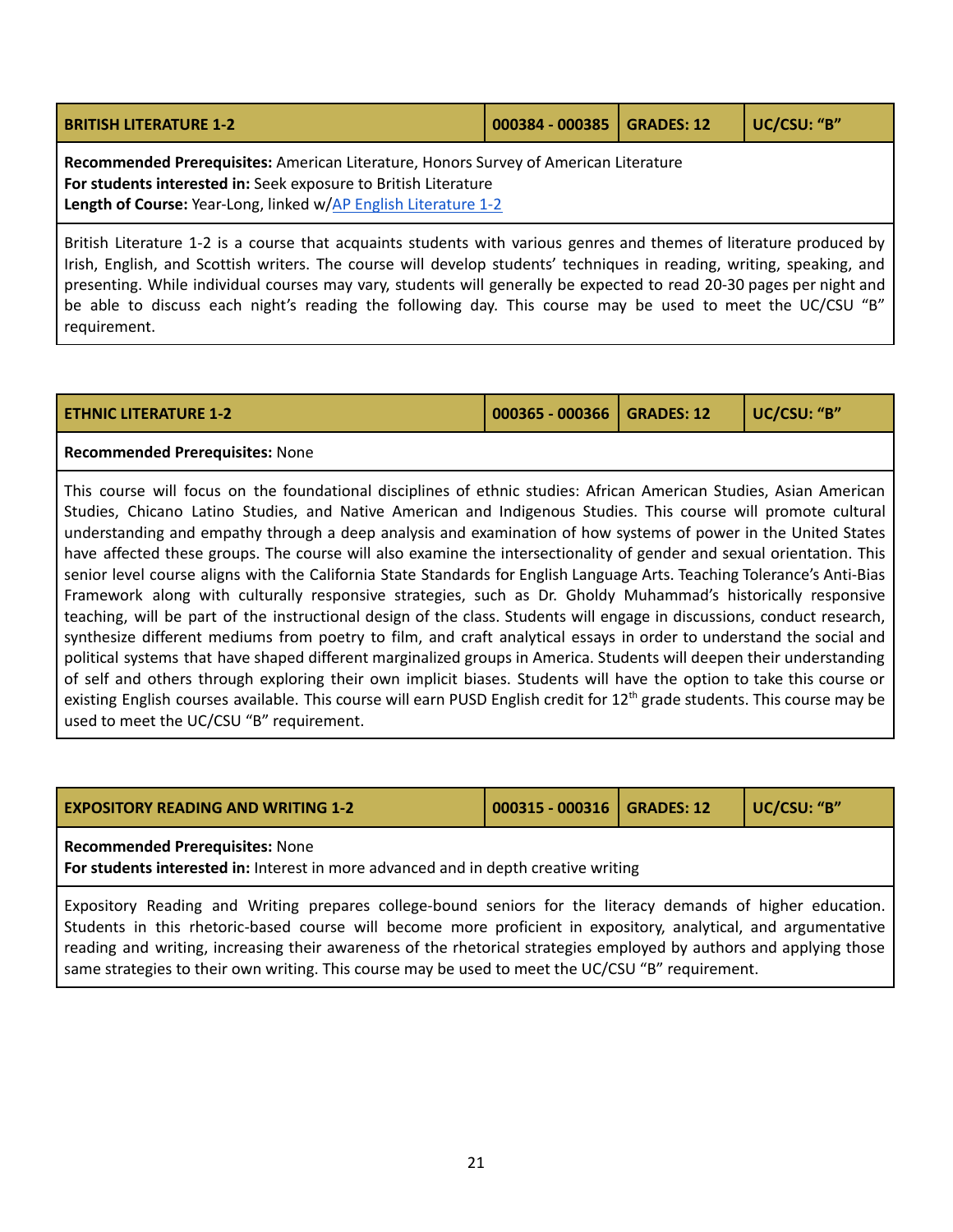| BRITISH LITERATURE 1-2 | 000384 - 000385 | GRADES: 12 | UC/CSU: "B" |
| --- | --- | --- | --- |

**Recommended Prerequisites:** American Literature, Honors Survey of American Literature
**For students interested in:** Seek exposure to British Literature
**Length of Course:** Year-Long, linked w/AP English Literature 1-2

British Literature 1-2 is a course that acquaints students with various genres and themes of literature produced by Irish, English, and Scottish writers. The course will develop students' techniques in reading, writing, speaking, and presenting. While individual courses may vary, students will generally be expected to read 20-30 pages per night and be able to discuss each night's reading the following day. This course may be used to meet the UC/CSU "B" requirement.

| ETHNIC LITERATURE 1-2 | 000365 - 000366 | GRADES: 12 | UC/CSU: "B" |
| --- | --- | --- | --- |

**Recommended Prerequisites:** None

This course will focus on the foundational disciplines of ethnic studies: African American Studies, Asian American Studies, Chicano Latino Studies, and Native American and Indigenous Studies. This course will promote cultural understanding and empathy through a deep analysis and examination of how systems of power in the United States have affected these groups. The course will also examine the intersectionality of gender and sexual orientation. This senior level course aligns with the California State Standards for English Language Arts. Teaching Tolerance's Anti-Bias Framework along with culturally responsive strategies, such as Dr. Gholdy Muhammad's historically responsive teaching, will be part of the instructional design of the class. Students will engage in discussions, conduct research, synthesize different mediums from poetry to film, and craft analytical essays in order to understand the social and political systems that have shaped different marginalized groups in America. Students will deepen their understanding of self and others through exploring their own implicit biases. Students will have the option to take this course or existing English courses available. This course will earn PUSD English credit for 12th grade students. This course may be used to meet the UC/CSU "B" requirement.

| EXPOSITORY READING AND WRITING 1-2 | 000315 - 000316 | GRADES: 12 | UC/CSU: "B" |
| --- | --- | --- | --- |

**Recommended Prerequisites:** None
**For students interested in:** Interest in more advanced and in depth creative writing

Expository Reading and Writing prepares college-bound seniors for the literacy demands of higher education. Students in this rhetoric-based course will become more proficient in expository, analytical, and argumentative reading and writing, increasing their awareness of the rhetorical strategies employed by authors and applying those same strategies to their own writing. This course may be used to meet the UC/CSU "B" requirement.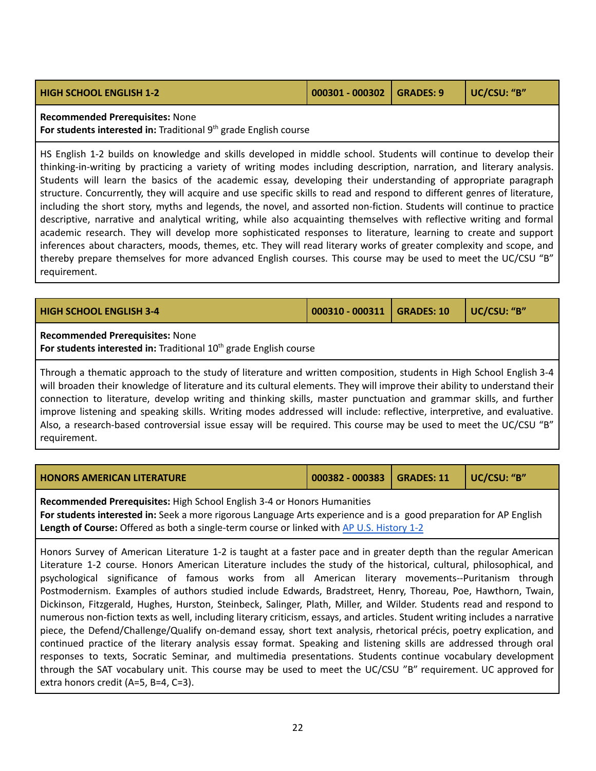| HIGH SCHOOL ENGLISH 1-2 | 000301 - 000302 | GRADES: 9 | UC/CSU: "B" |
|---|---|---|---|

**Recommended Prerequisites:** None
**For students interested in:** Traditional 9th grade English course

HS English 1-2 builds on knowledge and skills developed in middle school. Students will continue to develop their thinking-in-writing by practicing a variety of writing modes including description, narration, and literary analysis. Students will learn the basics of the academic essay, developing their understanding of appropriate paragraph structure. Concurrently, they will acquire and use specific skills to read and respond to different genres of literature, including the short story, myths and legends, the novel, and assorted non-fiction. Students will continue to practice descriptive, narrative and analytical writing, while also acquainting themselves with reflective writing and formal academic research. They will develop more sophisticated responses to literature, learning to create and support inferences about characters, moods, themes, etc. They will read literary works of greater complexity and scope, and thereby prepare themselves for more advanced English courses. This course may be used to meet the UC/CSU "B" requirement.

| HIGH SCHOOL ENGLISH 3-4 | 000310 - 000311 | GRADES: 10 | UC/CSU: "B" |
|---|---|---|---|

**Recommended Prerequisites:** None
**For students interested in:** Traditional 10th grade English course

Through a thematic approach to the study of literature and written composition, students in High School English 3-4 will broaden their knowledge of literature and its cultural elements. They will improve their ability to understand their connection to literature, develop writing and thinking skills, master punctuation and grammar skills, and further improve listening and speaking skills. Writing modes addressed will include: reflective, interpretive, and evaluative. Also, a research-based controversial issue essay will be required. This course may be used to meet the UC/CSU "B" requirement.

| HONORS AMERICAN LITERATURE | 000382 - 000383 | GRADES: 11 | UC/CSU: "B" |
|---|---|---|---|

**Recommended Prerequisites:** High School English 3-4 or Honors Humanities
**For students interested in:** Seek a more rigorous Language Arts experience and is a good preparation for AP English
**Length of Course:** Offered as both a single-term course or linked with AP U.S. History 1-2

Honors Survey of American Literature 1-2 is taught at a faster pace and in greater depth than the regular American Literature 1-2 course. Honors American Literature includes the study of the historical, cultural, philosophical, and psychological significance of famous works from all American literary movements--Puritanism through Postmodernism. Examples of authors studied include Edwards, Bradstreet, Henry, Thoreau, Poe, Hawthorn, Twain, Dickinson, Fitzgerald, Hughes, Hurston, Steinbeck, Salinger, Plath, Miller, and Wilder. Students read and respond to numerous non-fiction texts as well, including literary criticism, essays, and articles. Student writing includes a narrative piece, the Defend/Challenge/Qualify on-demand essay, short text analysis, rhetorical précis, poetry explication, and continued practice of the literary analysis essay format. Speaking and listening skills are addressed through oral responses to texts, Socratic Seminar, and multimedia presentations. Students continue vocabulary development through the SAT vocabulary unit. This course may be used to meet the UC/CSU "B" requirement. UC approved for extra honors credit (A=5, B=4, C=3).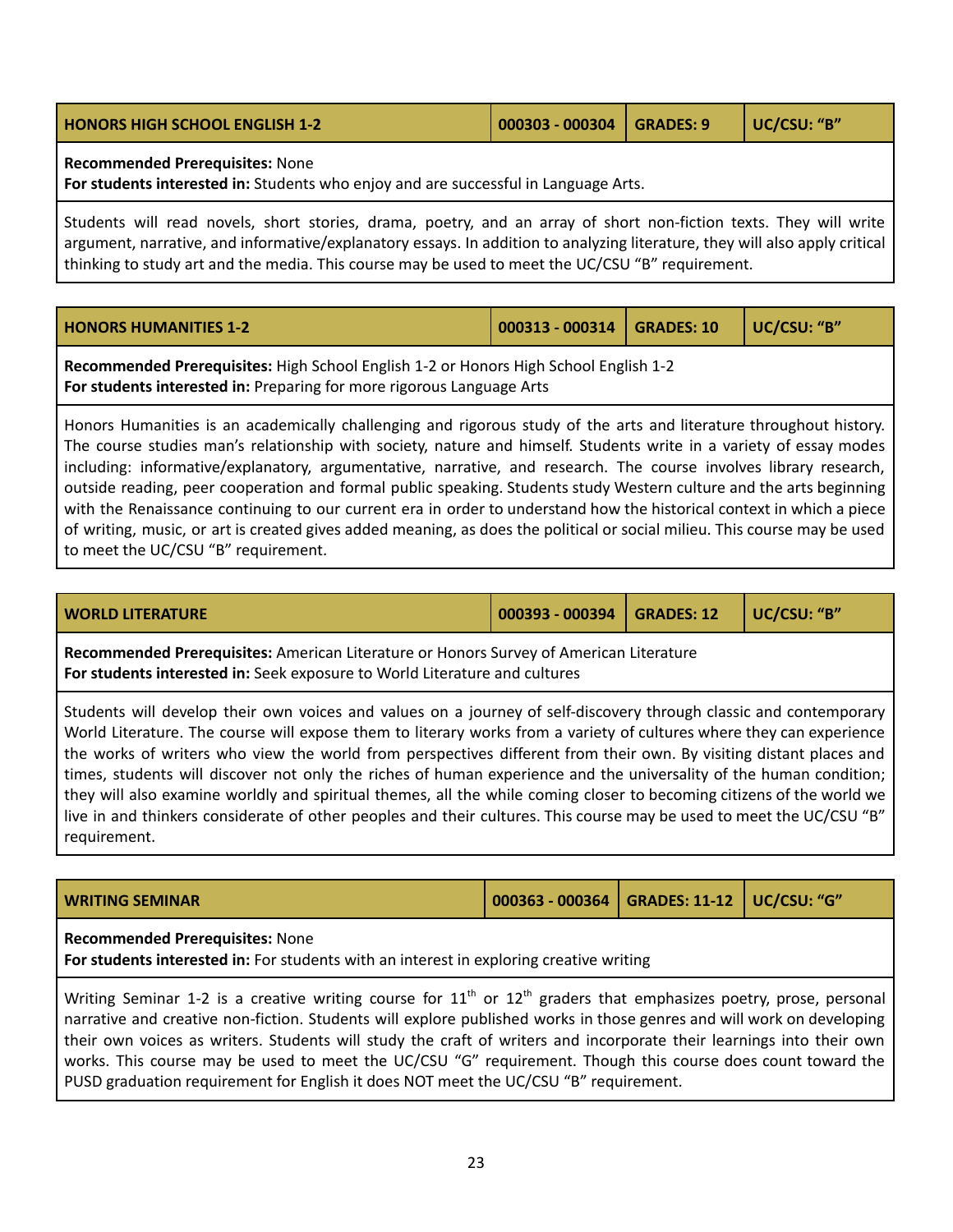| HONORS HIGH SCHOOL ENGLISH 1-2 | 000303 - 000304 | GRADES: 9 | UC/CSU: "B" |
|---|---|---|---|

**Recommended Prerequisites:** None
**For students interested in:** Students who enjoy and are successful in Language Arts.

Students will read novels, short stories, drama, poetry, and an array of short non-fiction texts. They will write argument, narrative, and informative/explanatory essays. In addition to analyzing literature, they will also apply critical thinking to study art and the media. This course may be used to meet the UC/CSU "B" requirement.

| HONORS HUMANITIES 1-2 | 000313 - 000314 | GRADES: 10 | UC/CSU: "B" |
|---|---|---|---|

**Recommended Prerequisites:** High School English 1-2 or Honors High School English 1-2
**For students interested in:** Preparing for more rigorous Language Arts

Honors Humanities is an academically challenging and rigorous study of the arts and literature throughout history. The course studies man's relationship with society, nature and himself. Students write in a variety of essay modes including: informative/explanatory, argumentative, narrative, and research. The course involves library research, outside reading, peer cooperation and formal public speaking. Students study Western culture and the arts beginning with the Renaissance continuing to our current era in order to understand how the historical context in which a piece of writing, music, or art is created gives added meaning, as does the political or social milieu. This course may be used to meet the UC/CSU "B" requirement.

| WORLD LITERATURE | 000393 - 000394 | GRADES: 12 | UC/CSU: "B" |
|---|---|---|---|

**Recommended Prerequisites:** American Literature or Honors Survey of American Literature
**For students interested in:** Seek exposure to World Literature and cultures

Students will develop their own voices and values on a journey of self-discovery through classic and contemporary World Literature. The course will expose them to literary works from a variety of cultures where they can experience the works of writers who view the world from perspectives different from their own. By visiting distant places and times, students will discover not only the riches of human experience and the universality of the human condition; they will also examine worldly and spiritual themes, all the while coming closer to becoming citizens of the world we live in and thinkers considerate of other peoples and their cultures. This course may be used to meet the UC/CSU "B" requirement.

| WRITING SEMINAR | 000363 - 000364 | GRADES: 11-12 | UC/CSU: "G" |
|---|---|---|---|

**Recommended Prerequisites:** None
**For students interested in:** For students with an interest in exploring creative writing

Writing Seminar 1-2 is a creative writing course for 11th or 12th graders that emphasizes poetry, prose, personal narrative and creative non-fiction. Students will explore published works in those genres and will work on developing their own voices as writers. Students will study the craft of writers and incorporate their learnings into their own works. This course may be used to meet the UC/CSU "G" requirement. Though this course does count toward the PUSD graduation requirement for English it does NOT meet the UC/CSU "B" requirement.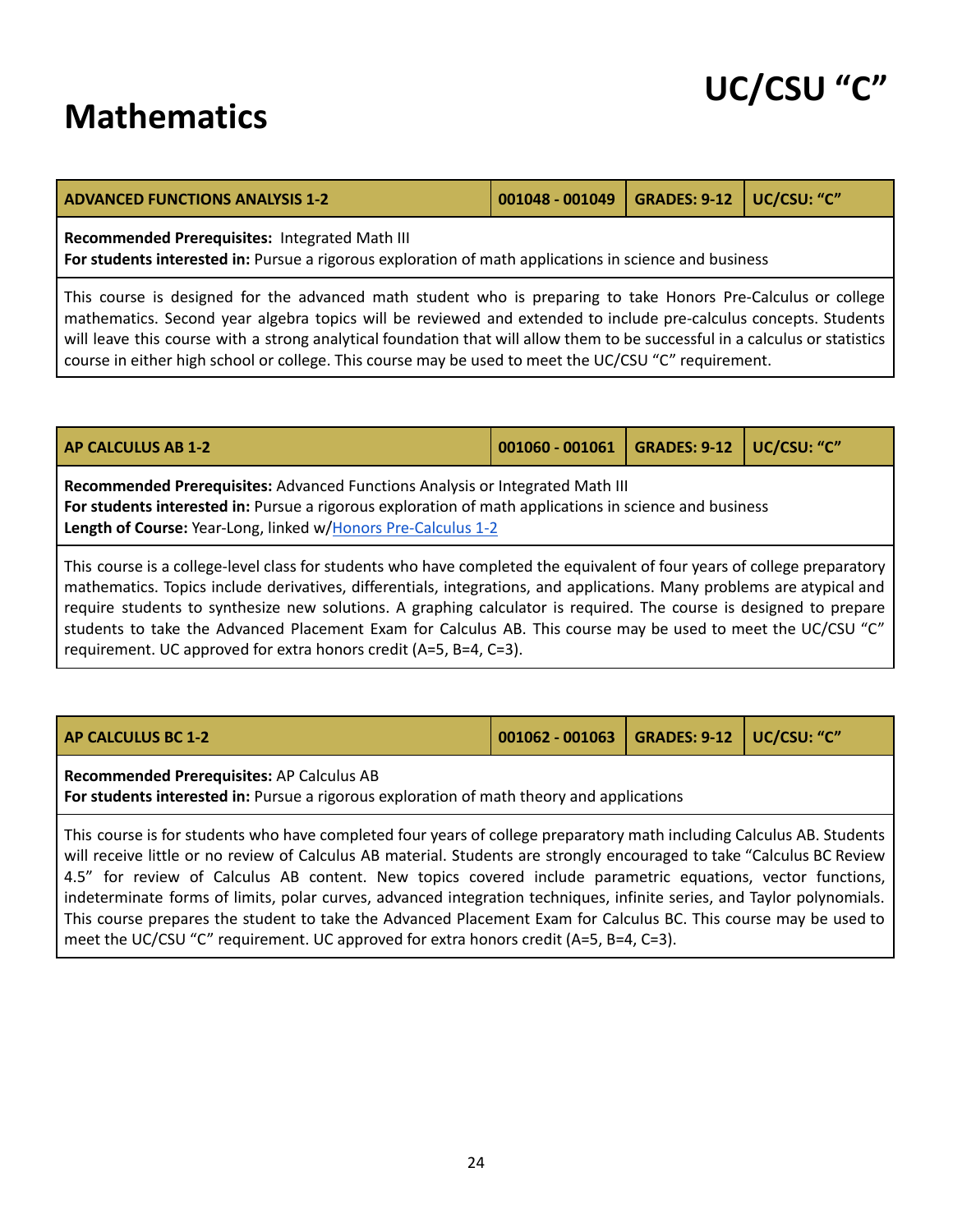# Mathematics

# UC/CSU "C"

| ADVANCED FUNCTIONS ANALYSIS 1-2 | 001048 - 001049 | GRADES: 9-12 | UC/CSU: "C" |
|---|---|---|---|

**Recommended Prerequisites:** Integrated Math III
**For students interested in:** Pursue a rigorous exploration of math applications in science and business

This course is designed for the advanced math student who is preparing to take Honors Pre-Calculus or college mathematics. Second year algebra topics will be reviewed and extended to include pre-calculus concepts. Students will leave this course with a strong analytical foundation that will allow them to be successful in a calculus or statistics course in either high school or college. This course may be used to meet the UC/CSU "C" requirement.

| AP CALCULUS AB 1-2 | 001060 - 001061 | GRADES: 9-12 | UC/CSU: "C" |
|---|---|---|---|

**Recommended Prerequisites:** Advanced Functions Analysis or Integrated Math III
**For students interested in:** Pursue a rigorous exploration of math applications in science and business
**Length of Course:** Year-Long, linked w/Honors Pre-Calculus 1-2

This course is a college-level class for students who have completed the equivalent of four years of college preparatory mathematics. Topics include derivatives, differentials, integrations, and applications. Many problems are atypical and require students to synthesize new solutions. A graphing calculator is required. The course is designed to prepare students to take the Advanced Placement Exam for Calculus AB. This course may be used to meet the UC/CSU "C" requirement. UC approved for extra honors credit (A=5, B=4, C=3).

| AP CALCULUS BC 1-2 | 001062 - 001063 | GRADES: 9-12 | UC/CSU: "C" |
|---|---|---|---|

**Recommended Prerequisites:** AP Calculus AB
**For students interested in:** Pursue a rigorous exploration of math theory and applications

This course is for students who have completed four years of college preparatory math including Calculus AB. Students will receive little or no review of Calculus AB material. Students are strongly encouraged to take "Calculus BC Review 4.5" for review of Calculus AB content. New topics covered include parametric equations, vector functions, indeterminate forms of limits, polar curves, advanced integration techniques, infinite series, and Taylor polynomials. This course prepares the student to take the Advanced Placement Exam for Calculus BC. This course may be used to meet the UC/CSU "C" requirement. UC approved for extra honors credit (A=5, B=4, C=3).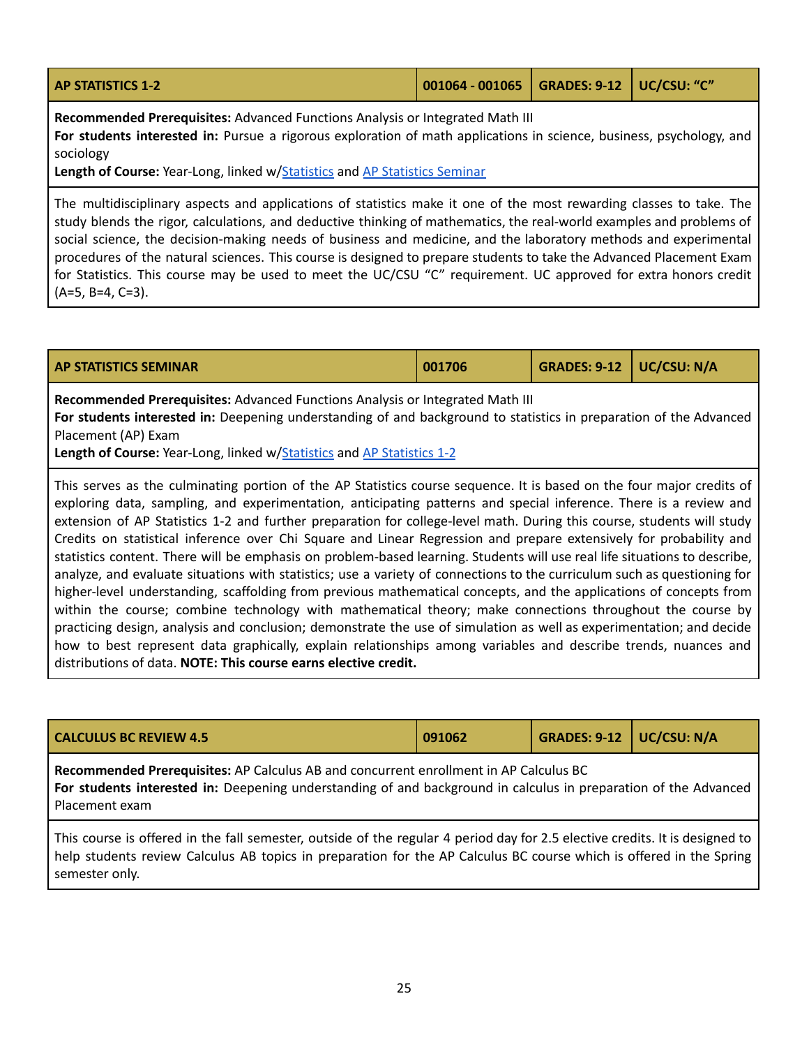| AP STATISTICS 1-2 | 001064 - 001065 | GRADES: 9-12 | UC/CSU: "C" |
|---|---|---|---|

**Recommended Prerequisites:** Advanced Functions Analysis or Integrated Math III
**For students interested in:** Pursue a rigorous exploration of math applications in science, business, psychology, and sociology
**Length of Course:** Year-Long, linked w/Statistics and AP Statistics Seminar

The multidisciplinary aspects and applications of statistics make it one of the most rewarding classes to take. The study blends the rigor, calculations, and deductive thinking of mathematics, the real-world examples and problems of social science, the decision-making needs of business and medicine, and the laboratory methods and experimental procedures of the natural sciences. This course is designed to prepare students to take the Advanced Placement Exam for Statistics. This course may be used to meet the UC/CSU "C" requirement. UC approved for extra honors credit (A=5, B=4, C=3).

| AP STATISTICS SEMINAR | 001706 | GRADES: 9-12 | UC/CSU: N/A |
|---|---|---|---|

**Recommended Prerequisites:** Advanced Functions Analysis or Integrated Math III
**For students interested in:** Deepening understanding of and background to statistics in preparation of the Advanced Placement (AP) Exam
**Length of Course:** Year-Long, linked w/Statistics and AP Statistics 1-2

This serves as the culminating portion of the AP Statistics course sequence. It is based on the four major credits of exploring data, sampling, and experimentation, anticipating patterns and special inference. There is a review and extension of AP Statistics 1-2 and further preparation for college-level math. During this course, students will study Credits on statistical inference over Chi Square and Linear Regression and prepare extensively for probability and statistics content. There will be emphasis on problem-based learning. Students will use real life situations to describe, analyze, and evaluate situations with statistics; use a variety of connections to the curriculum such as questioning for higher-level understanding, scaffolding from previous mathematical concepts, and the applications of concepts from within the course; combine technology with mathematical theory; make connections throughout the course by practicing design, analysis and conclusion; demonstrate the use of simulation as well as experimentation; and decide how to best represent data graphically, explain relationships among variables and describe trends, nuances and distributions of data. **NOTE: This course earns elective credit.**

| CALCULUS BC REVIEW 4.5 | 091062 | GRADES: 9-12 | UC/CSU: N/A |
|---|---|---|---|

**Recommended Prerequisites:** AP Calculus AB and concurrent enrollment in AP Calculus BC
**For students interested in:** Deepening understanding of and background in calculus in preparation of the Advanced Placement exam

This course is offered in the fall semester, outside of the regular 4 period day for 2.5 elective credits. It is designed to help students review Calculus AB topics in preparation for the AP Calculus BC course which is offered in the Spring semester only.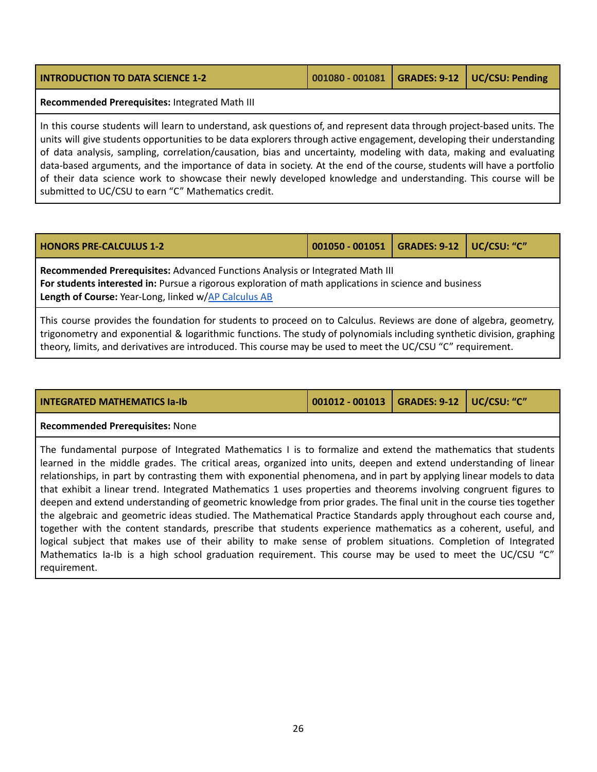| INTRODUCTION TO DATA SCIENCE 1-2 | 001080 - 001081 | GRADES: 9-12 | UC/CSU: Pending |
|---|---|---|---|

**Recommended Prerequisites:** Integrated Math III

In this course students will learn to understand, ask questions of, and represent data through project-based units. The units will give students opportunities to be data explorers through active engagement, developing their understanding of data analysis, sampling, correlation/causation, bias and uncertainty, modeling with data, making and evaluating data-based arguments, and the importance of data in society. At the end of the course, students will have a portfolio of their data science work to showcase their newly developed knowledge and understanding. This course will be submitted to UC/CSU to earn "C" Mathematics credit.

| HONORS PRE-CALCULUS 1-2 | 001050 - 001051 | GRADES: 9-12 | UC/CSU: "C" |
|---|---|---|---|

**Recommended Prerequisites:** Advanced Functions Analysis or Integrated Math III
**For students interested in:** Pursue a rigorous exploration of math applications in science and business
**Length of Course:** Year-Long, linked w/AP Calculus AB

This course provides the foundation for students to proceed on to Calculus. Reviews are done of algebra, geometry, trigonometry and exponential & logarithmic functions. The study of polynomials including synthetic division, graphing theory, limits, and derivatives are introduced. This course may be used to meet the UC/CSU "C" requirement.

| INTEGRATED MATHEMATICS Ia-Ib | 001012 - 001013 | GRADES: 9-12 | UC/CSU: "C" |
|---|---|---|---|

**Recommended Prerequisites:** None

The fundamental purpose of Integrated Mathematics I is to formalize and extend the mathematics that students learned in the middle grades. The critical areas, organized into units, deepen and extend understanding of linear relationships, in part by contrasting them with exponential phenomena, and in part by applying linear models to data that exhibit a linear trend. Integrated Mathematics 1 uses properties and theorems involving congruent figures to deepen and extend understanding of geometric knowledge from prior grades. The final unit in the course ties together the algebraic and geometric ideas studied. The Mathematical Practice Standards apply throughout each course and, together with the content standards, prescribe that students experience mathematics as a coherent, useful, and logical subject that makes use of their ability to make sense of problem situations. Completion of Integrated Mathematics Ia-Ib is a high school graduation requirement. This course may be used to meet the UC/CSU "C" requirement.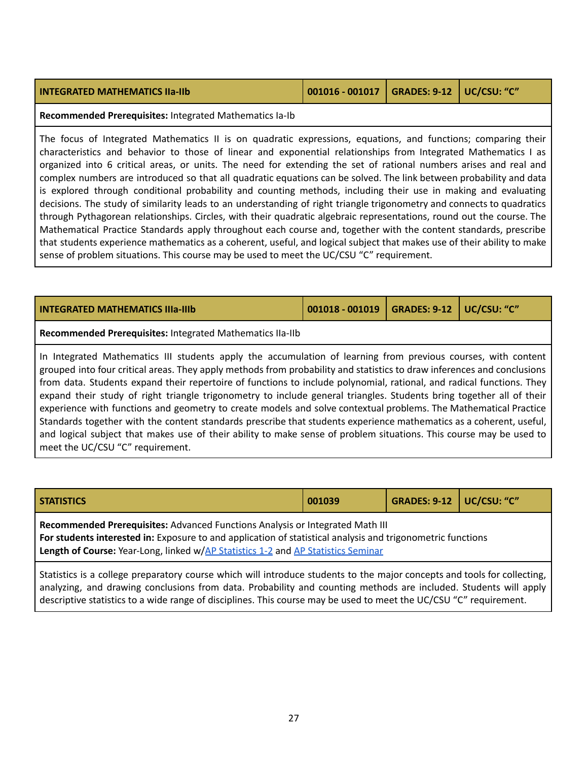| INTEGRATED MATHEMATICS IIa-IIb | 001016 - 001017 | GRADES: 9-12 | UC/CSU: "C" |
|---|---|---|---|

**Recommended Prerequisites:** Integrated Mathematics Ia-Ib

The focus of Integrated Mathematics II is on quadratic expressions, equations, and functions; comparing their characteristics and behavior to those of linear and exponential relationships from Integrated Mathematics I as organized into 6 critical areas, or units. The need for extending the set of rational numbers arises and real and complex numbers are introduced so that all quadratic equations can be solved. The link between probability and data is explored through conditional probability and counting methods, including their use in making and evaluating decisions. The study of similarity leads to an understanding of right triangle trigonometry and connects to quadratics through Pythagorean relationships. Circles, with their quadratic algebraic representations, round out the course. The Mathematical Practice Standards apply throughout each course and, together with the content standards, prescribe that students experience mathematics as a coherent, useful, and logical subject that makes use of their ability to make sense of problem situations. This course may be used to meet the UC/CSU "C" requirement.

| INTEGRATED MATHEMATICS IIIa-IIIb | 001018 - 001019 | GRADES: 9-12 | UC/CSU: "C" |
|---|---|---|---|

**Recommended Prerequisites:** Integrated Mathematics IIa-IIb

In Integrated Mathematics III students apply the accumulation of learning from previous courses, with content grouped into four critical areas. They apply methods from probability and statistics to draw inferences and conclusions from data. Students expand their repertoire of functions to include polynomial, rational, and radical functions. They expand their study of right triangle trigonometry to include general triangles. Students bring together all of their experience with functions and geometry to create models and solve contextual problems. The Mathematical Practice Standards together with the content standards prescribe that students experience mathematics as a coherent, useful, and logical subject that makes use of their ability to make sense of problem situations. This course may be used to meet the UC/CSU "C" requirement.

| STATISTICS | 001039 | GRADES: 9-12 | UC/CSU: "C" |
|---|---|---|---|

**Recommended Prerequisites:** Advanced Functions Analysis or Integrated Math III
**For students interested in:** Exposure to and application of statistical analysis and trigonometric functions
**Length of Course:** Year-Long, linked w/AP Statistics 1-2 and AP Statistics Seminar

Statistics is a college preparatory course which will introduce students to the major concepts and tools for collecting, analyzing, and drawing conclusions from data. Probability and counting methods are included. Students will apply descriptive statistics to a wide range of disciplines. This course may be used to meet the UC/CSU "C" requirement.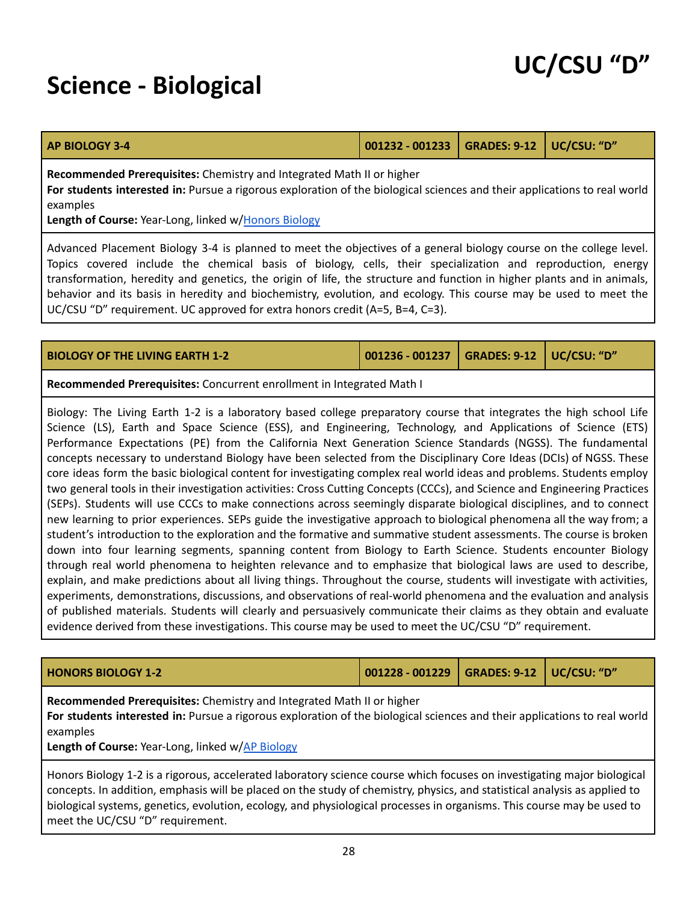# Science - Biological

## UC/CSU "D"

| AP BIOLOGY 3-4 | 001232 - 001233 | GRADES: 9-12 | UC/CSU: "D" |
|---|---|---|---|

**Recommended Prerequisites:** Chemistry and Integrated Math II or higher
**For students interested in:** Pursue a rigorous exploration of the biological sciences and their applications to real world examples
**Length of Course:** Year-Long, linked w/Honors Biology

Advanced Placement Biology 3-4 is planned to meet the objectives of a general biology course on the college level. Topics covered include the chemical basis of biology, cells, their specialization and reproduction, energy transformation, heredity and genetics, the origin of life, the structure and function in higher plants and in animals, behavior and its basis in heredity and biochemistry, evolution, and ecology. This course may be used to meet the UC/CSU "D" requirement. UC approved for extra honors credit (A=5, B=4, C=3).

| BIOLOGY OF THE LIVING EARTH 1-2 | 001236 - 001237 | GRADES: 9-12 | UC/CSU: "D" |
|---|---|---|---|

**Recommended Prerequisites:** Concurrent enrollment in Integrated Math I

Biology: The Living Earth 1-2 is a laboratory based college preparatory course that integrates the high school Life Science (LS), Earth and Space Science (ESS), and Engineering, Technology, and Applications of Science (ETS) Performance Expectations (PE) from the California Next Generation Science Standards (NGSS). The fundamental concepts necessary to understand Biology have been selected from the Disciplinary Core Ideas (DCIs) of NGSS. These core ideas form the basic biological content for investigating complex real world ideas and problems. Students employ two general tools in their investigation activities: Cross Cutting Concepts (CCCs), and Science and Engineering Practices (SEPs). Students will use CCCs to make connections across seemingly disparate biological disciplines, and to connect new learning to prior experiences. SEPs guide the investigative approach to biological phenomena all the way from; a student's introduction to the exploration and the formative and summative student assessments. The course is broken down into four learning segments, spanning content from Biology to Earth Science. Students encounter Biology through real world phenomena to heighten relevance and to emphasize that biological laws are used to describe, explain, and make predictions about all living things. Throughout the course, students will investigate with activities, experiments, demonstrations, discussions, and observations of real-world phenomena and the evaluation and analysis of published materials. Students will clearly and persuasively communicate their claims as they obtain and evaluate evidence derived from these investigations. This course may be used to meet the UC/CSU "D" requirement.

| HONORS BIOLOGY 1-2 | 001228 - 001229 | GRADES: 9-12 | UC/CSU: "D" |
|---|---|---|---|

**Recommended Prerequisites:** Chemistry and Integrated Math II or higher
**For students interested in:** Pursue a rigorous exploration of the biological sciences and their applications to real world examples
**Length of Course:** Year-Long, linked w/AP Biology

Honors Biology 1-2 is a rigorous, accelerated laboratory science course which focuses on investigating major biological concepts. In addition, emphasis will be placed on the study of chemistry, physics, and statistical analysis as applied to biological systems, genetics, evolution, ecology, and physiological processes in organisms. This course may be used to meet the UC/CSU "D" requirement.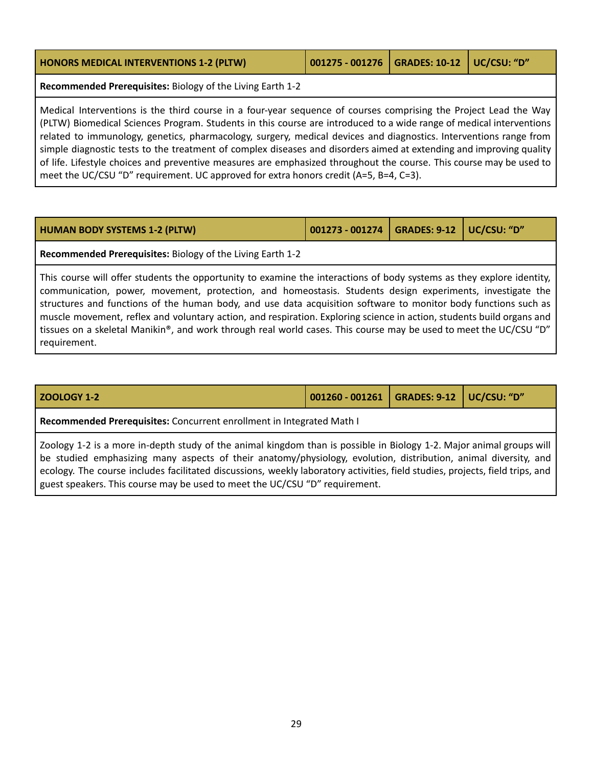| HONORS MEDICAL INTERVENTIONS 1-2 (PLTW) | 001275 - 001276 | GRADES: 10-12 | UC/CSU: "D" |
|---|---|---|---|

**Recommended Prerequisites:** Biology of the Living Earth 1-2

Medical Interventions is the third course in a four-year sequence of courses comprising the Project Lead the Way (PLTW) Biomedical Sciences Program. Students in this course are introduced to a wide range of medical interventions related to immunology, genetics, pharmacology, surgery, medical devices and diagnostics. Interventions range from simple diagnostic tests to the treatment of complex diseases and disorders aimed at extending and improving quality of life. Lifestyle choices and preventive measures are emphasized throughout the course. This course may be used to meet the UC/CSU "D" requirement. UC approved for extra honors credit (A=5, B=4, C=3).

| HUMAN BODY SYSTEMS 1-2 (PLTW) | 001273 - 001274 | GRADES: 9-12 | UC/CSU: "D" |
|---|---|---|---|

**Recommended Prerequisites:** Biology of the Living Earth 1-2

This course will offer students the opportunity to examine the interactions of body systems as they explore identity, communication, power, movement, protection, and homeostasis. Students design experiments, investigate the structures and functions of the human body, and use data acquisition software to monitor body functions such as muscle movement, reflex and voluntary action, and respiration. Exploring science in action, students build organs and tissues on a skeletal Manikin®, and work through real world cases. This course may be used to meet the UC/CSU "D" requirement.

| ZOOLOGY 1-2 | 001260 - 001261 | GRADES: 9-12 | UC/CSU: "D" |
|---|---|---|---|

**Recommended Prerequisites:** Concurrent enrollment in Integrated Math I

Zoology 1-2 is a more in-depth study of the animal kingdom than is possible in Biology 1-2. Major animal groups will be studied emphasizing many aspects of their anatomy/physiology, evolution, distribution, animal diversity, and ecology. The course includes facilitated discussions, weekly laboratory activities, field studies, projects, field trips, and guest speakers. This course may be used to meet the UC/CSU "D" requirement.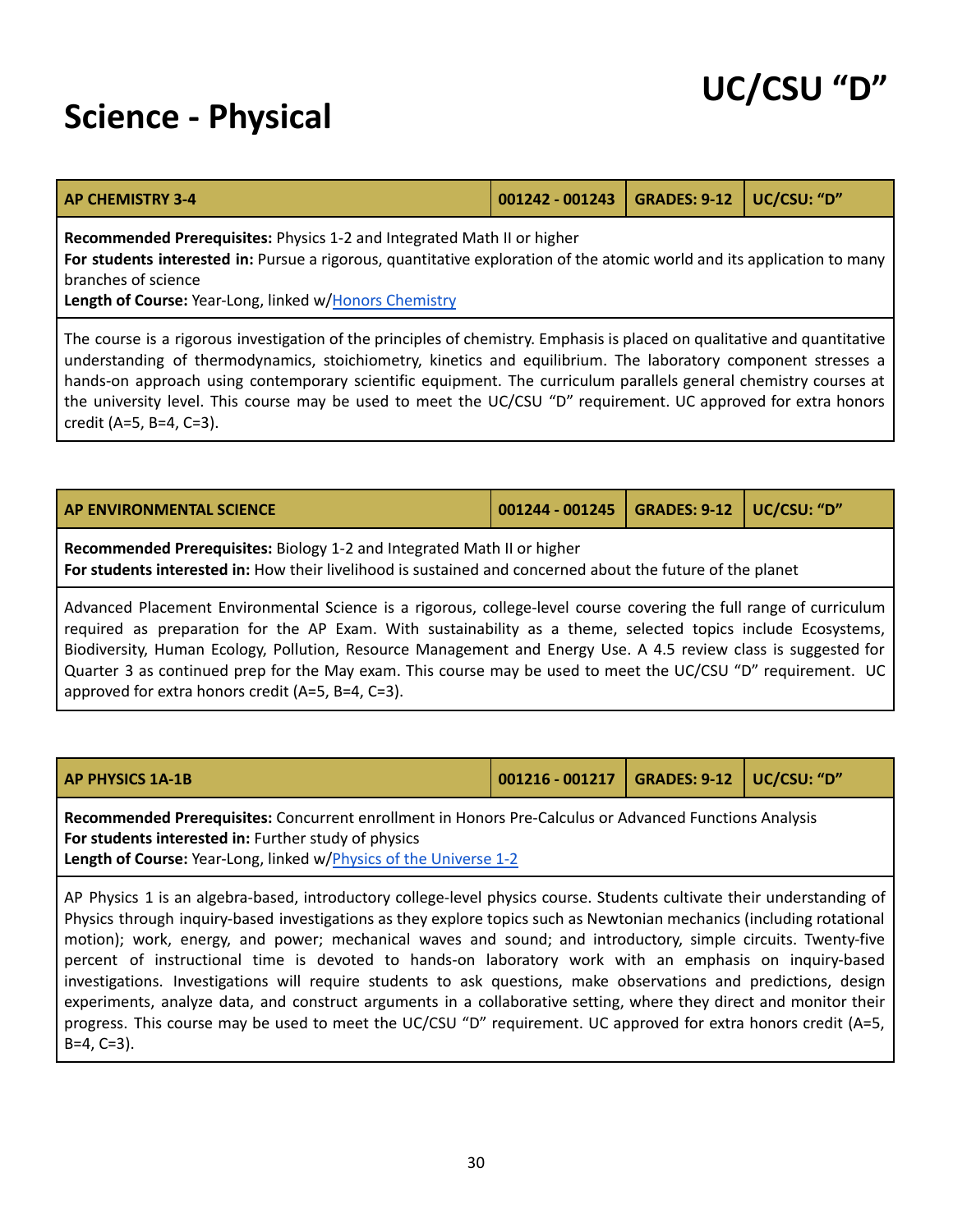# UC/CSU "D"

# Science - Physical

| AP CHEMISTRY 3-4 | 001242 - 001243 | GRADES: 9-12 | UC/CSU: "D" |
|---|---|---|---|

**Recommended Prerequisites:** Physics 1-2 and Integrated Math II or higher
**For students interested in:** Pursue a rigorous, quantitative exploration of the atomic world and its application to many branches of science
**Length of Course:** Year-Long, linked w/Honors Chemistry

The course is a rigorous investigation of the principles of chemistry. Emphasis is placed on qualitative and quantitative understanding of thermodynamics, stoichiometry, kinetics and equilibrium. The laboratory component stresses a hands-on approach using contemporary scientific equipment. The curriculum parallels general chemistry courses at the university level. This course may be used to meet the UC/CSU "D" requirement. UC approved for extra honors credit (A=5, B=4, C=3).

| AP ENVIRONMENTAL SCIENCE | 001244 - 001245 | GRADES: 9-12 | UC/CSU: "D" |
|---|---|---|---|

**Recommended Prerequisites:** Biology 1-2 and Integrated Math II or higher
**For students interested in:** How their livelihood is sustained and concerned about the future of the planet

Advanced Placement Environmental Science is a rigorous, college-level course covering the full range of curriculum required as preparation for the AP Exam. With sustainability as a theme, selected topics include Ecosystems, Biodiversity, Human Ecology, Pollution, Resource Management and Energy Use. A 4.5 review class is suggested for Quarter 3 as continued prep for the May exam. This course may be used to meet the UC/CSU "D" requirement. UC approved for extra honors credit (A=5, B=4, C=3).

| AP PHYSICS 1A-1B | 001216 - 001217 | GRADES: 9-12 | UC/CSU: "D" |
|---|---|---|---|

**Recommended Prerequisites:** Concurrent enrollment in Honors Pre-Calculus or Advanced Functions Analysis
**For students interested in:** Further study of physics
**Length of Course:** Year-Long, linked w/Physics of the Universe 1-2

AP Physics 1 is an algebra-based, introductory college-level physics course. Students cultivate their understanding of Physics through inquiry-based investigations as they explore topics such as Newtonian mechanics (including rotational motion); work, energy, and power; mechanical waves and sound; and introductory, simple circuits. Twenty-five percent of instructional time is devoted to hands-on laboratory work with an emphasis on inquiry-based investigations. Investigations will require students to ask questions, make observations and predictions, design experiments, analyze data, and construct arguments in a collaborative setting, where they direct and monitor their progress. This course may be used to meet the UC/CSU "D" requirement. UC approved for extra honors credit (A=5, B=4, C=3).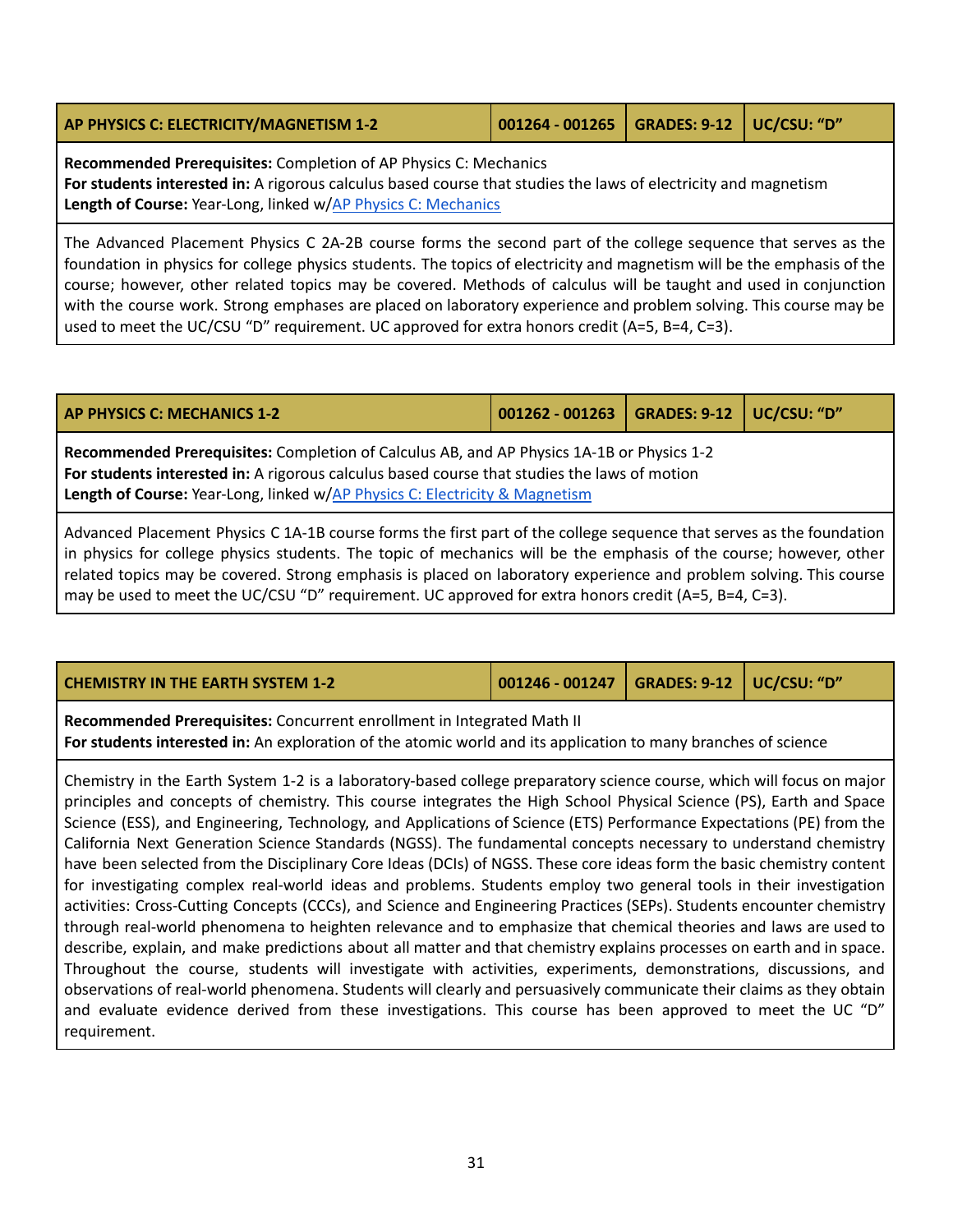| AP PHYSICS C: ELECTRICITY/MAGNETISM 1-2 | 001264 - 001265 | GRADES: 9-12 | UC/CSU: "D" |
|---|---|---|---|

**Recommended Prerequisites:** Completion of AP Physics C: Mechanics
**For students interested in:** A rigorous calculus based course that studies the laws of electricity and magnetism
**Length of Course:** Year-Long, linked w/AP Physics C: Mechanics

The Advanced Placement Physics C 2A-2B course forms the second part of the college sequence that serves as the foundation in physics for college physics students. The topics of electricity and magnetism will be the emphasis of the course; however, other related topics may be covered. Methods of calculus will be taught and used in conjunction with the course work. Strong emphases are placed on laboratory experience and problem solving. This course may be used to meet the UC/CSU "D" requirement. UC approved for extra honors credit (A=5, B=4, C=3).

| AP PHYSICS C: MECHANICS 1-2 | 001262 - 001263 | GRADES: 9-12 | UC/CSU: "D" |
|---|---|---|---|

**Recommended Prerequisites:** Completion of Calculus AB, and AP Physics 1A-1B or Physics 1-2
**For students interested in:** A rigorous calculus based course that studies the laws of motion
**Length of Course:** Year-Long, linked w/AP Physics C: Electricity & Magnetism

Advanced Placement Physics C 1A-1B course forms the first part of the college sequence that serves as the foundation in physics for college physics students. The topic of mechanics will be the emphasis of the course; however, other related topics may be covered. Strong emphasis is placed on laboratory experience and problem solving. This course may be used to meet the UC/CSU "D" requirement. UC approved for extra honors credit (A=5, B=4, C=3).

| CHEMISTRY IN THE EARTH SYSTEM 1-2 | 001246 - 001247 | GRADES: 9-12 | UC/CSU: "D" |
|---|---|---|---|

**Recommended Prerequisites:** Concurrent enrollment in Integrated Math II
**For students interested in:** An exploration of the atomic world and its application to many branches of science

Chemistry in the Earth System 1-2 is a laboratory-based college preparatory science course, which will focus on major principles and concepts of chemistry. This course integrates the High School Physical Science (PS), Earth and Space Science (ESS), and Engineering, Technology, and Applications of Science (ETS) Performance Expectations (PE) from the California Next Generation Science Standards (NGSS). The fundamental concepts necessary to understand chemistry have been selected from the Disciplinary Core Ideas (DCIs) of NGSS. These core ideas form the basic chemistry content for investigating complex real-world ideas and problems. Students employ two general tools in their investigation activities: Cross-Cutting Concepts (CCCs), and Science and Engineering Practices (SEPs). Students encounter chemistry through real-world phenomena to heighten relevance and to emphasize that chemical theories and laws are used to describe, explain, and make predictions about all matter and that chemistry explains processes on earth and in space. Throughout the course, students will investigate with activities, experiments, demonstrations, discussions, and observations of real-world phenomena. Students will clearly and persuasively communicate their claims as they obtain and evaluate evidence derived from these investigations. This course has been approved to meet the UC "D" requirement.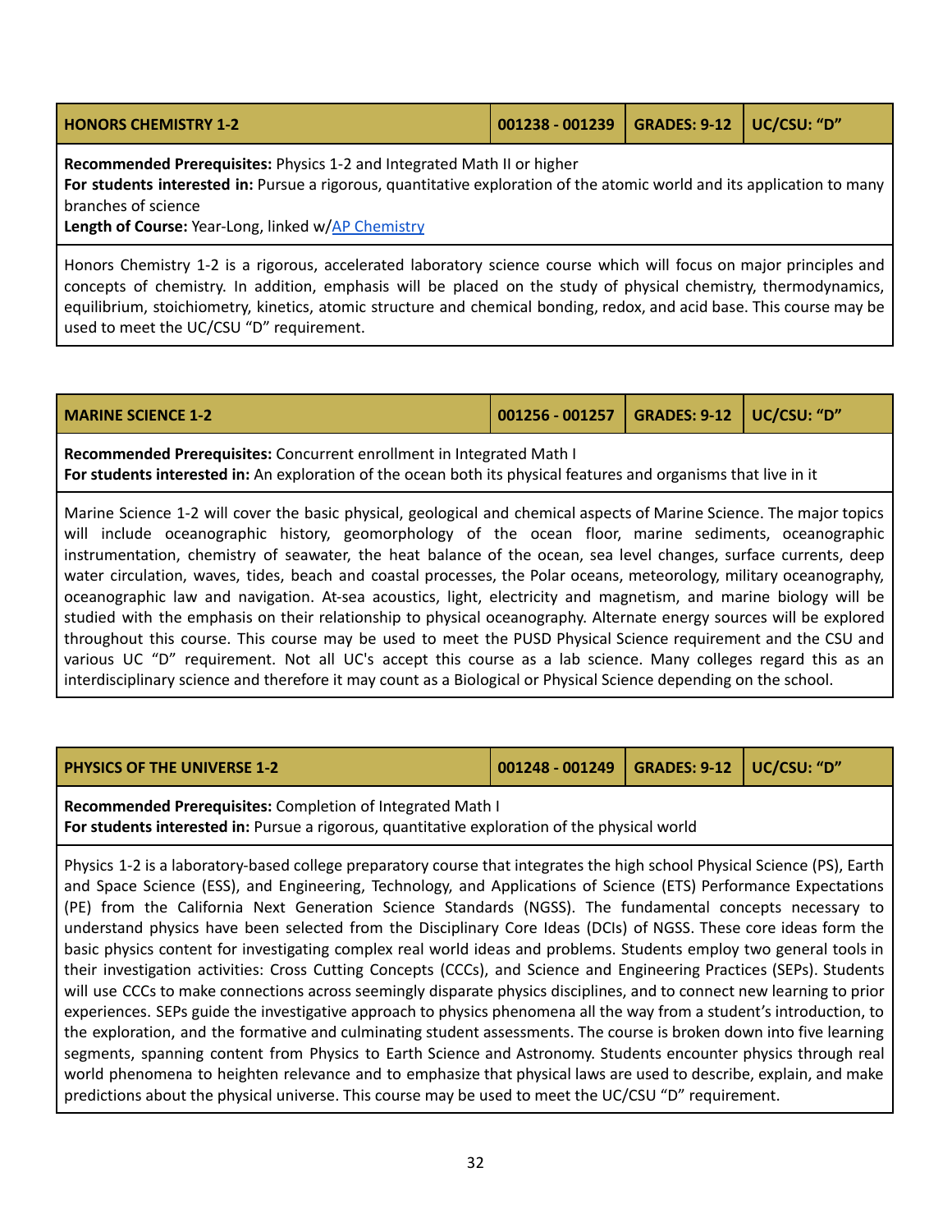| HONORS CHEMISTRY 1-2 | 001238 - 001239 | GRADES: 9-12 | UC/CSU: "D" |
|---|---|---|---|

**Recommended Prerequisites:** Physics 1-2 and Integrated Math II or higher
**For students interested in:** Pursue a rigorous, quantitative exploration of the atomic world and its application to many branches of science
**Length of Course:** Year-Long, linked w/AP Chemistry

Honors Chemistry 1-2 is a rigorous, accelerated laboratory science course which will focus on major principles and concepts of chemistry. In addition, emphasis will be placed on the study of physical chemistry, thermodynamics, equilibrium, stoichiometry, kinetics, atomic structure and chemical bonding, redox, and acid base. This course may be used to meet the UC/CSU "D" requirement.

| MARINE SCIENCE 1-2 | 001256 - 001257 | GRADES: 9-12 | UC/CSU: "D" |
|---|---|---|---|

**Recommended Prerequisites:** Concurrent enrollment in Integrated Math I
**For students interested in:** An exploration of the ocean both its physical features and organisms that live in it

Marine Science 1-2 will cover the basic physical, geological and chemical aspects of Marine Science. The major topics will include oceanographic history, geomorphology of the ocean floor, marine sediments, oceanographic instrumentation, chemistry of seawater, the heat balance of the ocean, sea level changes, surface currents, deep water circulation, waves, tides, beach and coastal processes, the Polar oceans, meteorology, military oceanography, oceanographic law and navigation. At-sea acoustics, light, electricity and magnetism, and marine biology will be studied with the emphasis on their relationship to physical oceanography. Alternate energy sources will be explored throughout this course. This course may be used to meet the PUSD Physical Science requirement and the CSU and various UC "D" requirement. Not all UC's accept this course as a lab science. Many colleges regard this as an interdisciplinary science and therefore it may count as a Biological or Physical Science depending on the school.

| PHYSICS OF THE UNIVERSE 1-2 | 001248 - 001249 | GRADES: 9-12 | UC/CSU: "D" |
|---|---|---|---|

**Recommended Prerequisites:** Completion of Integrated Math I
**For students interested in:** Pursue a rigorous, quantitative exploration of the physical world

Physics 1-2 is a laboratory-based college preparatory course that integrates the high school Physical Science (PS), Earth and Space Science (ESS), and Engineering, Technology, and Applications of Science (ETS) Performance Expectations (PE) from the California Next Generation Science Standards (NGSS). The fundamental concepts necessary to understand physics have been selected from the Disciplinary Core Ideas (DCIs) of NGSS. These core ideas form the basic physics content for investigating complex real world ideas and problems. Students employ two general tools in their investigation activities: Cross Cutting Concepts (CCCs), and Science and Engineering Practices (SEPs). Students will use CCCs to make connections across seemingly disparate physics disciplines, and to connect new learning to prior experiences. SEPs guide the investigative approach to physics phenomena all the way from a student's introduction, to the exploration, and the formative and culminating student assessments. The course is broken down into five learning segments, spanning content from Physics to Earth Science and Astronomy. Students encounter physics through real world phenomena to heighten relevance and to emphasize that physical laws are used to describe, explain, and make predictions about the physical universe. This course may be used to meet the UC/CSU "D" requirement.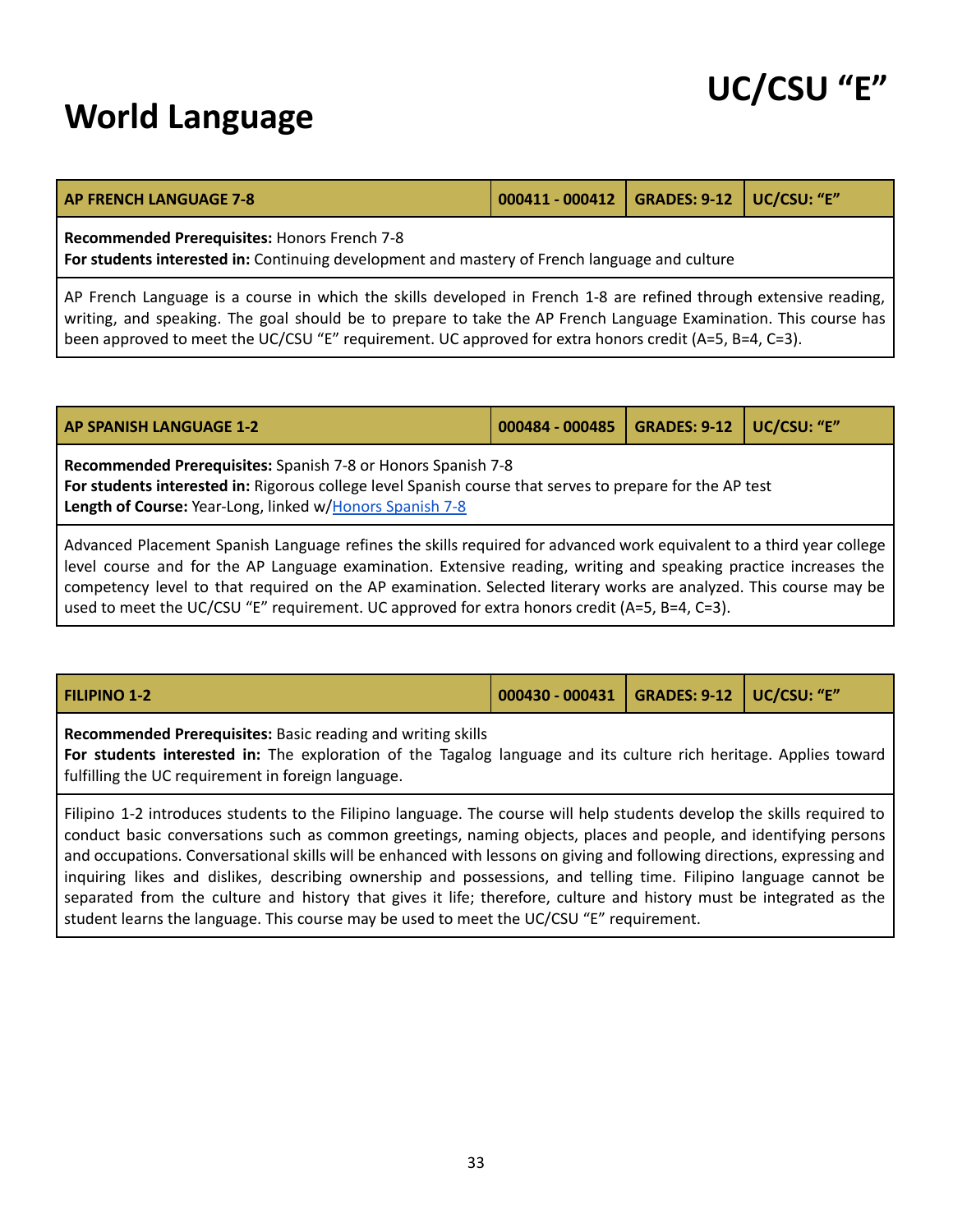# World Language

## UC/CSU "E"

| AP FRENCH LANGUAGE 7-8 | 000411 - 000412 | GRADES: 9-12 | UC/CSU: "E" |
|---|---|---|---|

**Recommended Prerequisites:** Honors French 7-8
**For students interested in:** Continuing development and mastery of French language and culture

AP French Language is a course in which the skills developed in French 1-8 are refined through extensive reading, writing, and speaking. The goal should be to prepare to take the AP French Language Examination. This course has been approved to meet the UC/CSU "E" requirement. UC approved for extra honors credit (A=5, B=4, C=3).

| AP SPANISH LANGUAGE 1-2 | 000484 - 000485 | GRADES: 9-12 | UC/CSU: "E" |
|---|---|---|---|

**Recommended Prerequisites:** Spanish 7-8 or Honors Spanish 7-8
**For students interested in:** Rigorous college level Spanish course that serves to prepare for the AP test
**Length of Course:** Year-Long, linked w/Honors Spanish 7-8

Advanced Placement Spanish Language refines the skills required for advanced work equivalent to a third year college level course and for the AP Language examination. Extensive reading, writing and speaking practice increases the competency level to that required on the AP examination. Selected literary works are analyzed. This course may be used to meet the UC/CSU "E" requirement. UC approved for extra honors credit (A=5, B=4, C=3).

| FILIPINO 1-2 | 000430 - 000431 | GRADES: 9-12 | UC/CSU: "E" |
|---|---|---|---|

**Recommended Prerequisites:** Basic reading and writing skills
**For students interested in:** The exploration of the Tagalog language and its culture rich heritage. Applies toward fulfilling the UC requirement in foreign language.

Filipino 1-2 introduces students to the Filipino language. The course will help students develop the skills required to conduct basic conversations such as common greetings, naming objects, places and people, and identifying persons and occupations. Conversational skills will be enhanced with lessons on giving and following directions, expressing and inquiring likes and dislikes, describing ownership and possessions, and telling time. Filipino language cannot be separated from the culture and history that gives it life; therefore, culture and history must be integrated as the student learns the language. This course may be used to meet the UC/CSU "E" requirement.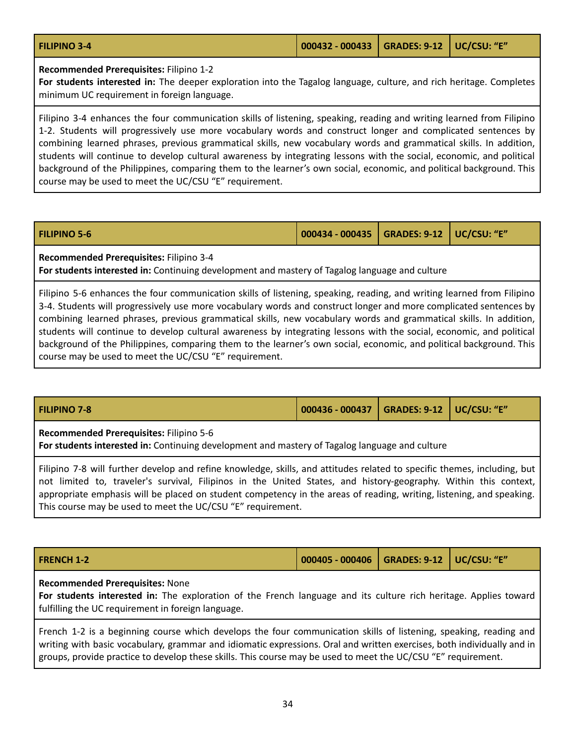| FILIPINO 3-4 | 000432 - 000433 | GRADES: 9-12 | UC/CSU: "E" |
|---|---|---|---|

**Recommended Prerequisites:** Filipino 1-2
**For students interested in:** The deeper exploration into the Tagalog language, culture, and rich heritage. Completes minimum UC requirement in foreign language.

Filipino 3-4 enhances the four communication skills of listening, speaking, reading and writing learned from Filipino 1-2. Students will progressively use more vocabulary words and construct longer and complicated sentences by combining learned phrases, previous grammatical skills, new vocabulary words and grammatical skills. In addition, students will continue to develop cultural awareness by integrating lessons with the social, economic, and political background of the Philippines, comparing them to the learner's own social, economic, and political background. This course may be used to meet the UC/CSU "E" requirement.

| FILIPINO 5-6 | 000434 - 000435 | GRADES: 9-12 | UC/CSU: "E" |
|---|---|---|---|

**Recommended Prerequisites:** Filipino 3-4
**For students interested in:** Continuing development and mastery of Tagalog language and culture

Filipino 5-6 enhances the four communication skills of listening, speaking, reading, and writing learned from Filipino 3-4. Students will progressively use more vocabulary words and construct longer and more complicated sentences by combining learned phrases, previous grammatical skills, new vocabulary words and grammatical skills. In addition, students will continue to develop cultural awareness by integrating lessons with the social, economic, and political background of the Philippines, comparing them to the learner's own social, economic, and political background. This course may be used to meet the UC/CSU "E" requirement.

| FILIPINO 7-8 | 000436 - 000437 | GRADES: 9-12 | UC/CSU: "E" |
|---|---|---|---|

**Recommended Prerequisites:** Filipino 5-6
**For students interested in:** Continuing development and mastery of Tagalog language and culture

Filipino 7-8 will further develop and refine knowledge, skills, and attitudes related to specific themes, including, but not limited to, traveler's survival, Filipinos in the United States, and history-geography. Within this context, appropriate emphasis will be placed on student competency in the areas of reading, writing, listening, and speaking. This course may be used to meet the UC/CSU "E" requirement.

| FRENCH 1-2 | 000405 - 000406 | GRADES: 9-12 | UC/CSU: "E" |
|---|---|---|---|

**Recommended Prerequisites:** None
**For students interested in:** The exploration of the French language and its culture rich heritage. Applies toward fulfilling the UC requirement in foreign language.

French 1-2 is a beginning course which develops the four communication skills of listening, speaking, reading and writing with basic vocabulary, grammar and idiomatic expressions. Oral and written exercises, both individually and in groups, provide practice to develop these skills. This course may be used to meet the UC/CSU "E" requirement.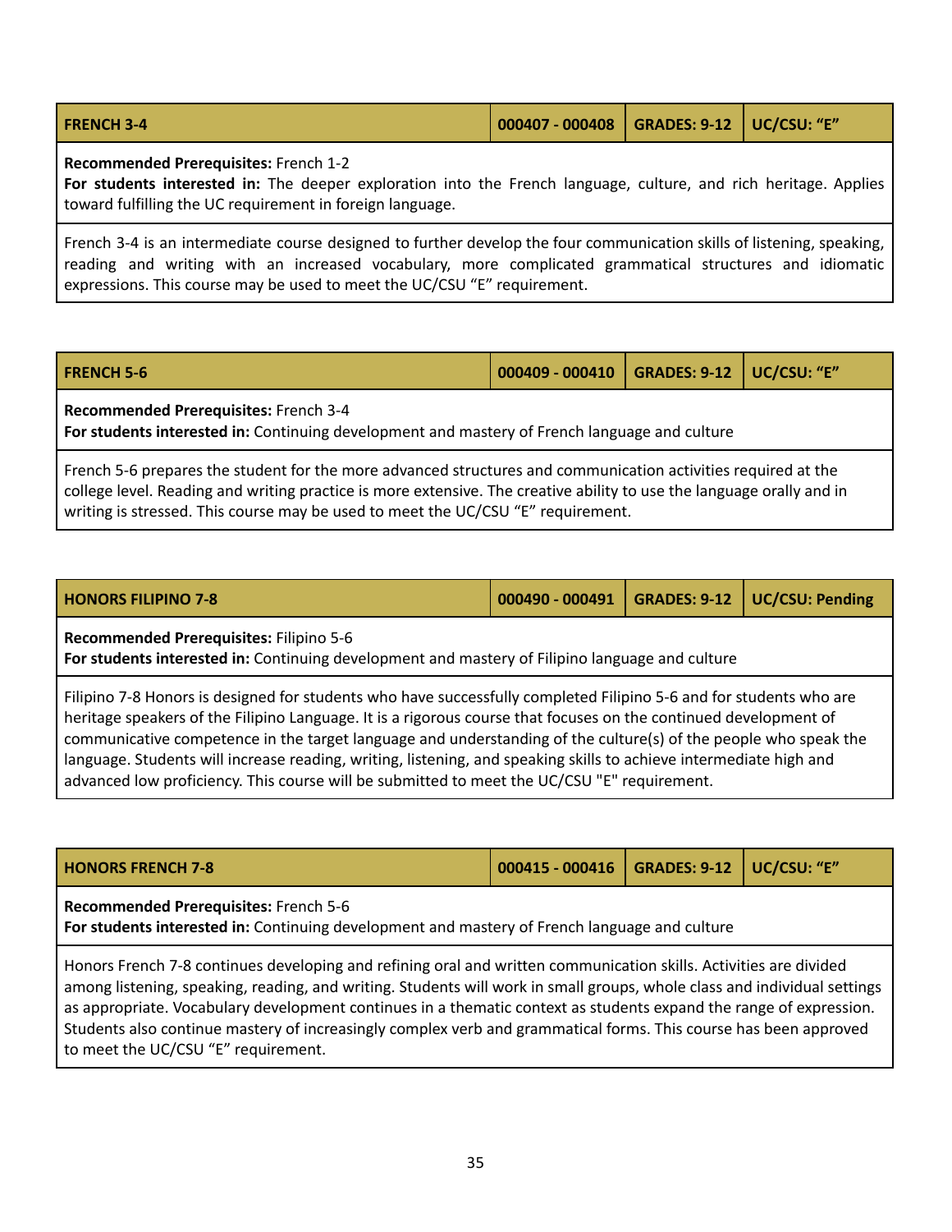| FRENCH 3-4 | 000407 - 000408 | GRADES: 9-12 | UC/CSU: "E" |
|---|---|---|---|

**Recommended Prerequisites:** French 1-2
**For students interested in:** The deeper exploration into the French language, culture, and rich heritage. Applies toward fulfilling the UC requirement in foreign language.

French 3-4 is an intermediate course designed to further develop the four communication skills of listening, speaking, reading and writing with an increased vocabulary, more complicated grammatical structures and idiomatic expressions. This course may be used to meet the UC/CSU "E" requirement.

| FRENCH 5-6 | 000409 - 000410 | GRADES: 9-12 | UC/CSU: "E" |
|---|---|---|---|

**Recommended Prerequisites:** French 3-4
**For students interested in:** Continuing development and mastery of French language and culture

French 5-6 prepares the student for the more advanced structures and communication activities required at the college level. Reading and writing practice is more extensive. The creative ability to use the language orally and in writing is stressed. This course may be used to meet the UC/CSU "E" requirement.

| HONORS FILIPINO 7-8 | 000490 - 000491 | GRADES: 9-12 | UC/CSU: Pending |
|---|---|---|---|

**Recommended Prerequisites:** Filipino 5-6
**For students interested in:** Continuing development and mastery of Filipino language and culture

Filipino 7-8 Honors is designed for students who have successfully completed Filipino 5-6 and for students who are heritage speakers of the Filipino Language. It is a rigorous course that focuses on the continued development of communicative competence in the target language and understanding of the culture(s) of the people who speak the language. Students will increase reading, writing, listening, and speaking skills to achieve intermediate high and advanced low proficiency. This course will be submitted to meet the UC/CSU "E" requirement.

| HONORS FRENCH 7-8 | 000415 - 000416 | GRADES: 9-12 | UC/CSU: "E" |
|---|---|---|---|

**Recommended Prerequisites:** French 5-6
**For students interested in:** Continuing development and mastery of French language and culture

Honors French 7-8 continues developing and refining oral and written communication skills. Activities are divided among listening, speaking, reading, and writing. Students will work in small groups, whole class and individual settings as appropriate. Vocabulary development continues in a thematic context as students expand the range of expression. Students also continue mastery of increasingly complex verb and grammatical forms. This course has been approved to meet the UC/CSU "E" requirement.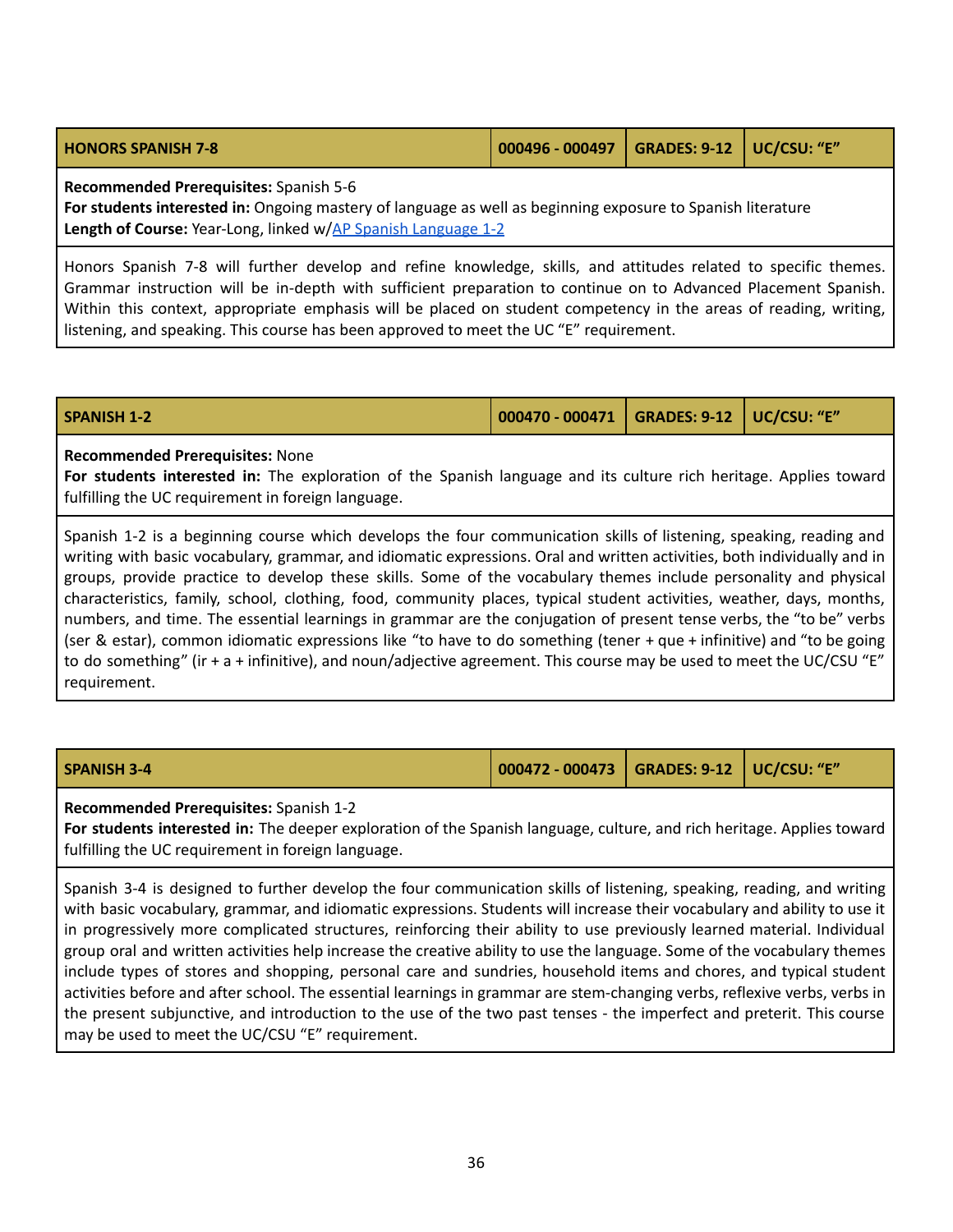| HONORS SPANISH 7-8 | 000496 - 000497 | GRADES: 9-12 | UC/CSU: "E" |
|---|---|---|---|

**Recommended Prerequisites:** Spanish 5-6
**For students interested in:** Ongoing mastery of language as well as beginning exposure to Spanish literature
**Length of Course:** Year-Long, linked w/AP Spanish Language 1-2

Honors Spanish 7-8 will further develop and refine knowledge, skills, and attitudes related to specific themes. Grammar instruction will be in-depth with sufficient preparation to continue on to Advanced Placement Spanish. Within this context, appropriate emphasis will be placed on student competency in the areas of reading, writing, listening, and speaking. This course has been approved to meet the UC "E" requirement.

| SPANISH 1-2 | 000470 - 000471 | GRADES: 9-12 | UC/CSU: "E" |
|---|---|---|---|

**Recommended Prerequisites:** None
**For students interested in:** The exploration of the Spanish language and its culture rich heritage. Applies toward fulfilling the UC requirement in foreign language.

Spanish 1-2 is a beginning course which develops the four communication skills of listening, speaking, reading and writing with basic vocabulary, grammar, and idiomatic expressions. Oral and written activities, both individually and in groups, provide practice to develop these skills. Some of the vocabulary themes include personality and physical characteristics, family, school, clothing, food, community places, typical student activities, weather, days, months, numbers, and time. The essential learnings in grammar are the conjugation of present tense verbs, the "to be" verbs (ser & estar), common idiomatic expressions like "to have to do something (tener + que + infinitive) and "to be going to do something" (ir + a + infinitive), and noun/adjective agreement. This course may be used to meet the UC/CSU "E" requirement.

| SPANISH 3-4 | 000472 - 000473 | GRADES: 9-12 | UC/CSU: "E" |
|---|---|---|---|

**Recommended Prerequisites:** Spanish 1-2
**For students interested in:** The deeper exploration of the Spanish language, culture, and rich heritage. Applies toward fulfilling the UC requirement in foreign language.

Spanish 3-4 is designed to further develop the four communication skills of listening, speaking, reading, and writing with basic vocabulary, grammar, and idiomatic expressions. Students will increase their vocabulary and ability to use it in progressively more complicated structures, reinforcing their ability to use previously learned material. Individual group oral and written activities help increase the creative ability to use the language. Some of the vocabulary themes include types of stores and shopping, personal care and sundries, household items and chores, and typical student activities before and after school. The essential learnings in grammar are stem-changing verbs, reflexive verbs, verbs in the present subjunctive, and introduction to the use of the two past tenses - the imperfect and preterit. This course may be used to meet the UC/CSU "E" requirement.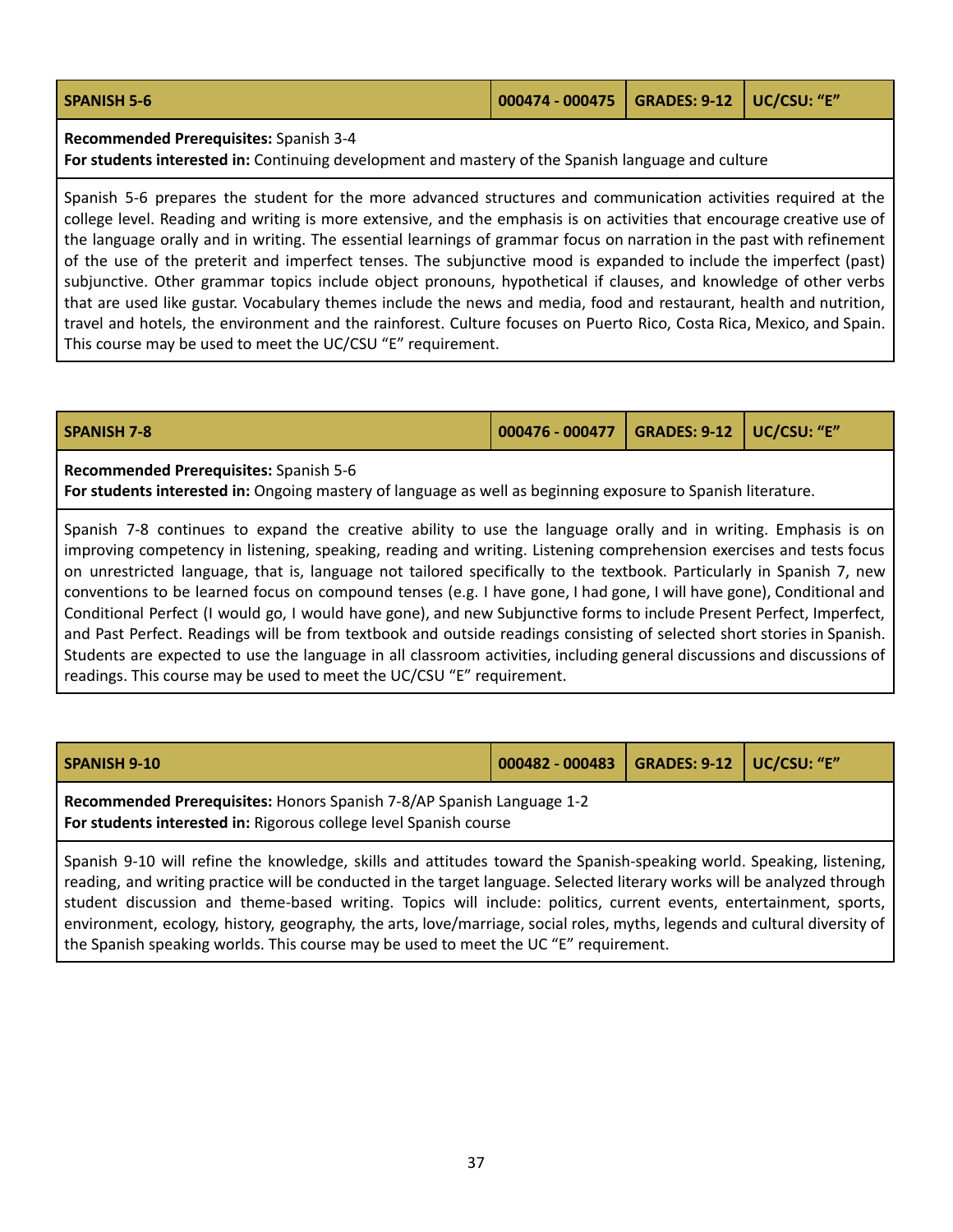| SPANISH 5-6 | 000474 - 000475 | GRADES: 9-12 | UC/CSU: "E" |
|---|---|---|---|

**Recommended Prerequisites:** Spanish 3-4
**For students interested in:** Continuing development and mastery of the Spanish language and culture

Spanish 5-6 prepares the student for the more advanced structures and communication activities required at the college level. Reading and writing is more extensive, and the emphasis is on activities that encourage creative use of the language orally and in writing. The essential learnings of grammar focus on narration in the past with refinement of the use of the preterit and imperfect tenses. The subjunctive mood is expanded to include the imperfect (past) subjunctive. Other grammar topics include object pronouns, hypothetical if clauses, and knowledge of other verbs that are used like gustar. Vocabulary themes include the news and media, food and restaurant, health and nutrition, travel and hotels, the environment and the rainforest. Culture focuses on Puerto Rico, Costa Rica, Mexico, and Spain. This course may be used to meet the UC/CSU "E" requirement.

| SPANISH 7-8 | 000476 - 000477 | GRADES: 9-12 | UC/CSU: "E" |
|---|---|---|---|

**Recommended Prerequisites:** Spanish 5-6
**For students interested in:** Ongoing mastery of language as well as beginning exposure to Spanish literature.

Spanish 7-8 continues to expand the creative ability to use the language orally and in writing. Emphasis is on improving competency in listening, speaking, reading and writing. Listening comprehension exercises and tests focus on unrestricted language, that is, language not tailored specifically to the textbook. Particularly in Spanish 7, new conventions to be learned focus on compound tenses (e.g. I have gone, I had gone, I will have gone), Conditional and Conditional Perfect (I would go, I would have gone), and new Subjunctive forms to include Present Perfect, Imperfect, and Past Perfect. Readings will be from textbook and outside readings consisting of selected short stories in Spanish. Students are expected to use the language in all classroom activities, including general discussions and discussions of readings. This course may be used to meet the UC/CSU "E" requirement.

| SPANISH 9-10 | 000482 - 000483 | GRADES: 9-12 | UC/CSU: "E" |
|---|---|---|---|

**Recommended Prerequisites:** Honors Spanish 7-8/AP Spanish Language 1-2
**For students interested in:** Rigorous college level Spanish course

Spanish 9-10 will refine the knowledge, skills and attitudes toward the Spanish-speaking world. Speaking, listening, reading, and writing practice will be conducted in the target language. Selected literary works will be analyzed through student discussion and theme-based writing. Topics will include: politics, current events, entertainment, sports, environment, ecology, history, geography, the arts, love/marriage, social roles, myths, legends and cultural diversity of the Spanish speaking worlds. This course may be used to meet the UC "E" requirement.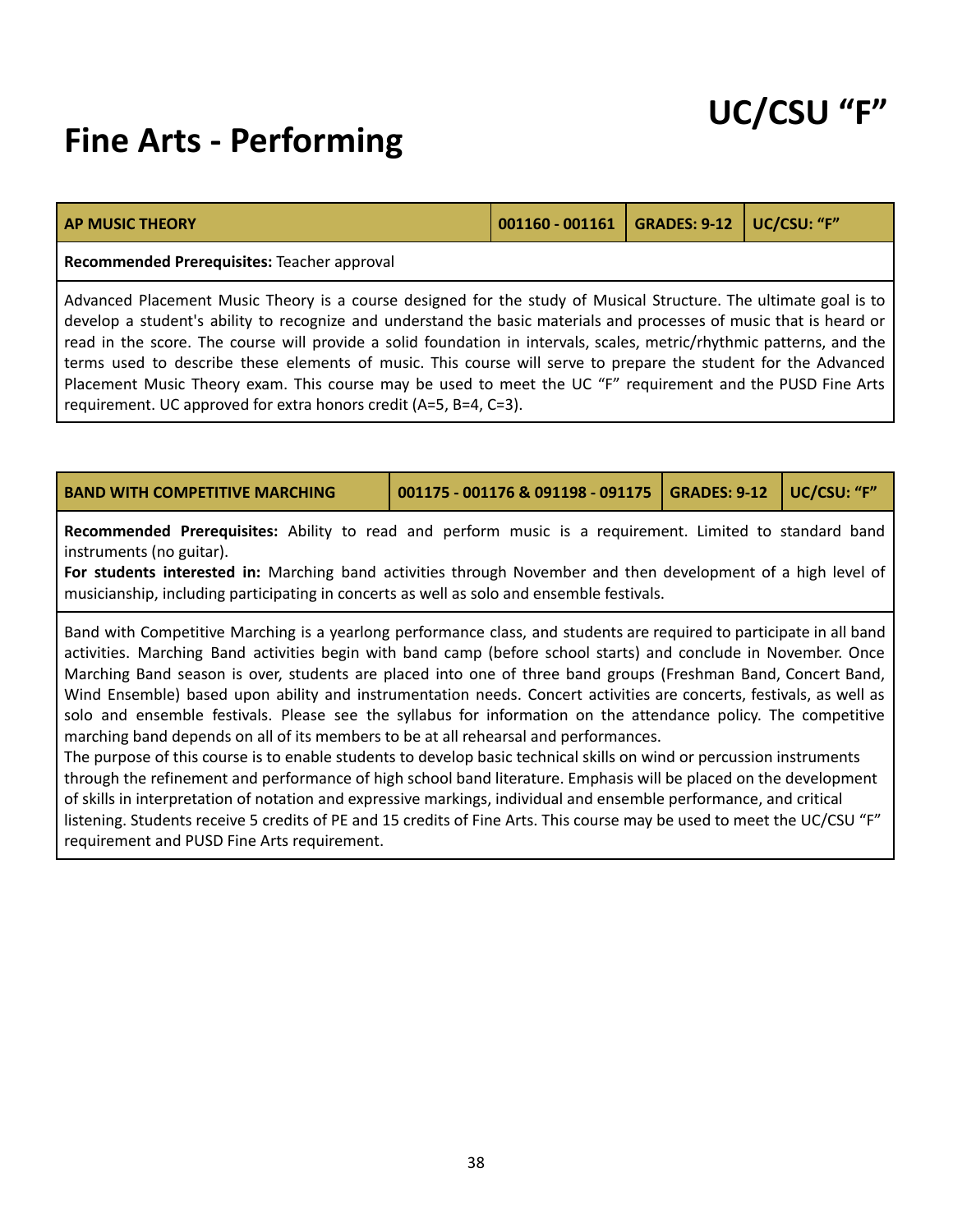# UC/CSU "F"

# Fine Arts - Performing

| AP MUSIC THEORY | 001160 - 001161 | GRADES: 9-12 | UC/CSU: "F" |
|---|---|---|---|

**Recommended Prerequisites:** Teacher approval

Advanced Placement Music Theory is a course designed for the study of Musical Structure. The ultimate goal is to develop a student's ability to recognize and understand the basic materials and processes of music that is heard or read in the score. The course will provide a solid foundation in intervals, scales, metric/rhythmic patterns, and the terms used to describe these elements of music. This course will serve to prepare the student for the Advanced Placement Music Theory exam. This course may be used to meet the UC "F" requirement and the PUSD Fine Arts requirement. UC approved for extra honors credit (A=5, B=4, C=3).

| BAND WITH COMPETITIVE MARCHING | 001175 - 001176 & 091198 - 091175 | GRADES: 9-12 | UC/CSU: "F" |
|---|---|---|---|

**Recommended Prerequisites:** Ability to read and perform music is a requirement. Limited to standard band instruments (no guitar).
**For students interested in:** Marching band activities through November and then development of a high level of musicianship, including participating in concerts as well as solo and ensemble festivals.

Band with Competitive Marching is a yearlong performance class, and students are required to participate in all band activities. Marching Band activities begin with band camp (before school starts) and conclude in November. Once Marching Band season is over, students are placed into one of three band groups (Freshman Band, Concert Band, Wind Ensemble) based upon ability and instrumentation needs. Concert activities are concerts, festivals, as well as solo and ensemble festivals. Please see the syllabus for information on the attendance policy. The competitive marching band depends on all of its members to be at all rehearsal and performances.
The purpose of this course is to enable students to develop basic technical skills on wind or percussion instruments through the refinement and performance of high school band literature. Emphasis will be placed on the development of skills in interpretation of notation and expressive markings, individual and ensemble performance, and critical listening. Students receive 5 credits of PE and 15 credits of Fine Arts. This course may be used to meet the UC/CSU "F" requirement and PUSD Fine Arts requirement.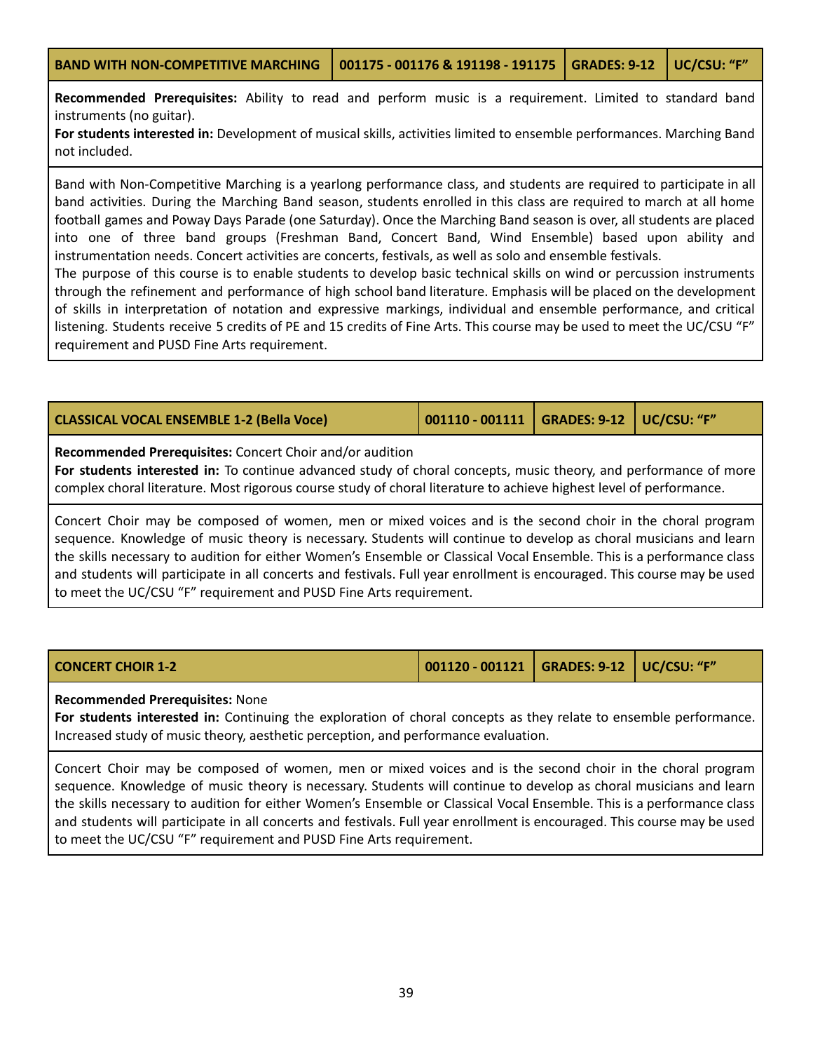| BAND WITH NON-COMPETITIVE MARCHING | 001175 - 001176 & 191198 - 191175 | GRADES: 9-12 | UC/CSU: "F" |
| --- | --- | --- | --- |

**Recommended Prerequisites:** Ability to read and perform music is a requirement. Limited to standard band instruments (no guitar).
**For students interested in:** Development of musical skills, activities limited to ensemble performances. Marching Band not included.

Band with Non-Competitive Marching is a yearlong performance class, and students are required to participate in all band activities. During the Marching Band season, students enrolled in this class are required to march at all home football games and Poway Days Parade (one Saturday). Once the Marching Band season is over, all students are placed into one of three band groups (Freshman Band, Concert Band, Wind Ensemble) based upon ability and instrumentation needs. Concert activities are concerts, festivals, as well as solo and ensemble festivals.
The purpose of this course is to enable students to develop basic technical skills on wind or percussion instruments through the refinement and performance of high school band literature. Emphasis will be placed on the development of skills in interpretation of notation and expressive markings, individual and ensemble performance, and critical listening. Students receive 5 credits of PE and 15 credits of Fine Arts. This course may be used to meet the UC/CSU "F" requirement and PUSD Fine Arts requirement.

| CLASSICAL VOCAL ENSEMBLE 1-2 (Bella Voce) | 001110 - 001111 | GRADES: 9-12 | UC/CSU: "F" |
| --- | --- | --- | --- |

**Recommended Prerequisites:** Concert Choir and/or audition
**For students interested in:** To continue advanced study of choral concepts, music theory, and performance of more complex choral literature. Most rigorous course study of choral literature to achieve highest level of performance.

Concert Choir may be composed of women, men or mixed voices and is the second choir in the choral program sequence. Knowledge of music theory is necessary. Students will continue to develop as choral musicians and learn the skills necessary to audition for either Women's Ensemble or Classical Vocal Ensemble. This is a performance class and students will participate in all concerts and festivals. Full year enrollment is encouraged. This course may be used to meet the UC/CSU "F" requirement and PUSD Fine Arts requirement.

| CONCERT CHOIR 1-2 | 001120 - 001121 | GRADES: 9-12 | UC/CSU: "F" |
| --- | --- | --- | --- |

**Recommended Prerequisites:** None
**For students interested in:** Continuing the exploration of choral concepts as they relate to ensemble performance. Increased study of music theory, aesthetic perception, and performance evaluation.

Concert Choir may be composed of women, men or mixed voices and is the second choir in the choral program sequence. Knowledge of music theory is necessary. Students will continue to develop as choral musicians and learn the skills necessary to audition for either Women's Ensemble or Classical Vocal Ensemble. This is a performance class and students will participate in all concerts and festivals. Full year enrollment is encouraged. This course may be used to meet the UC/CSU "F" requirement and PUSD Fine Arts requirement.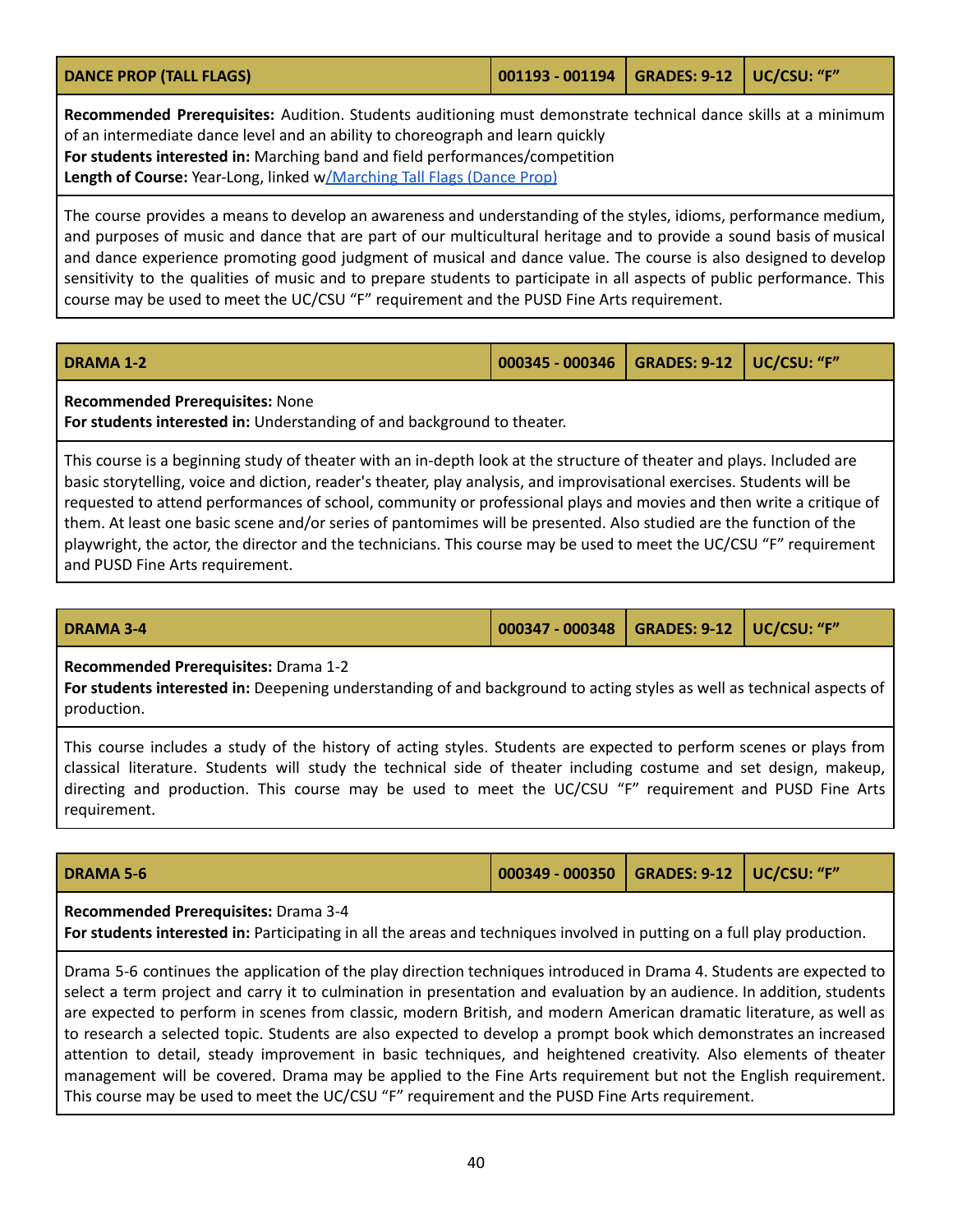| DANCE PROP (TALL FLAGS) | 001193 - 001194 | GRADES: 9-12 | UC/CSU: "F" |
|---|---|---|---|

**Recommended Prerequisites:** Audition. Students auditioning must demonstrate technical dance skills at a minimum of an intermediate dance level and an ability to choreograph and learn quickly
**For students interested in:** Marching band and field performances/competition
**Length of Course:** Year-Long, linked w/Marching Tall Flags (Dance Prop)

The course provides a means to develop an awareness and understanding of the styles, idioms, performance medium, and purposes of music and dance that are part of our multicultural heritage and to provide a sound basis of musical and dance experience promoting good judgment of musical and dance value. The course is also designed to develop sensitivity to the qualities of music and to prepare students to participate in all aspects of public performance. This course may be used to meet the UC/CSU "F" requirement and the PUSD Fine Arts requirement.

| DRAMA 1-2 | 000345 - 000346 | GRADES: 9-12 | UC/CSU: "F" |
|---|---|---|---|

**Recommended Prerequisites:** None
**For students interested in:** Understanding of and background to theater.

This course is a beginning study of theater with an in-depth look at the structure of theater and plays. Included are basic storytelling, voice and diction, reader's theater, play analysis, and improvisational exercises. Students will be requested to attend performances of school, community or professional plays and movies and then write a critique of them. At least one basic scene and/or series of pantomimes will be presented. Also studied are the function of the playwright, the actor, the director and the technicians. This course may be used to meet the UC/CSU "F" requirement and PUSD Fine Arts requirement.

| DRAMA 3-4 | 000347 - 000348 | GRADES: 9-12 | UC/CSU: "F" |
|---|---|---|---|

**Recommended Prerequisites:** Drama 1-2
**For students interested in:** Deepening understanding of and background to acting styles as well as technical aspects of production.

This course includes a study of the history of acting styles. Students are expected to perform scenes or plays from classical literature. Students will study the technical side of theater including costume and set design, makeup, directing and production. This course may be used to meet the UC/CSU "F" requirement and PUSD Fine Arts requirement.

| DRAMA 5-6 | 000349 - 000350 | GRADES: 9-12 | UC/CSU: "F" |
|---|---|---|---|

**Recommended Prerequisites:** Drama 3-4
**For students interested in:** Participating in all the areas and techniques involved in putting on a full play production.

Drama 5-6 continues the application of the play direction techniques introduced in Drama 4. Students are expected to select a term project and carry it to culmination in presentation and evaluation by an audience. In addition, students are expected to perform in scenes from classic, modern British, and modern American dramatic literature, as well as to research a selected topic. Students are also expected to develop a prompt book which demonstrates an increased attention to detail, steady improvement in basic techniques, and heightened creativity. Also elements of theater management will be covered. Drama may be applied to the Fine Arts requirement but not the English requirement. This course may be used to meet the UC/CSU "F" requirement and the PUSD Fine Arts requirement.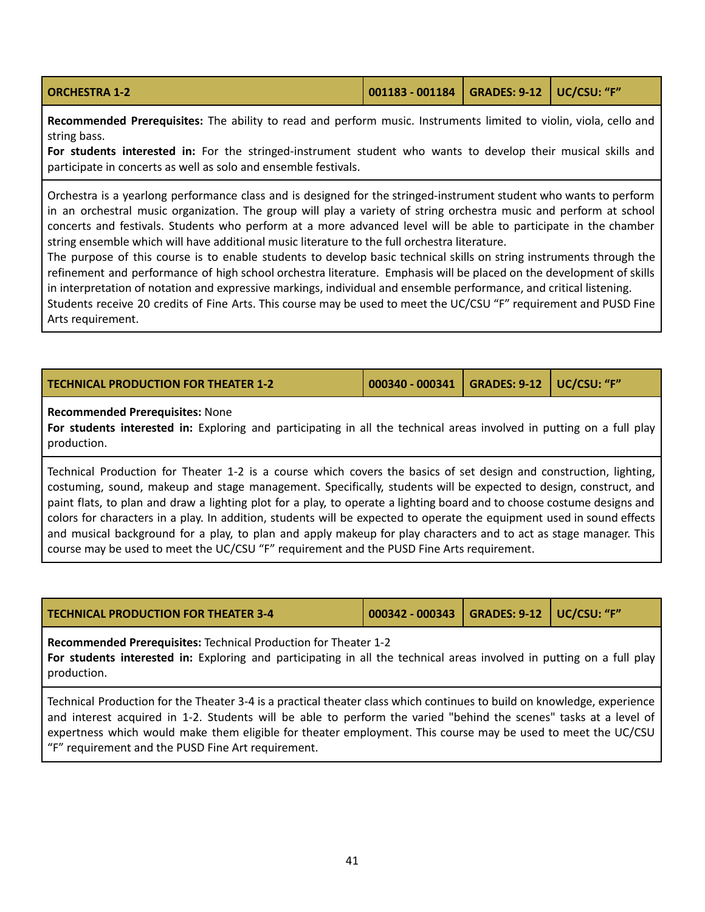| ORCHESTRA 1-2 | 001183 - 001184 | GRADES: 9-12 | UC/CSU: "F" |
|---|---|---|---|

**Recommended Prerequisites:** The ability to read and perform music. Instruments limited to violin, viola, cello and string bass.
**For students interested in:** For the stringed-instrument student who wants to develop their musical skills and participate in concerts as well as solo and ensemble festivals.

Orchestra is a yearlong performance class and is designed for the stringed-instrument student who wants to perform in an orchestral music organization. The group will play a variety of string orchestra music and perform at school concerts and festivals. Students who perform at a more advanced level will be able to participate in the chamber string ensemble which will have additional music literature to the full orchestra literature.
The purpose of this course is to enable students to develop basic technical skills on string instruments through the refinement and performance of high school orchestra literature. Emphasis will be placed on the development of skills in interpretation of notation and expressive markings, individual and ensemble performance, and critical listening.
Students receive 20 credits of Fine Arts. This course may be used to meet the UC/CSU "F" requirement and PUSD Fine Arts requirement.

| TECHNICAL PRODUCTION FOR THEATER 1-2 | 000340 - 000341 | GRADES: 9-12 | UC/CSU: "F" |
|---|---|---|---|

**Recommended Prerequisites:** None
**For students interested in:** Exploring and participating in all the technical areas involved in putting on a full play production.

Technical Production for Theater 1-2 is a course which covers the basics of set design and construction, lighting, costuming, sound, makeup and stage management. Specifically, students will be expected to design, construct, and paint flats, to plan and draw a lighting plot for a play, to operate a lighting board and to choose costume designs and colors for characters in a play. In addition, students will be expected to operate the equipment used in sound effects and musical background for a play, to plan and apply makeup for play characters and to act as stage manager. This course may be used to meet the UC/CSU "F" requirement and the PUSD Fine Arts requirement.

| TECHNICAL PRODUCTION FOR THEATER 3-4 | 000342 - 000343 | GRADES: 9-12 | UC/CSU: "F" |
|---|---|---|---|

**Recommended Prerequisites:** Technical Production for Theater 1-2
**For students interested in:** Exploring and participating in all the technical areas involved in putting on a full play production.

Technical Production for the Theater 3-4 is a practical theater class which continues to build on knowledge, experience and interest acquired in 1-2. Students will be able to perform the varied "behind the scenes" tasks at a level of expertness which would make them eligible for theater employment. This course may be used to meet the UC/CSU "F" requirement and the PUSD Fine Art requirement.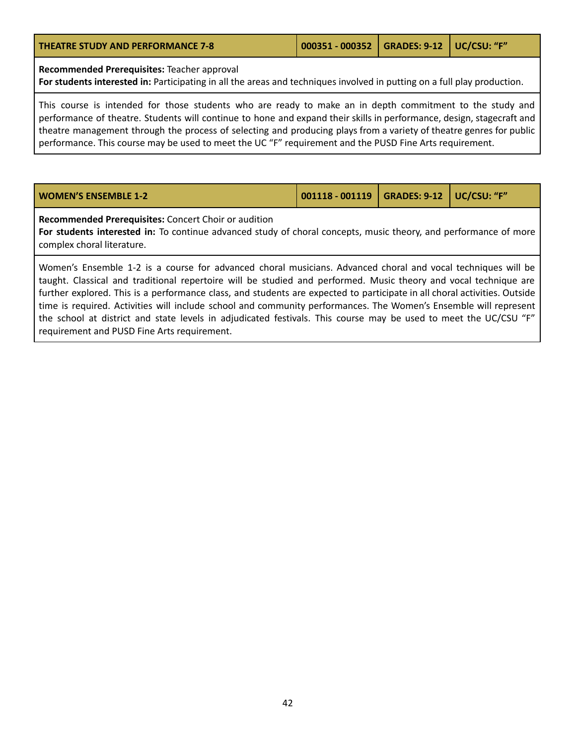| THEATRE STUDY AND PERFORMANCE 7-8 | 000351 - 000352 | GRADES: 9-12 | UC/CSU: "F" |
|---|---|---|---|

**Recommended Prerequisites:** Teacher approval
**For students interested in:** Participating in all the areas and techniques involved in putting on a full play production.

This course is intended for those students who are ready to make an in depth commitment to the study and performance of theatre. Students will continue to hone and expand their skills in performance, design, stagecraft and theatre management through the process of selecting and producing plays from a variety of theatre genres for public performance. This course may be used to meet the UC "F" requirement and the PUSD Fine Arts requirement.

| WOMEN'S ENSEMBLE 1-2 | 001118 - 001119 | GRADES: 9-12 | UC/CSU: "F" |
|---|---|---|---|

**Recommended Prerequisites:** Concert Choir or audition
**For students interested in:** To continue advanced study of choral concepts, music theory, and performance of more complex choral literature.

Women's Ensemble 1-2 is a course for advanced choral musicians. Advanced choral and vocal techniques will be taught. Classical and traditional repertoire will be studied and performed. Music theory and vocal technique are further explored. This is a performance class, and students are expected to participate in all choral activities. Outside time is required. Activities will include school and community performances. The Women's Ensemble will represent the school at district and state levels in adjudicated festivals. This course may be used to meet the UC/CSU "F" requirement and PUSD Fine Arts requirement.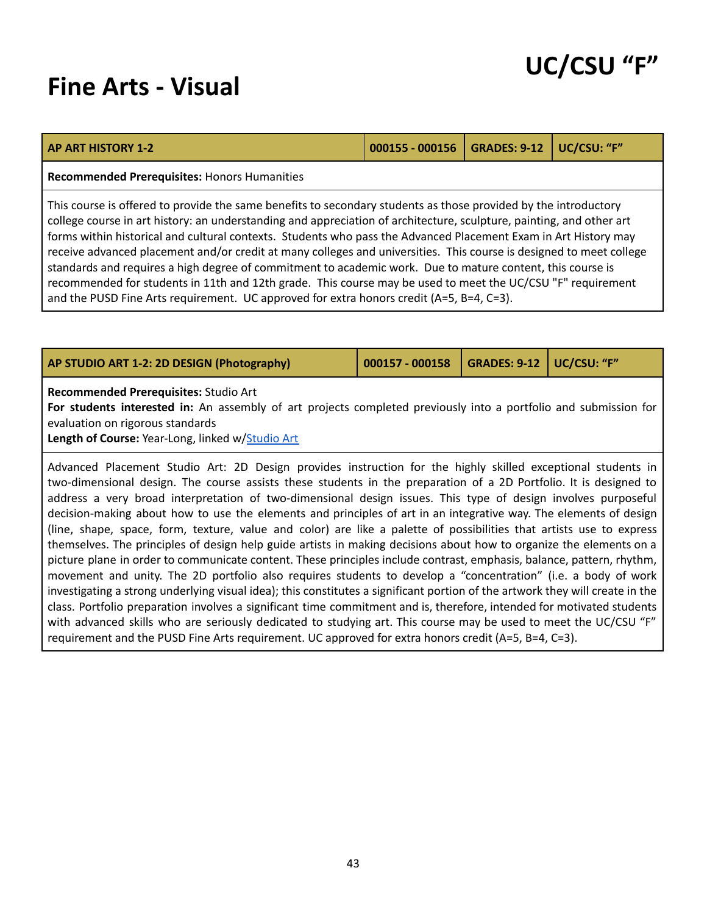# UC/CSU "F"

# Fine Arts - Visual

| AP ART HISTORY 1-2 | 000155 - 000156 | GRADES: 9-12 | UC/CSU: "F" |
|---|---|---|---|

**Recommended Prerequisites:** Honors Humanities

This course is offered to provide the same benefits to secondary students as those provided by the introductory college course in art history: an understanding and appreciation of architecture, sculpture, painting, and other art forms within historical and cultural contexts. Students who pass the Advanced Placement Exam in Art History may receive advanced placement and/or credit at many colleges and universities. This course is designed to meet college standards and requires a high degree of commitment to academic work. Due to mature content, this course is recommended for students in 11th and 12th grade. This course may be used to meet the UC/CSU "F" requirement and the PUSD Fine Arts requirement. UC approved for extra honors credit (A=5, B=4, C=3).

| AP STUDIO ART 1-2: 2D DESIGN (Photography) | 000157 - 000158 | GRADES: 9-12 | UC/CSU: "F" |
|---|---|---|---|

**Recommended Prerequisites:** Studio Art
**For students interested in:** An assembly of art projects completed previously into a portfolio and submission for evaluation on rigorous standards
**Length of Course:** Year-Long, linked w/Studio Art

Advanced Placement Studio Art: 2D Design provides instruction for the highly skilled exceptional students in two-dimensional design. The course assists these students in the preparation of a 2D Portfolio. It is designed to address a very broad interpretation of two-dimensional design issues. This type of design involves purposeful decision-making about how to use the elements and principles of art in an integrative way. The elements of design (line, shape, space, form, texture, value and color) are like a palette of possibilities that artists use to express themselves. The principles of design help guide artists in making decisions about how to organize the elements on a picture plane in order to communicate content. These principles include contrast, emphasis, balance, pattern, rhythm, movement and unity. The 2D portfolio also requires students to develop a "concentration" (i.e. a body of work investigating a strong underlying visual idea); this constitutes a significant portion of the artwork they will create in the class. Portfolio preparation involves a significant time commitment and is, therefore, intended for motivated students with advanced skills who are seriously dedicated to studying art. This course may be used to meet the UC/CSU "F" requirement and the PUSD Fine Arts requirement. UC approved for extra honors credit (A=5, B=4, C=3).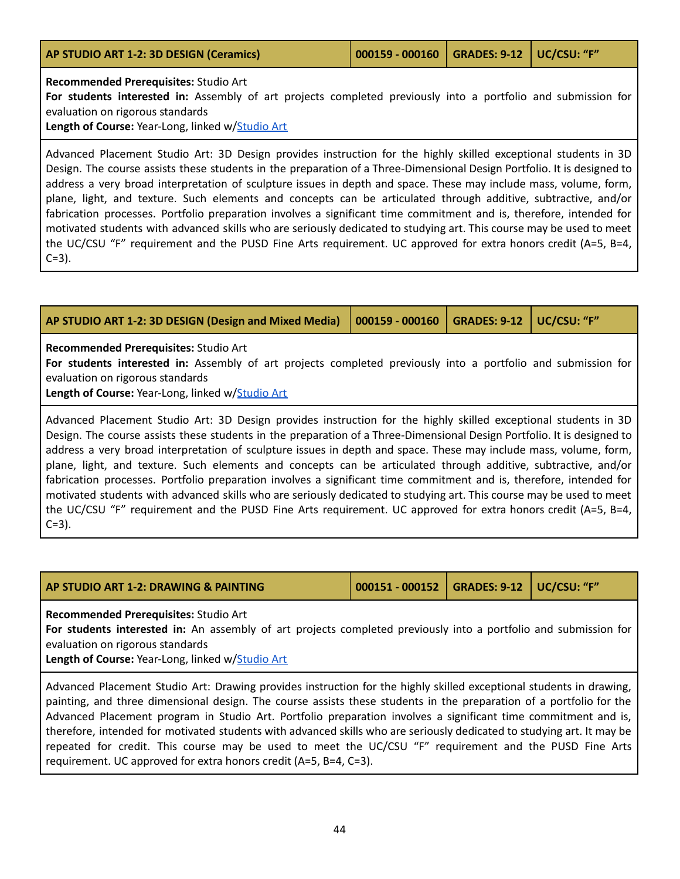| AP STUDIO ART 1-2: 3D DESIGN (Ceramics) | 000159 - 000160 | GRADES: 9-12 | UC/CSU: "F" |
|---|---|---|---|

**Recommended Prerequisites:** Studio Art
**For students interested in:** Assembly of art projects completed previously into a portfolio and submission for evaluation on rigorous standards
**Length of Course:** Year-Long, linked w/Studio Art

Advanced Placement Studio Art: 3D Design provides instruction for the highly skilled exceptional students in 3D Design. The course assists these students in the preparation of a Three-Dimensional Design Portfolio. It is designed to address a very broad interpretation of sculpture issues in depth and space. These may include mass, volume, form, plane, light, and texture. Such elements and concepts can be articulated through additive, subtractive, and/or fabrication processes. Portfolio preparation involves a significant time commitment and is, therefore, intended for motivated students with advanced skills who are seriously dedicated to studying art. This course may be used to meet the UC/CSU "F" requirement and the PUSD Fine Arts requirement. UC approved for extra honors credit (A=5, B=4, C=3).

| AP STUDIO ART 1-2: 3D DESIGN (Design and Mixed Media) | 000159 - 000160 | GRADES: 9-12 | UC/CSU: "F" |
|---|---|---|---|

**Recommended Prerequisites:** Studio Art
**For students interested in:** Assembly of art projects completed previously into a portfolio and submission for evaluation on rigorous standards
**Length of Course:** Year-Long, linked w/Studio Art

Advanced Placement Studio Art: 3D Design provides instruction for the highly skilled exceptional students in 3D Design. The course assists these students in the preparation of a Three-Dimensional Design Portfolio. It is designed to address a very broad interpretation of sculpture issues in depth and space. These may include mass, volume, form, plane, light, and texture. Such elements and concepts can be articulated through additive, subtractive, and/or fabrication processes. Portfolio preparation involves a significant time commitment and is, therefore, intended for motivated students with advanced skills who are seriously dedicated to studying art. This course may be used to meet the UC/CSU "F" requirement and the PUSD Fine Arts requirement. UC approved for extra honors credit (A=5, B=4, C=3).

| AP STUDIO ART 1-2: DRAWING & PAINTING | 000151 - 000152 | GRADES: 9-12 | UC/CSU: "F" |
|---|---|---|---|

**Recommended Prerequisites:** Studio Art
**For students interested in:** An assembly of art projects completed previously into a portfolio and submission for evaluation on rigorous standards
**Length of Course:** Year-Long, linked w/Studio Art

Advanced Placement Studio Art: Drawing provides instruction for the highly skilled exceptional students in drawing, painting, and three dimensional design. The course assists these students in the preparation of a portfolio for the Advanced Placement program in Studio Art. Portfolio preparation involves a significant time commitment and is, therefore, intended for motivated students with advanced skills who are seriously dedicated to studying art. It may be repeated for credit. This course may be used to meet the UC/CSU "F" requirement and the PUSD Fine Arts requirement. UC approved for extra honors credit (A=5, B=4, C=3).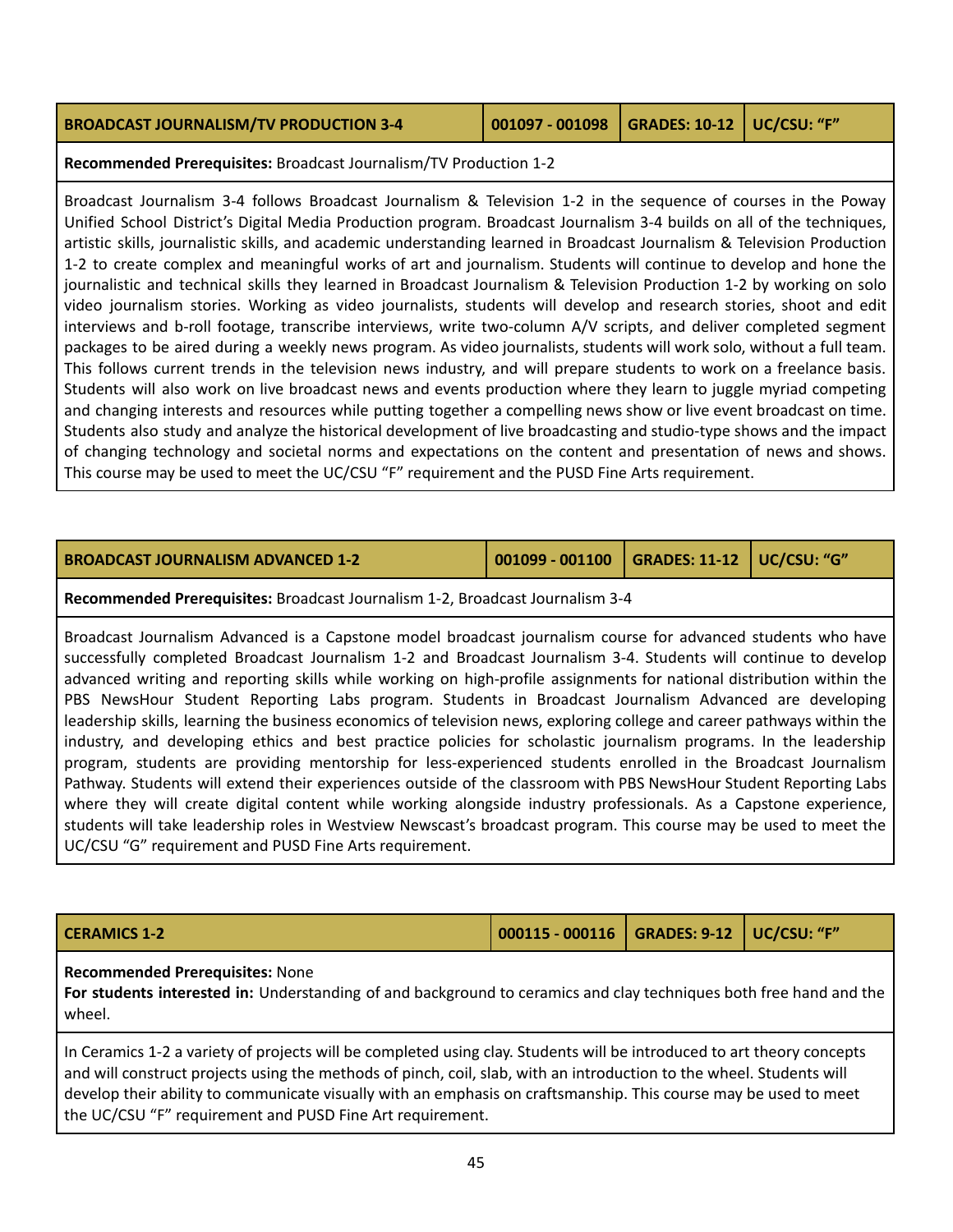| BROADCAST JOURNALISM/TV PRODUCTION 3-4 | 001097 - 001098 | GRADES: 10-12 | UC/CSU: "F" |
|---|---|---|---|

**Recommended Prerequisites:** Broadcast Journalism/TV Production 1-2

Broadcast Journalism 3-4 follows Broadcast Journalism & Television 1-2 in the sequence of courses in the Poway Unified School District's Digital Media Production program. Broadcast Journalism 3-4 builds on all of the techniques, artistic skills, journalistic skills, and academic understanding learned in Broadcast Journalism & Television Production 1-2 to create complex and meaningful works of art and journalism. Students will continue to develop and hone the journalistic and technical skills they learned in Broadcast Journalism & Television Production 1-2 by working on solo video journalism stories. Working as video journalists, students will develop and research stories, shoot and edit interviews and b-roll footage, transcribe interviews, write two-column A/V scripts, and deliver completed segment packages to be aired during a weekly news program. As video journalists, students will work solo, without a full team. This follows current trends in the television news industry, and will prepare students to work on a freelance basis. Students will also work on live broadcast news and events production where they learn to juggle myriad competing and changing interests and resources while putting together a compelling news show or live event broadcast on time. Students also study and analyze the historical development of live broadcasting and studio-type shows and the impact of changing technology and societal norms and expectations on the content and presentation of news and shows. This course may be used to meet the UC/CSU "F" requirement and the PUSD Fine Arts requirement.

| BROADCAST JOURNALISM ADVANCED 1-2 | 001099 - 001100 | GRADES: 11-12 | UC/CSU: "G" |
|---|---|---|---|

**Recommended Prerequisites:** Broadcast Journalism 1-2, Broadcast Journalism 3-4

Broadcast Journalism Advanced is a Capstone model broadcast journalism course for advanced students who have successfully completed Broadcast Journalism 1-2 and Broadcast Journalism 3-4. Students will continue to develop advanced writing and reporting skills while working on high-profile assignments for national distribution within the PBS NewsHour Student Reporting Labs program. Students in Broadcast Journalism Advanced are developing leadership skills, learning the business economics of television news, exploring college and career pathways within the industry, and developing ethics and best practice policies for scholastic journalism programs. In the leadership program, students are providing mentorship for less-experienced students enrolled in the Broadcast Journalism Pathway. Students will extend their experiences outside of the classroom with PBS NewsHour Student Reporting Labs where they will create digital content while working alongside industry professionals. As a Capstone experience, students will take leadership roles in Westview Newscast's broadcast program. This course may be used to meet the UC/CSU "G" requirement and PUSD Fine Arts requirement.

| CERAMICS 1-2 | 000115 - 000116 | GRADES: 9-12 | UC/CSU: "F" |
|---|---|---|---|

**Recommended Prerequisites:** None
**For students interested in:** Understanding of and background to ceramics and clay techniques both free hand and the wheel.

In Ceramics 1-2 a variety of projects will be completed using clay. Students will be introduced to art theory concepts and will construct projects using the methods of pinch, coil, slab, with an introduction to the wheel. Students will develop their ability to communicate visually with an emphasis on craftsmanship. This course may be used to meet the UC/CSU "F" requirement and PUSD Fine Art requirement.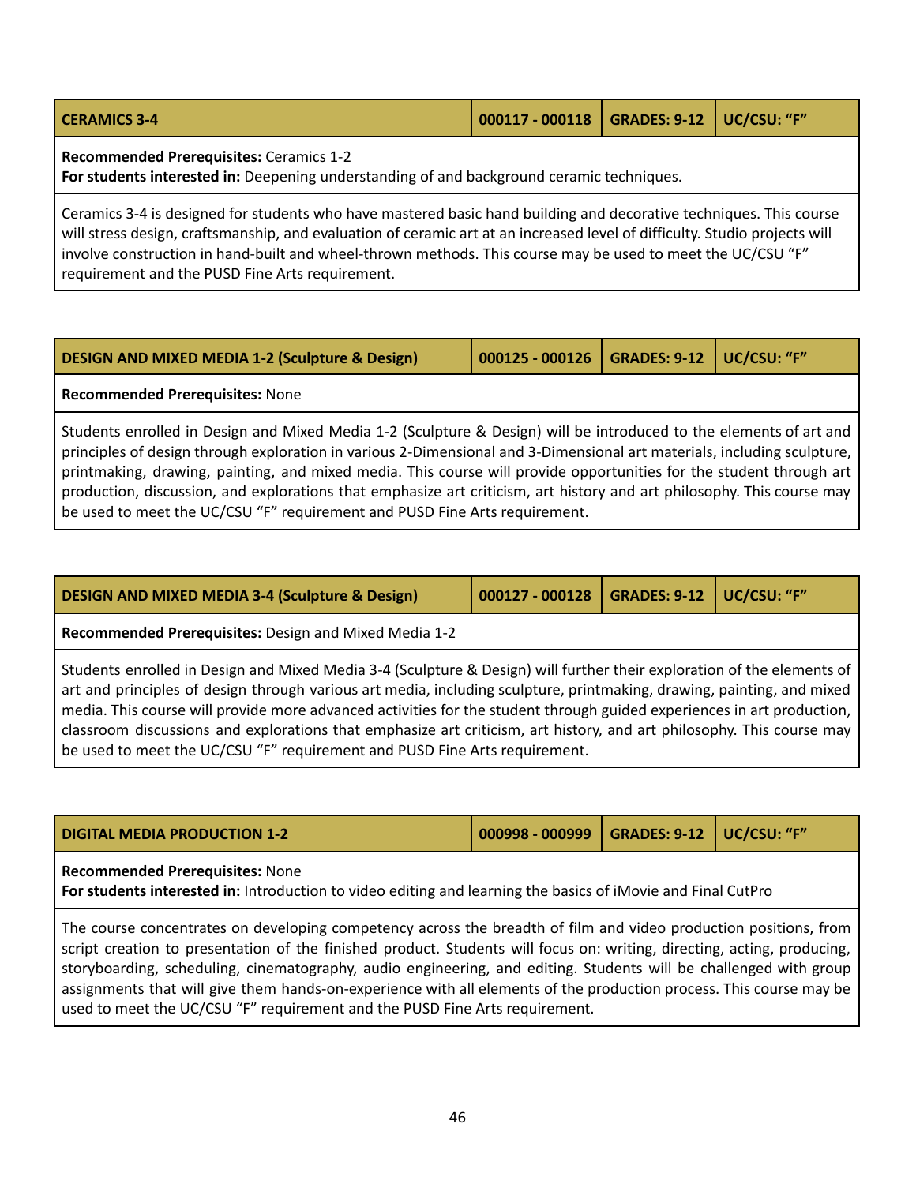| CERAMICS 3-4 | 000117 - 000118 | GRADES: 9-12 | UC/CSU: "F" |
|---|---|---|---|

**Recommended Prerequisites:** Ceramics 1-2
**For students interested in:** Deepening understanding of and background ceramic techniques.

Ceramics 3-4 is designed for students who have mastered basic hand building and decorative techniques. This course will stress design, craftsmanship, and evaluation of ceramic art at an increased level of difficulty. Studio projects will involve construction in hand-built and wheel-thrown methods. This course may be used to meet the UC/CSU "F" requirement and the PUSD Fine Arts requirement.

| DESIGN AND MIXED MEDIA 1-2 (Sculpture & Design) | 000125 - 000126 | GRADES: 9-12 | UC/CSU: "F" |
|---|---|---|---|

**Recommended Prerequisites:** None

Students enrolled in Design and Mixed Media 1-2 (Sculpture & Design) will be introduced to the elements of art and principles of design through exploration in various 2-Dimensional and 3-Dimensional art materials, including sculpture, printmaking, drawing, painting, and mixed media. This course will provide opportunities for the student through art production, discussion, and explorations that emphasize art criticism, art history and art philosophy. This course may be used to meet the UC/CSU "F" requirement and PUSD Fine Arts requirement.

| DESIGN AND MIXED MEDIA 3-4 (Sculpture & Design) | 000127 - 000128 | GRADES: 9-12 | UC/CSU: "F" |
|---|---|---|---|

**Recommended Prerequisites:** Design and Mixed Media 1-2

Students enrolled in Design and Mixed Media 3-4 (Sculpture & Design) will further their exploration of the elements of art and principles of design through various art media, including sculpture, printmaking, drawing, painting, and mixed media. This course will provide more advanced activities for the student through guided experiences in art production, classroom discussions and explorations that emphasize art criticism, art history, and art philosophy. This course may be used to meet the UC/CSU "F" requirement and PUSD Fine Arts requirement.

| DIGITAL MEDIA PRODUCTION 1-2 | 000998 - 000999 | GRADES: 9-12 | UC/CSU: "F" |
|---|---|---|---|

**Recommended Prerequisites:** None
**For students interested in:** Introduction to video editing and learning the basics of iMovie and Final CutPro

The course concentrates on developing competency across the breadth of film and video production positions, from script creation to presentation of the finished product. Students will focus on: writing, directing, acting, producing, storyboarding, scheduling, cinematography, audio engineering, and editing. Students will be challenged with group assignments that will give them hands-on-experience with all elements of the production process. This course may be used to meet the UC/CSU "F" requirement and the PUSD Fine Arts requirement.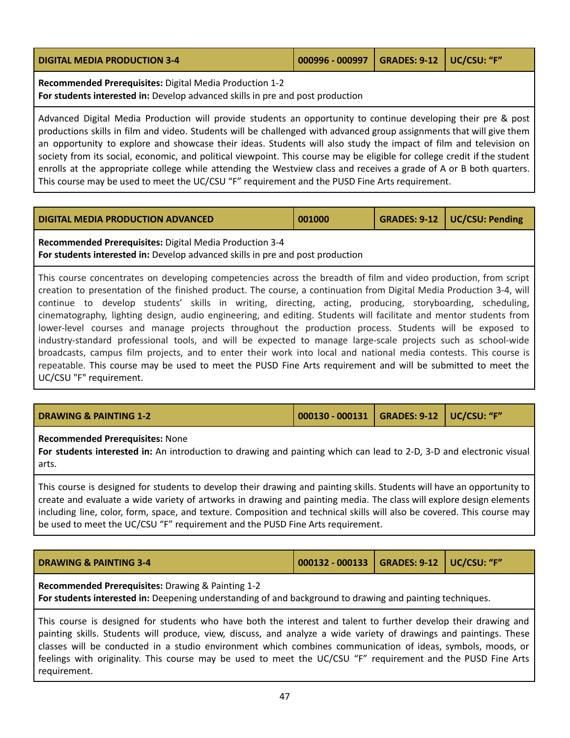| DIGITAL MEDIA PRODUCTION 3-4 | 000996 - 000997 | GRADES: 9-12 | UC/CSU: "F" |
|---|---|---|---|

**Recommended Prerequisites:** Digital Media Production 1-2
**For students interested in:** Develop advanced skills in pre and post production

Advanced Digital Media Production will provide students an opportunity to continue developing their pre & post productions skills in film and video. Students will be challenged with advanced group assignments that will give them an opportunity to explore and showcase their ideas. Students will also study the impact of film and television on society from its social, economic, and political viewpoint. This course may be eligible for college credit if the student enrolls at the appropriate college while attending the Westview class and receives a grade of A or B both quarters. This course may be used to meet the UC/CSU "F" requirement and the PUSD Fine Arts requirement.

| DIGITAL MEDIA PRODUCTION ADVANCED | 001000 | GRADES: 9-12 | UC/CSU: Pending |
|---|---|---|---|

**Recommended Prerequisites:** Digital Media Production 3-4
**For students interested in:** Develop advanced skills in pre and post production

This course concentrates on developing competencies across the breadth of film and video production, from script creation to presentation of the finished product. The course, a continuation from Digital Media Production 3-4, will continue to develop students' skills in writing, directing, acting, producing, storyboarding, scheduling, cinematography, lighting design, audio engineering, and editing. Students will facilitate and mentor students from lower-level courses and manage projects throughout the production process. Students will be exposed to industry-standard professional tools, and will be expected to manage large-scale projects such as school-wide broadcasts, campus film projects, and to enter their work into local and national media contests. This course is repeatable. This course may be used to meet the PUSD Fine Arts requirement and will be submitted to meet the UC/CSU "F" requirement.

| DRAWING & PAINTING 1-2 | 000130 - 000131 | GRADES: 9-12 | UC/CSU: "F" |
|---|---|---|---|

**Recommended Prerequisites:** None
**For students interested in:** An introduction to drawing and painting which can lead to 2-D, 3-D and electronic visual arts.

This course is designed for students to develop their drawing and painting skills. Students will have an opportunity to create and evaluate a wide variety of artworks in drawing and painting media. The class will explore design elements including line, color, form, space, and texture. Composition and technical skills will also be covered. This course may be used to meet the UC/CSU "F" requirement and the PUSD Fine Arts requirement.

| DRAWING & PAINTING 3-4 | 000132 - 000133 | GRADES: 9-12 | UC/CSU: "F" |
|---|---|---|---|

**Recommended Prerequisites:** Drawing & Painting 1-2
**For students interested in:** Deepening understanding of and background to drawing and painting techniques.

This course is designed for students who have both the interest and talent to further develop their drawing and painting skills. Students will produce, view, discuss, and analyze a wide variety of drawings and paintings. These classes will be conducted in a studio environment which combines communication of ideas, symbols, moods, or feelings with originality. This course may be used to meet the UC/CSU "F" requirement and the PUSD Fine Arts requirement.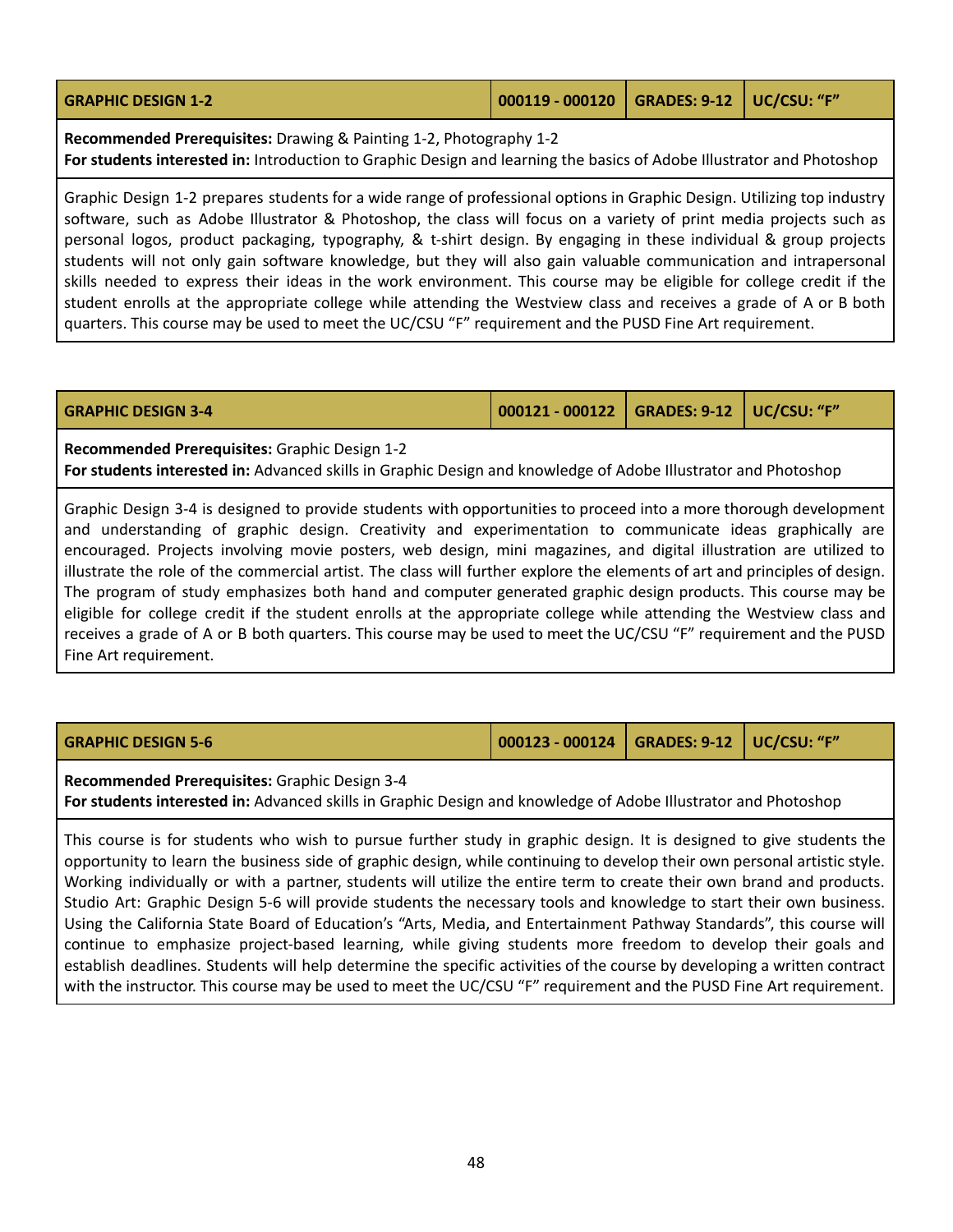| GRAPHIC DESIGN 1-2 | 000119 - 000120 | GRADES: 9-12 | UC/CSU: "F" |
|---|---|---|---|

**Recommended Prerequisites:** Drawing & Painting 1-2, Photography 1-2
**For students interested in:** Introduction to Graphic Design and learning the basics of Adobe Illustrator and Photoshop

Graphic Design 1-2 prepares students for a wide range of professional options in Graphic Design. Utilizing top industry software, such as Adobe Illustrator & Photoshop, the class will focus on a variety of print media projects such as personal logos, product packaging, typography, & t-shirt design. By engaging in these individual & group projects students will not only gain software knowledge, but they will also gain valuable communication and intrapersonal skills needed to express their ideas in the work environment. This course may be eligible for college credit if the student enrolls at the appropriate college while attending the Westview class and receives a grade of A or B both quarters. This course may be used to meet the UC/CSU "F" requirement and the PUSD Fine Art requirement.

| GRAPHIC DESIGN 3-4 | 000121 - 000122 | GRADES: 9-12 | UC/CSU: "F" |
|---|---|---|---|

**Recommended Prerequisites:** Graphic Design 1-2
**For students interested in:** Advanced skills in Graphic Design and knowledge of Adobe Illustrator and Photoshop

Graphic Design 3-4 is designed to provide students with opportunities to proceed into a more thorough development and understanding of graphic design. Creativity and experimentation to communicate ideas graphically are encouraged. Projects involving movie posters, web design, mini magazines, and digital illustration are utilized to illustrate the role of the commercial artist. The class will further explore the elements of art and principles of design. The program of study emphasizes both hand and computer generated graphic design products. This course may be eligible for college credit if the student enrolls at the appropriate college while attending the Westview class and receives a grade of A or B both quarters. This course may be used to meet the UC/CSU "F" requirement and the PUSD Fine Art requirement.

| GRAPHIC DESIGN 5-6 | 000123 - 000124 | GRADES: 9-12 | UC/CSU: "F" |
|---|---|---|---|

**Recommended Prerequisites:** Graphic Design 3-4
**For students interested in:** Advanced skills in Graphic Design and knowledge of Adobe Illustrator and Photoshop

This course is for students who wish to pursue further study in graphic design. It is designed to give students the opportunity to learn the business side of graphic design, while continuing to develop their own personal artistic style. Working individually or with a partner, students will utilize the entire term to create their own brand and products. Studio Art: Graphic Design 5-6 will provide students the necessary tools and knowledge to start their own business. Using the California State Board of Education's "Arts, Media, and Entertainment Pathway Standards", this course will continue to emphasize project-based learning, while giving students more freedom to develop their goals and establish deadlines. Students will help determine the specific activities of the course by developing a written contract with the instructor. This course may be used to meet the UC/CSU "F" requirement and the PUSD Fine Art requirement.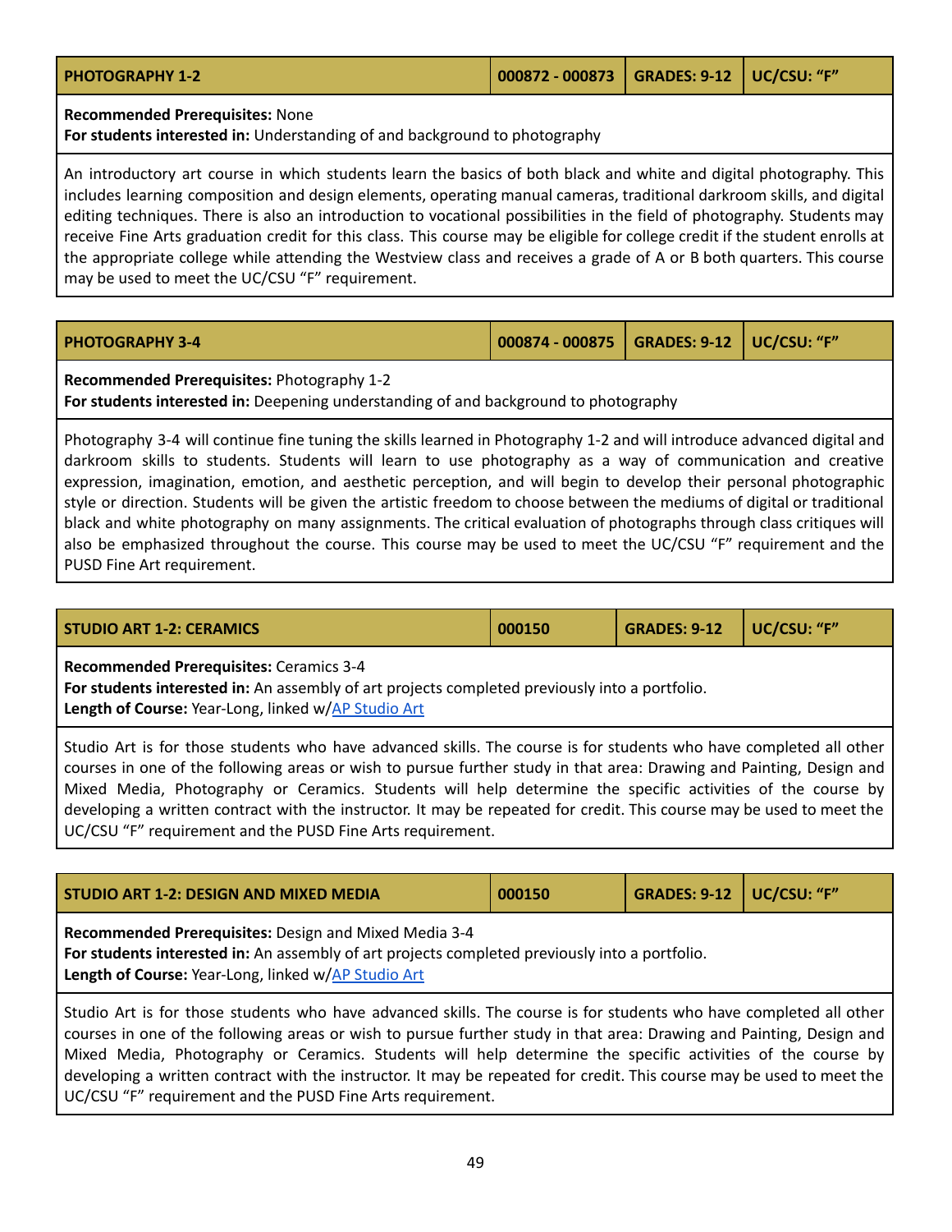| PHOTOGRAPHY 1-2 | 000872 - 000873 | GRADES: 9-12 | UC/CSU: "F" |
|---|---|---|---|

**Recommended Prerequisites:** None
**For students interested in:** Understanding of and background to photography

An introductory art course in which students learn the basics of both black and white and digital photography. This includes learning composition and design elements, operating manual cameras, traditional darkroom skills, and digital editing techniques. There is also an introduction to vocational possibilities in the field of photography. Students may receive Fine Arts graduation credit for this class. This course may be eligible for college credit if the student enrolls at the appropriate college while attending the Westview class and receives a grade of A or B both quarters. This course may be used to meet the UC/CSU "F" requirement.

| PHOTOGRAPHY 3-4 | 000874 - 000875 | GRADES: 9-12 | UC/CSU: "F" |
|---|---|---|---|

**Recommended Prerequisites:** Photography 1-2
**For students interested in:** Deepening understanding of and background to photography

Photography 3-4 will continue fine tuning the skills learned in Photography 1-2 and will introduce advanced digital and darkroom skills to students. Students will learn to use photography as a way of communication and creative expression, imagination, emotion, and aesthetic perception, and will begin to develop their personal photographic style or direction. Students will be given the artistic freedom to choose between the mediums of digital or traditional black and white photography on many assignments. The critical evaluation of photographs through class critiques will also be emphasized throughout the course. This course may be used to meet the UC/CSU "F" requirement and the PUSD Fine Art requirement.

| STUDIO ART 1-2: CERAMICS | 000150 | GRADES: 9-12 | UC/CSU: "F" |
|---|---|---|---|

**Recommended Prerequisites:** Ceramics 3-4
**For students interested in:** An assembly of art projects completed previously into a portfolio.
**Length of Course:** Year-Long, linked w/AP Studio Art

Studio Art is for those students who have advanced skills. The course is for students who have completed all other courses in one of the following areas or wish to pursue further study in that area: Drawing and Painting, Design and Mixed Media, Photography or Ceramics. Students will help determine the specific activities of the course by developing a written contract with the instructor. It may be repeated for credit. This course may be used to meet the UC/CSU "F" requirement and the PUSD Fine Arts requirement.

| STUDIO ART 1-2: DESIGN AND MIXED MEDIA | 000150 | GRADES: 9-12 | UC/CSU: "F" |
|---|---|---|---|

**Recommended Prerequisites:** Design and Mixed Media 3-4
**For students interested in:** An assembly of art projects completed previously into a portfolio.
**Length of Course:** Year-Long, linked w/AP Studio Art

Studio Art is for those students who have advanced skills. The course is for students who have completed all other courses in one of the following areas or wish to pursue further study in that area: Drawing and Painting, Design and Mixed Media, Photography or Ceramics. Students will help determine the specific activities of the course by developing a written contract with the instructor. It may be repeated for credit. This course may be used to meet the UC/CSU "F" requirement and the PUSD Fine Arts requirement.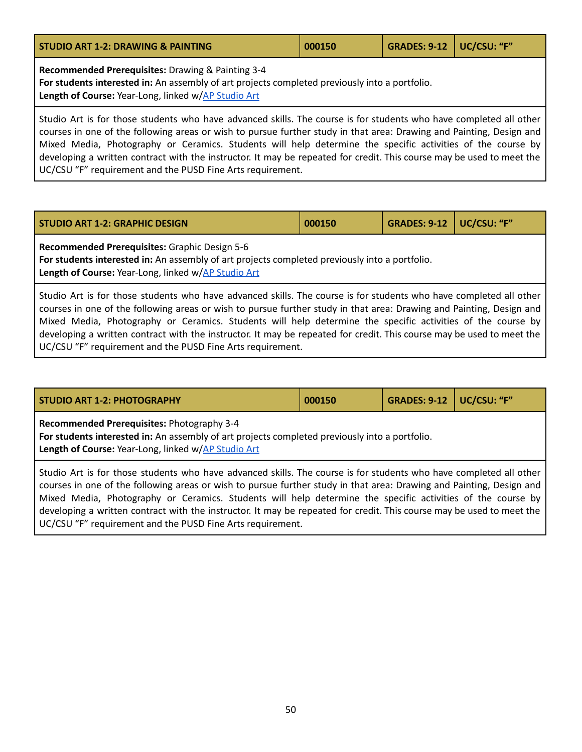| STUDIO ART 1-2: DRAWING & PAINTING | 000150 | GRADES: 9-12 | UC/CSU: "F" |
|---|---|---|---|

**Recommended Prerequisites:** Drawing & Painting 3-4
**For students interested in:** An assembly of art projects completed previously into a portfolio.
**Length of Course:** Year-Long, linked w/AP Studio Art

Studio Art is for those students who have advanced skills. The course is for students who have completed all other courses in one of the following areas or wish to pursue further study in that area: Drawing and Painting, Design and Mixed Media, Photography or Ceramics. Students will help determine the specific activities of the course by developing a written contract with the instructor. It may be repeated for credit. This course may be used to meet the UC/CSU "F" requirement and the PUSD Fine Arts requirement.

| STUDIO ART 1-2: GRAPHIC DESIGN | 000150 | GRADES: 9-12 | UC/CSU: "F" |
|---|---|---|---|

**Recommended Prerequisites:** Graphic Design 5-6
**For students interested in:** An assembly of art projects completed previously into a portfolio.
**Length of Course:** Year-Long, linked w/AP Studio Art

Studio Art is for those students who have advanced skills. The course is for students who have completed all other courses in one of the following areas or wish to pursue further study in that area: Drawing and Painting, Design and Mixed Media, Photography or Ceramics. Students will help determine the specific activities of the course by developing a written contract with the instructor. It may be repeated for credit. This course may be used to meet the UC/CSU "F" requirement and the PUSD Fine Arts requirement.

| STUDIO ART 1-2: PHOTOGRAPHY | 000150 | GRADES: 9-12 | UC/CSU: "F" |
|---|---|---|---|

**Recommended Prerequisites:** Photography 3-4
**For students interested in:** An assembly of art projects completed previously into a portfolio.
**Length of Course:** Year-Long, linked w/AP Studio Art

Studio Art is for those students who have advanced skills. The course is for students who have completed all other courses in one of the following areas or wish to pursue further study in that area: Drawing and Painting, Design and Mixed Media, Photography or Ceramics. Students will help determine the specific activities of the course by developing a written contract with the instructor. It may be repeated for credit. This course may be used to meet the UC/CSU "F" requirement and the PUSD Fine Arts requirement.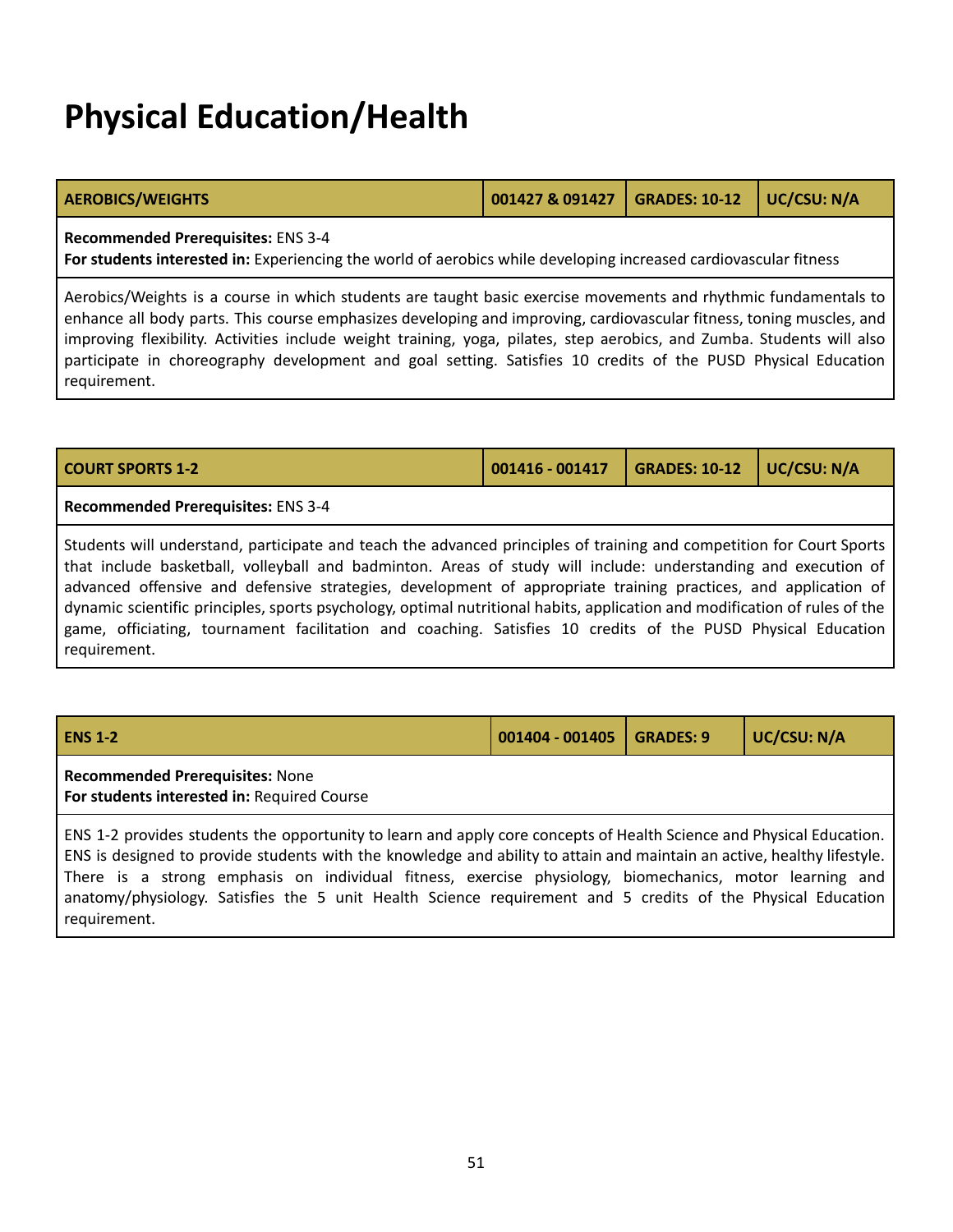# Physical Education/Health

| AEROBICS/WEIGHTS | 001427 & 091427 | GRADES: 10-12 | UC/CSU: N/A |
|---|---|---|---|

**Recommended Prerequisites:** ENS 3-4
**For students interested in:** Experiencing the world of aerobics while developing increased cardiovascular fitness

Aerobics/Weights is a course in which students are taught basic exercise movements and rhythmic fundamentals to enhance all body parts. This course emphasizes developing and improving, cardiovascular fitness, toning muscles, and improving flexibility. Activities include weight training, yoga, pilates, step aerobics, and Zumba. Students will also participate in choreography development and goal setting. Satisfies 10 credits of the PUSD Physical Education requirement.

| COURT SPORTS 1-2 | 001416 - 001417 | GRADES: 10-12 | UC/CSU: N/A |
|---|---|---|---|

**Recommended Prerequisites:** ENS 3-4

Students will understand, participate and teach the advanced principles of training and competition for Court Sports that include basketball, volleyball and badminton. Areas of study will include: understanding and execution of advanced offensive and defensive strategies, development of appropriate training practices, and application of dynamic scientific principles, sports psychology, optimal nutritional habits, application and modification of rules of the game, officiating, tournament facilitation and coaching. Satisfies 10 credits of the PUSD Physical Education requirement.

| ENS 1-2 | 001404 - 001405 | GRADES: 9 | UC/CSU: N/A |
|---|---|---|---|

**Recommended Prerequisites:** None
**For students interested in:** Required Course

ENS 1-2 provides students the opportunity to learn and apply core concepts of Health Science and Physical Education. ENS is designed to provide students with the knowledge and ability to attain and maintain an active, healthy lifestyle. There is a strong emphasis on individual fitness, exercise physiology, biomechanics, motor learning and anatomy/physiology. Satisfies the 5 unit Health Science requirement and 5 credits of the Physical Education requirement.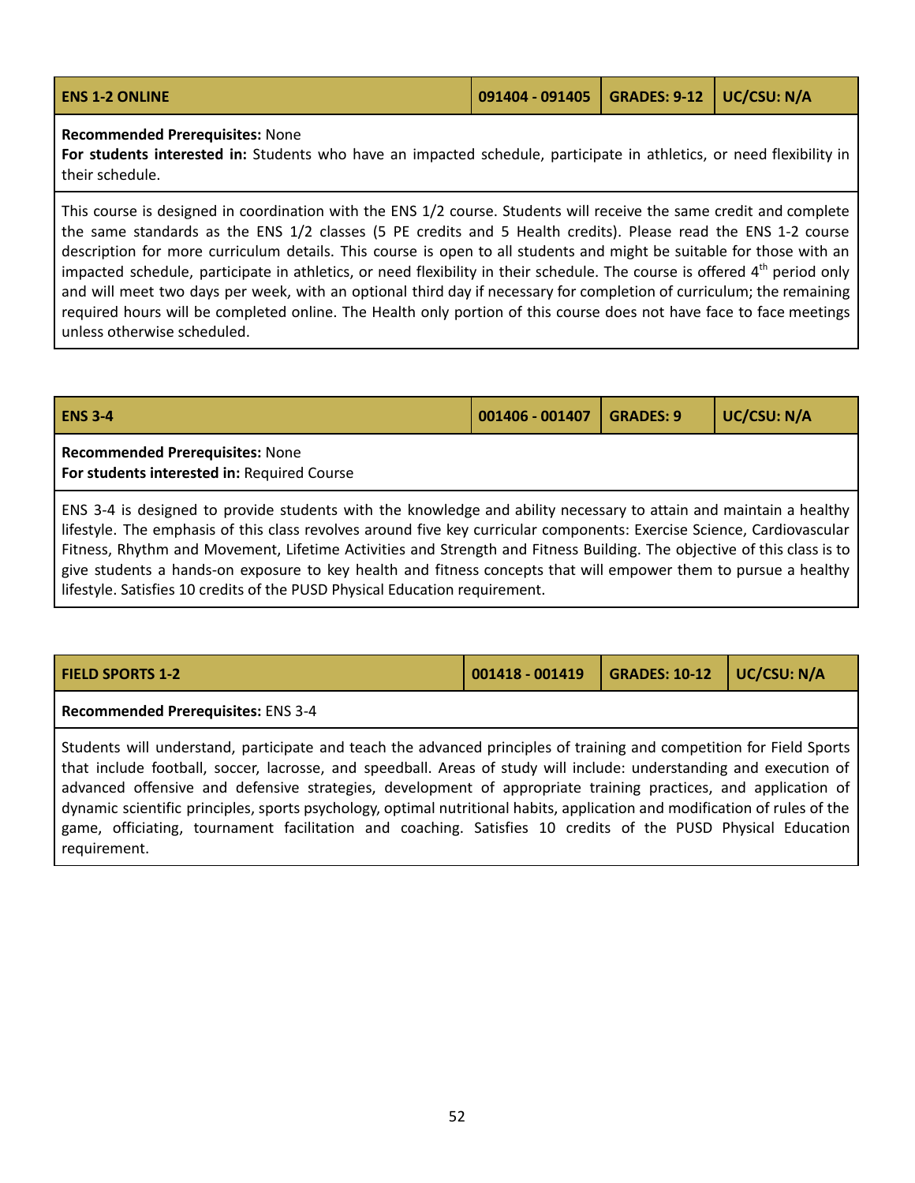| ENS 1-2 ONLINE | 091404 - 091405 | GRADES: 9-12 | UC/CSU: N/A |
|---|---|---|---|

**Recommended Prerequisites:** None
**For students interested in:** Students who have an impacted schedule, participate in athletics, or need flexibility in their schedule.

This course is designed in coordination with the ENS 1/2 course. Students will receive the same credit and complete the same standards as the ENS 1/2 classes (5 PE credits and 5 Health credits). Please read the ENS 1-2 course description for more curriculum details. This course is open to all students and might be suitable for those with an impacted schedule, participate in athletics, or need flexibility in their schedule. The course is offered 4th period only and will meet two days per week, with an optional third day if necessary for completion of curriculum; the remaining required hours will be completed online. The Health only portion of this course does not have face to face meetings unless otherwise scheduled.

| ENS 3-4 | 001406 - 001407 | GRADES: 9 | UC/CSU: N/A |
|---|---|---|---|

**Recommended Prerequisites:** None
**For students interested in:** Required Course

ENS 3-4 is designed to provide students with the knowledge and ability necessary to attain and maintain a healthy lifestyle. The emphasis of this class revolves around five key curricular components: Exercise Science, Cardiovascular Fitness, Rhythm and Movement, Lifetime Activities and Strength and Fitness Building. The objective of this class is to give students a hands-on exposure to key health and fitness concepts that will empower them to pursue a healthy lifestyle. Satisfies 10 credits of the PUSD Physical Education requirement.

| FIELD SPORTS 1-2 | 001418 - 001419 | GRADES: 10-12 | UC/CSU: N/A |
|---|---|---|---|

**Recommended Prerequisites:** ENS 3-4

Students will understand, participate and teach the advanced principles of training and competition for Field Sports that include football, soccer, lacrosse, and speedball. Areas of study will include: understanding and execution of advanced offensive and defensive strategies, development of appropriate training practices, and application of dynamic scientific principles, sports psychology, optimal nutritional habits, application and modification of rules of the game, officiating, tournament facilitation and coaching. Satisfies 10 credits of the PUSD Physical Education requirement.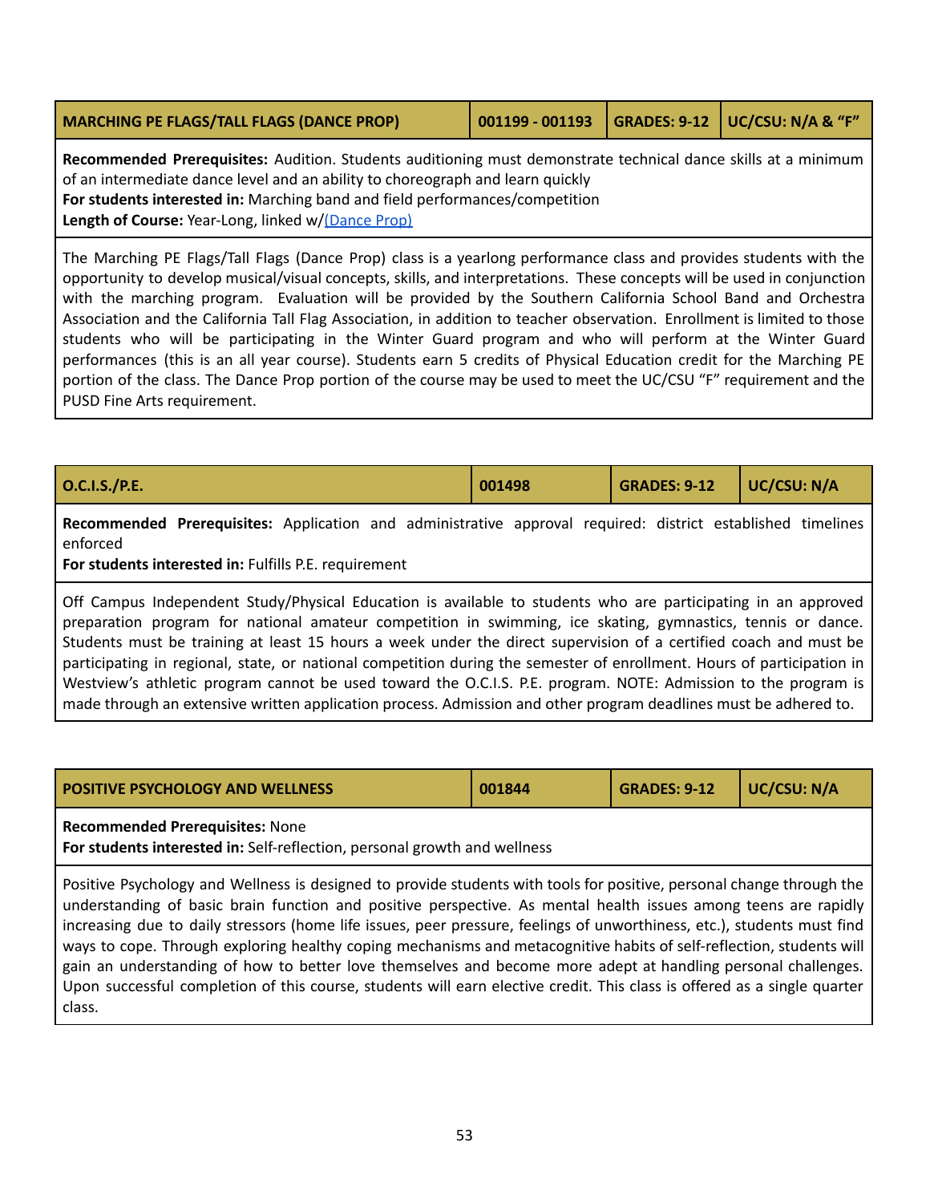| MARCHING PE FLAGS/TALL FLAGS (DANCE PROP) | 001199 - 001193 | GRADES: 9-12 | UC/CSU: N/A & "F" |
|---|---|---|---|

**Recommended Prerequisites:** Audition. Students auditioning must demonstrate technical dance skills at a minimum of an intermediate dance level and an ability to choreograph and learn quickly
**For students interested in:** Marching band and field performances/competition
**Length of Course:** Year-Long, linked w/(Dance Prop)

The Marching PE Flags/Tall Flags (Dance Prop) class is a yearlong performance class and provides students with the opportunity to develop musical/visual concepts, skills, and interpretations. These concepts will be used in conjunction with the marching program. Evaluation will be provided by the Southern California School Band and Orchestra Association and the California Tall Flag Association, in addition to teacher observation. Enrollment is limited to those students who will be participating in the Winter Guard program and who will perform at the Winter Guard performances (this is an all year course). Students earn 5 credits of Physical Education credit for the Marching PE portion of the class. The Dance Prop portion of the course may be used to meet the UC/CSU "F" requirement and the PUSD Fine Arts requirement.

| O.C.I.S./P.E. | 001498 | GRADES: 9-12 | UC/CSU: N/A |
|---|---|---|---|

**Recommended Prerequisites:** Application and administrative approval required: district established timelines enforced
**For students interested in:** Fulfills P.E. requirement

Off Campus Independent Study/Physical Education is available to students who are participating in an approved preparation program for national amateur competition in swimming, ice skating, gymnastics, tennis or dance. Students must be training at least 15 hours a week under the direct supervision of a certified coach and must be participating in regional, state, or national competition during the semester of enrollment. Hours of participation in Westview's athletic program cannot be used toward the O.C.I.S. P.E. program. NOTE: Admission to the program is made through an extensive written application process. Admission and other program deadlines must be adhered to.

| POSITIVE PSYCHOLOGY AND WELLNESS | 001844 | GRADES: 9-12 | UC/CSU: N/A |
|---|---|---|---|

**Recommended Prerequisites:** None
**For students interested in:** Self-reflection, personal growth and wellness

Positive Psychology and Wellness is designed to provide students with tools for positive, personal change through the understanding of basic brain function and positive perspective. As mental health issues among teens are rapidly increasing due to daily stressors (home life issues, peer pressure, feelings of unworthiness, etc.), students must find ways to cope. Through exploring healthy coping mechanisms and metacognitive habits of self-reflection, students will gain an understanding of how to better love themselves and become more adept at handling personal challenges. Upon successful completion of this course, students will earn elective credit. This class is offered as a single quarter class.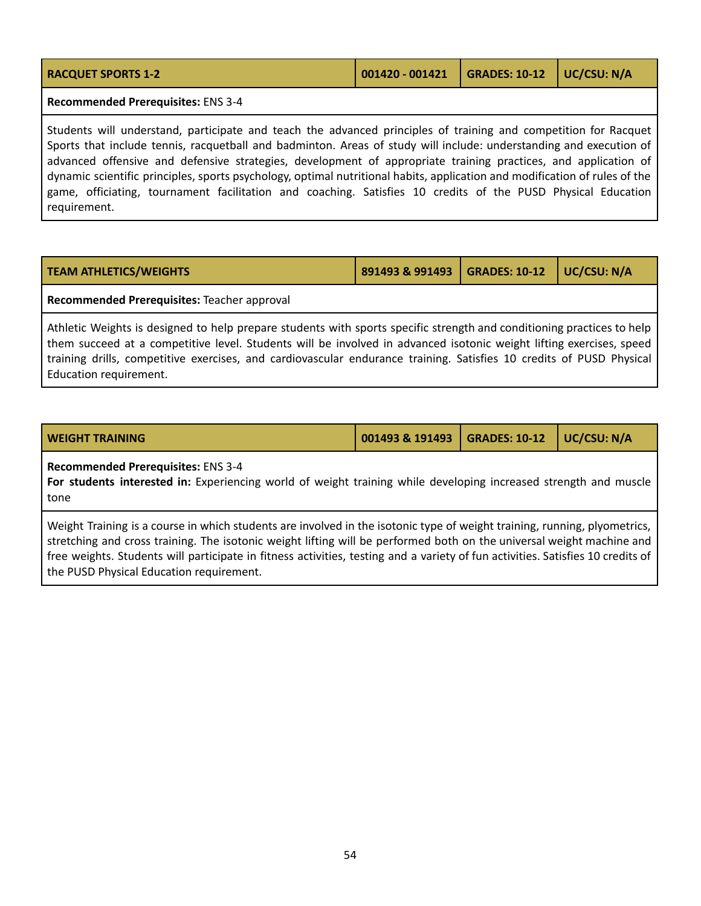| RACQUET SPORTS 1-2 | 001420 - 001421 | GRADES: 10-12 | UC/CSU: N/A |
|---|---|---|---|

**Recommended Prerequisites:** ENS 3-4

Students will understand, participate and teach the advanced principles of training and competition for Racquet Sports that include tennis, racquetball and badminton. Areas of study will include: understanding and execution of advanced offensive and defensive strategies, development of appropriate training practices, and application of dynamic scientific principles, sports psychology, optimal nutritional habits, application and modification of rules of the game, officiating, tournament facilitation and coaching. Satisfies 10 credits of the PUSD Physical Education requirement.

| TEAM ATHLETICS/WEIGHTS | 891493 & 991493 | GRADES: 10-12 | UC/CSU: N/A |
|---|---|---|---|

**Recommended Prerequisites:** Teacher approval

Athletic Weights is designed to help prepare students with sports specific strength and conditioning practices to help them succeed at a competitive level. Students will be involved in advanced isotonic weight lifting exercises, speed training drills, competitive exercises, and cardiovascular endurance training. Satisfies 10 credits of PUSD Physical Education requirement.

| WEIGHT TRAINING | 001493 & 191493 | GRADES: 10-12 | UC/CSU: N/A |
|---|---|---|---|

**Recommended Prerequisites:** ENS 3-4
**For students interested in:** Experiencing world of weight training while developing increased strength and muscle tone

Weight Training is a course in which students are involved in the isotonic type of weight training, running, plyometrics, stretching and cross training. The isotonic weight lifting will be performed both on the universal weight machine and free weights. Students will participate in fitness activities, testing and a variety of fun activities. Satisfies 10 credits of the PUSD Physical Education requirement.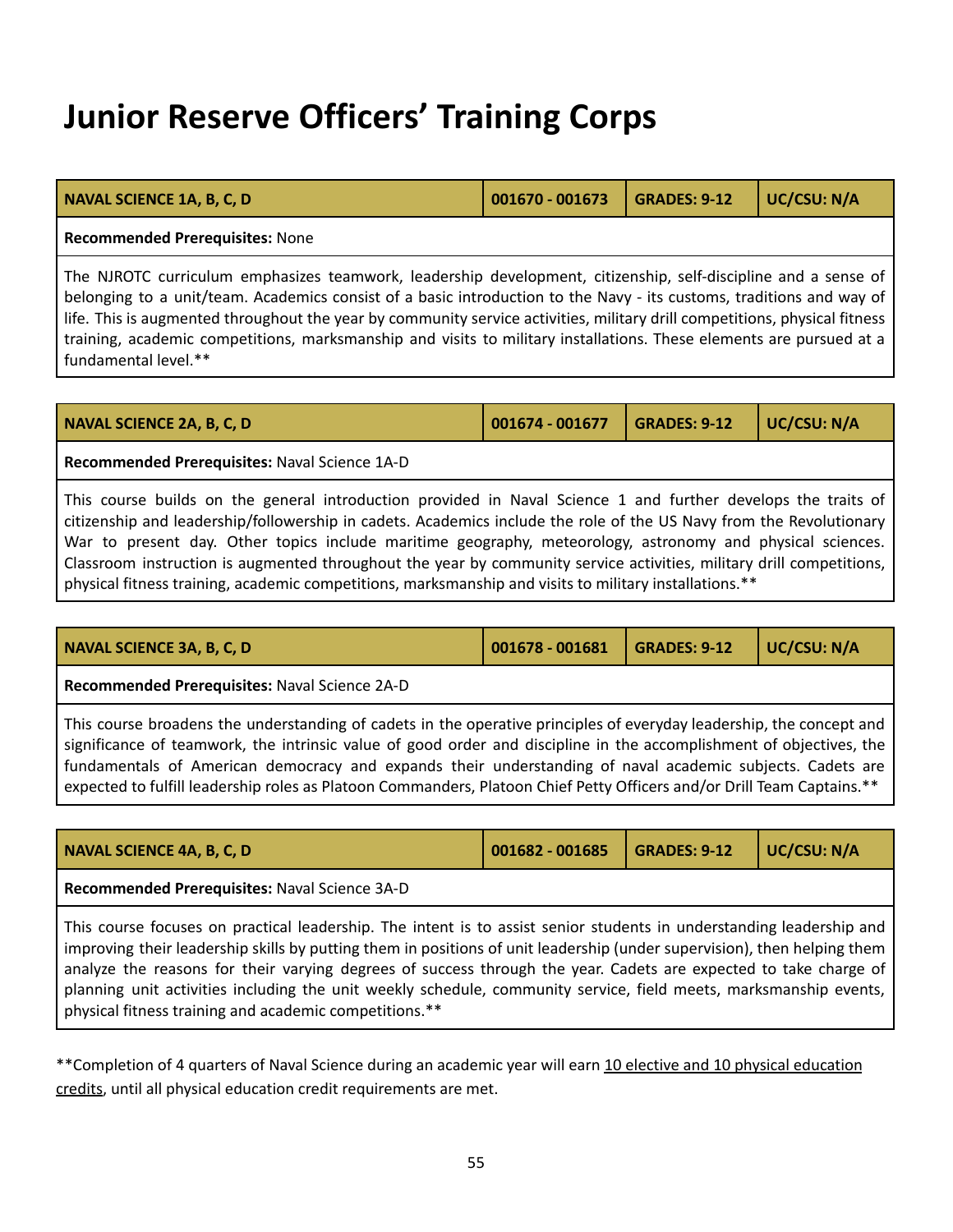# Junior Reserve Officers' Training Corps

| NAVAL SCIENCE 1A, B, C, D | 001670 - 001673 | GRADES: 9-12 | UC/CSU: N/A |
|---|---|---|---|

**Recommended Prerequisites:** None

The NJROTC curriculum emphasizes teamwork, leadership development, citizenship, self-discipline and a sense of belonging to a unit/team. Academics consist of a basic introduction to the Navy - its customs, traditions and way of life. This is augmented throughout the year by community service activities, military drill competitions, physical fitness training, academic competitions, marksmanship and visits to military installations. These elements are pursued at a fundamental level.**

| NAVAL SCIENCE 2A, B, C, D | 001674 - 001677 | GRADES: 9-12 | UC/CSU: N/A |
|---|---|---|---|

**Recommended Prerequisites:** Naval Science 1A-D

This course builds on the general introduction provided in Naval Science 1 and further develops the traits of citizenship and leadership/followership in cadets. Academics include the role of the US Navy from the Revolutionary War to present day. Other topics include maritime geography, meteorology, astronomy and physical sciences. Classroom instruction is augmented throughout the year by community service activities, military drill competitions, physical fitness training, academic competitions, marksmanship and visits to military installations.**

| NAVAL SCIENCE 3A, B, C, D | 001678 - 001681 | GRADES: 9-12 | UC/CSU: N/A |
|---|---|---|---|

**Recommended Prerequisites:** Naval Science 2A-D

This course broadens the understanding of cadets in the operative principles of everyday leadership, the concept and significance of teamwork, the intrinsic value of good order and discipline in the accomplishment of objectives, the fundamentals of American democracy and expands their understanding of naval academic subjects. Cadets are expected to fulfill leadership roles as Platoon Commanders, Platoon Chief Petty Officers and/or Drill Team Captains.**

| NAVAL SCIENCE 4A, B, C, D | 001682 - 001685 | GRADES: 9-12 | UC/CSU: N/A |
|---|---|---|---|

**Recommended Prerequisites:** Naval Science 3A-D

This course focuses on practical leadership. The intent is to assist senior students in understanding leadership and improving their leadership skills by putting them in positions of unit leadership (under supervision), then helping them analyze the reasons for their varying degrees of success through the year. Cadets are expected to take charge of planning unit activities including the unit weekly schedule, community service, field meets, marksmanship events, physical fitness training and academic competitions.**

**Completion of 4 quarters of Naval Science during an academic year will earn <u>10 elective and 10 physical education credits</u>, until all physical education credit requirements are met.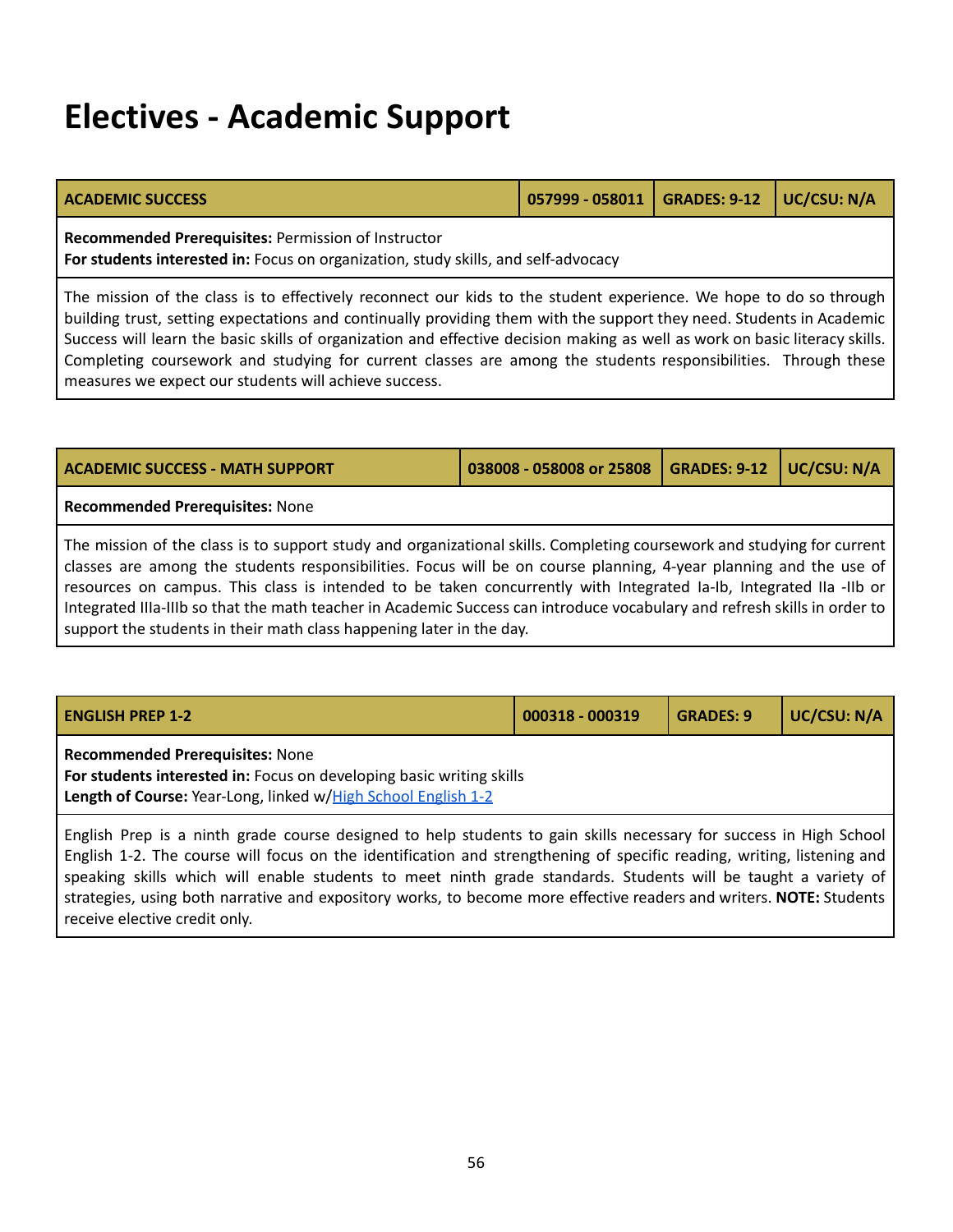# Electives - Academic Support

| ACADEMIC SUCCESS | 057999 - 058011 | GRADES: 9-12 | UC/CSU: N/A |
|---|---|---|---|

**Recommended Prerequisites:** Permission of Instructor
**For students interested in:** Focus on organization, study skills, and self-advocacy

The mission of the class is to effectively reconnect our kids to the student experience. We hope to do so through building trust, setting expectations and continually providing them with the support they need. Students in Academic Success will learn the basic skills of organization and effective decision making as well as work on basic literacy skills. Completing coursework and studying for current classes are among the students responsibilities. Through these measures we expect our students will achieve success.

| ACADEMIC SUCCESS - MATH SUPPORT | 038008 - 058008 or 25808 | GRADES: 9-12 | UC/CSU: N/A |
|---|---|---|---|

**Recommended Prerequisites:** None

The mission of the class is to support study and organizational skills. Completing coursework and studying for current classes are among the students responsibilities. Focus will be on course planning, 4-year planning and the use of resources on campus. This class is intended to be taken concurrently with Integrated Ia-Ib, Integrated IIa -IIb or Integrated IIIa-IIIb so that the math teacher in Academic Success can introduce vocabulary and refresh skills in order to support the students in their math class happening later in the day.

| ENGLISH PREP 1-2 | 000318 - 000319 | GRADES: 9 | UC/CSU: N/A |
|---|---|---|---|

**Recommended Prerequisites:** None
**For students interested in:** Focus on developing basic writing skills
**Length of Course:** Year-Long, linked w/High School English 1-2

English Prep is a ninth grade course designed to help students to gain skills necessary for success in High School English 1-2. The course will focus on the identification and strengthening of specific reading, writing, listening and speaking skills which will enable students to meet ninth grade standards. Students will be taught a variety of strategies, using both narrative and expository works, to become more effective readers and writers. **NOTE:** Students receive elective credit only.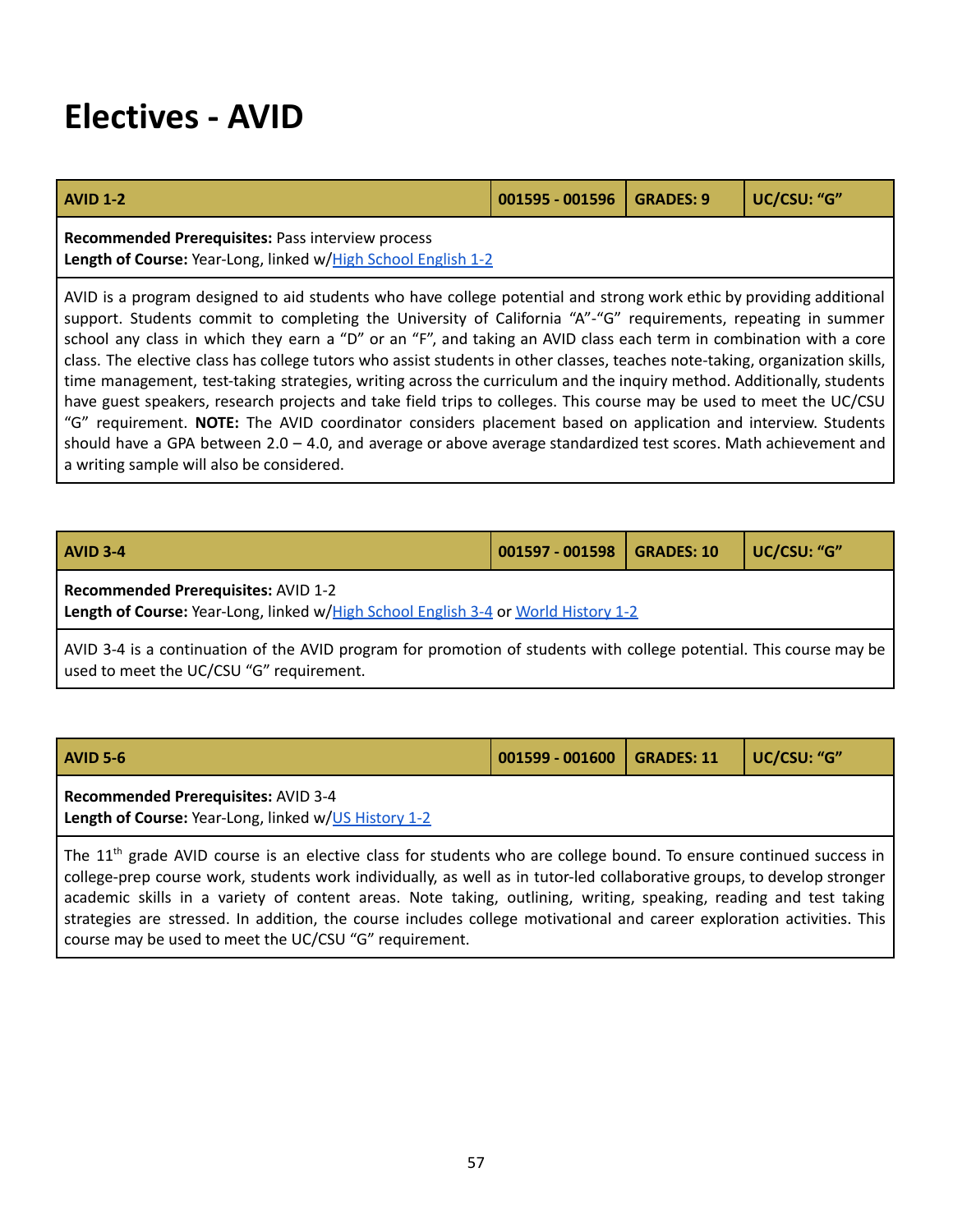# Electives - AVID

| AVID 1-2 | 001595 - 001596 | GRADES: 9 | UC/CSU: "G" |
|---|---|---|---|

**Recommended Prerequisites:** Pass interview process
**Length of Course:** Year-Long, linked w/High School English 1-2

AVID is a program designed to aid students who have college potential and strong work ethic by providing additional support. Students commit to completing the University of California "A"-"G" requirements, repeating in summer school any class in which they earn a "D" or an "F", and taking an AVID class each term in combination with a core class. The elective class has college tutors who assist students in other classes, teaches note-taking, organization skills, time management, test-taking strategies, writing across the curriculum and the inquiry method. Additionally, students have guest speakers, research projects and take field trips to colleges. This course may be used to meet the UC/CSU "G" requirement. **NOTE:** The AVID coordinator considers placement based on application and interview. Students should have a GPA between 2.0 – 4.0, and average or above average standardized test scores. Math achievement and a writing sample will also be considered.

| AVID 3-4 | 001597 - 001598 | GRADES: 10 | UC/CSU: "G" |
|---|---|---|---|

**Recommended Prerequisites:** AVID 1-2
**Length of Course:** Year-Long, linked w/High School English 3-4 or World History 1-2

AVID 3-4 is a continuation of the AVID program for promotion of students with college potential. This course may be used to meet the UC/CSU "G" requirement.

| AVID 5-6 | 001599 - 001600 | GRADES: 11 | UC/CSU: "G" |
|---|---|---|---|

**Recommended Prerequisites:** AVID 3-4
**Length of Course:** Year-Long, linked w/US History 1-2

The 11th grade AVID course is an elective class for students who are college bound. To ensure continued success in college-prep course work, students work individually, as well as in tutor-led collaborative groups, to develop stronger academic skills in a variety of content areas. Note taking, outlining, writing, speaking, reading and test taking strategies are stressed. In addition, the course includes college motivational and career exploration activities. This course may be used to meet the UC/CSU "G" requirement.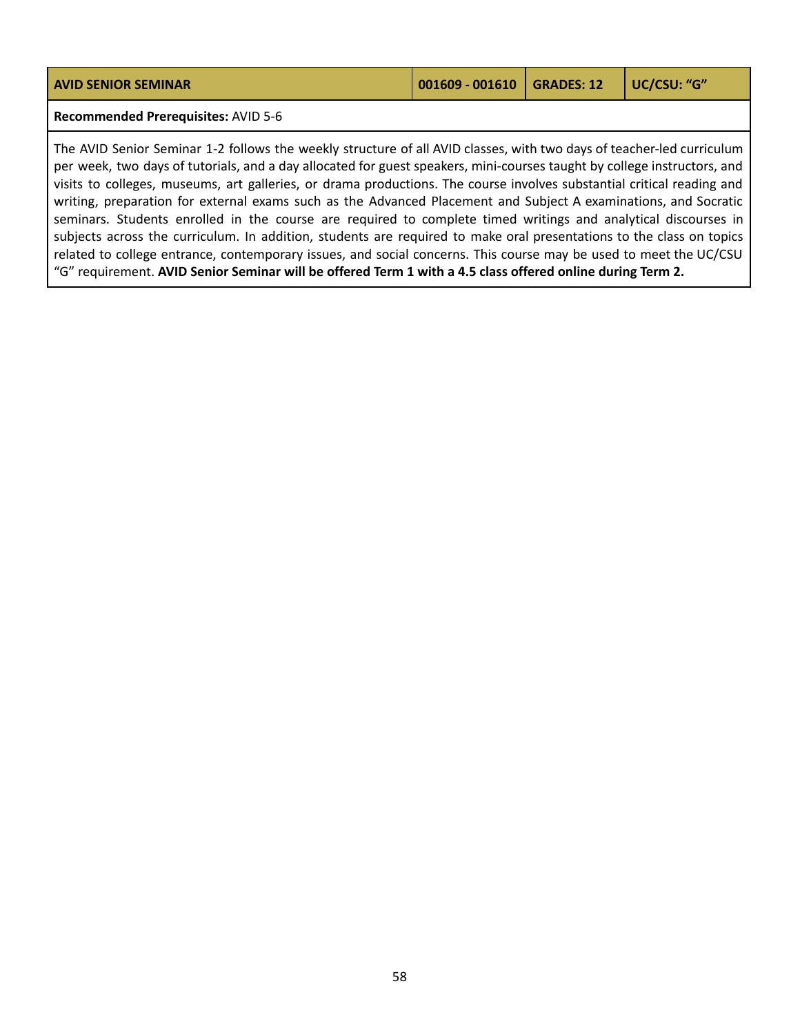| AVID SENIOR SEMINAR | 001609 - 001610 | GRADES: 12 | UC/CSU: "G" |
|---|---|---|---|

**Recommended Prerequisites:** AVID 5-6

The AVID Senior Seminar 1-2 follows the weekly structure of all AVID classes, with two days of teacher-led curriculum per week, two days of tutorials, and a day allocated for guest speakers, mini-courses taught by college instructors, and visits to colleges, museums, art galleries, or drama productions. The course involves substantial critical reading and writing, preparation for external exams such as the Advanced Placement and Subject A examinations, and Socratic seminars. Students enrolled in the course are required to complete timed writings and analytical discourses in subjects across the curriculum. In addition, students are required to make oral presentations to the class on topics related to college entrance, contemporary issues, and social concerns. This course may be used to meet the UC/CSU "G" requirement. **AVID Senior Seminar will be offered Term 1 with a 4.5 class offered online during Term 2.**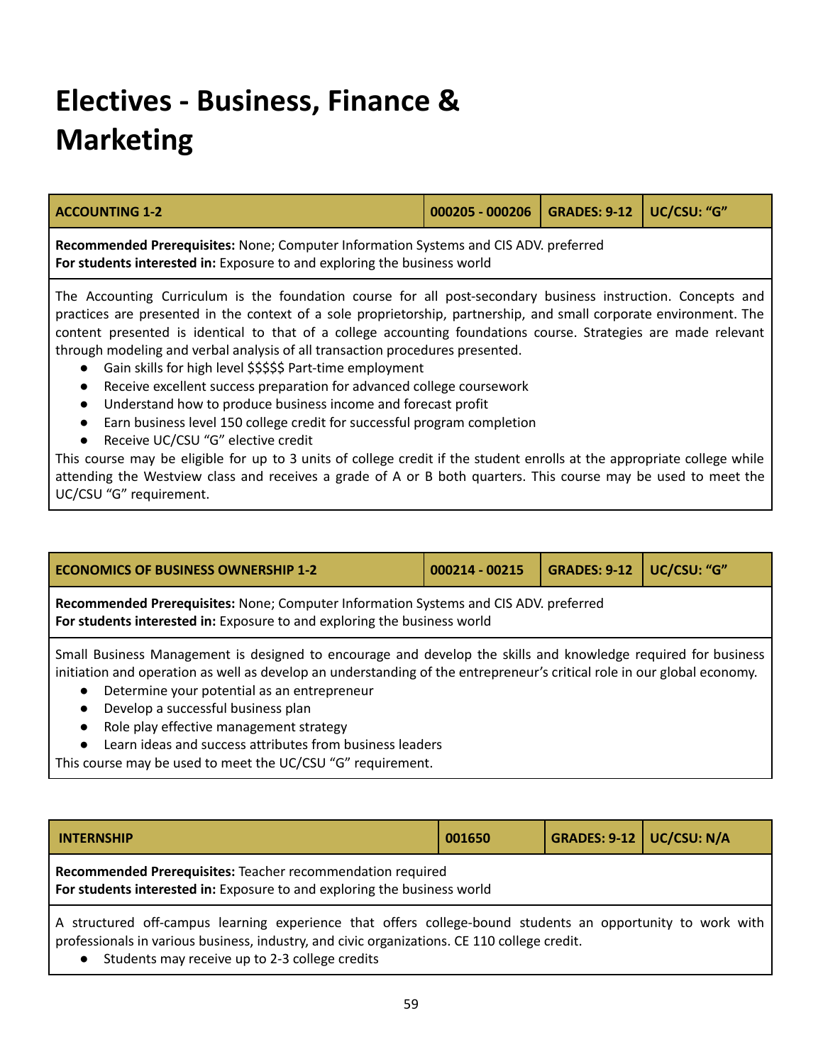# Electives - Business, Finance & Marketing

| ACCOUNTING 1-2 | 000205 - 000206 | GRADES: 9-12 | UC/CSU: "G" |
|---|---|---|---|

**Recommended Prerequisites:** None; Computer Information Systems and CIS ADV. preferred
**For students interested in:** Exposure to and exploring the business world

The Accounting Curriculum is the foundation course for all post-secondary business instruction. Concepts and practices are presented in the context of a sole proprietorship, partnership, and small corporate environment. The content presented is identical to that of a college accounting foundations course. Strategies are made relevant through modeling and verbal analysis of all transaction procedures presented.

- Gain skills for high level $$$$$ Part-time employment
- Receive excellent success preparation for advanced college coursework
- Understand how to produce business income and forecast profit
- Earn business level 150 college credit for successful program completion
- Receive UC/CSU "G" elective credit

This course may be eligible for up to 3 units of college credit if the student enrolls at the appropriate college while attending the Westview class and receives a grade of A or B both quarters. This course may be used to meet the UC/CSU "G" requirement.

| ECONOMICS OF BUSINESS OWNERSHIP 1-2 | 000214 - 00215 | GRADES: 9-12 | UC/CSU: "G" |
|---|---|---|---|

**Recommended Prerequisites:** None; Computer Information Systems and CIS ADV. preferred
**For students interested in:** Exposure to and exploring the business world

Small Business Management is designed to encourage and develop the skills and knowledge required for business initiation and operation as well as develop an understanding of the entrepreneur's critical role in our global economy.

- Determine your potential as an entrepreneur
- Develop a successful business plan
- Role play effective management strategy
- Learn ideas and success attributes from business leaders

This course may be used to meet the UC/CSU "G" requirement.

| INTERNSHIP | 001650 | GRADES: 9-12 | UC/CSU: N/A |
|---|---|---|---|

**Recommended Prerequisites:** Teacher recommendation required
**For students interested in:** Exposure to and exploring the business world

A structured off-campus learning experience that offers college-bound students an opportunity to work with professionals in various business, industry, and civic organizations. CE 110 college credit.

- Students may receive up to 2-3 college credits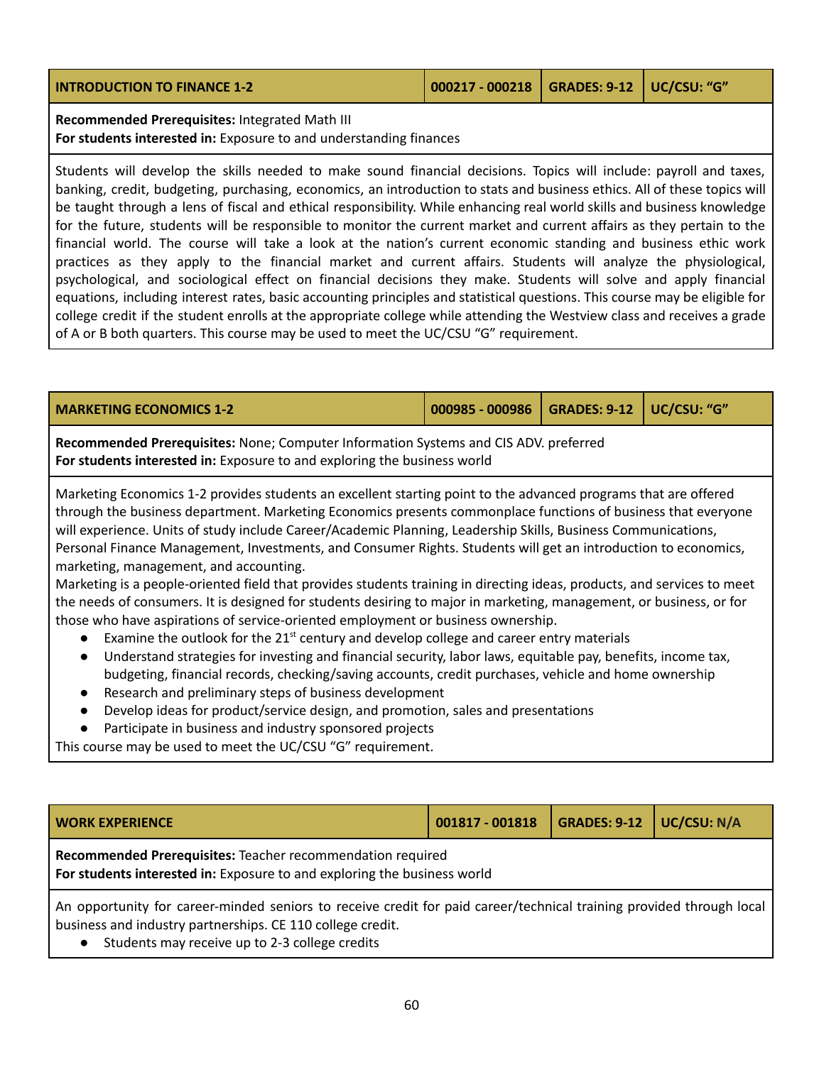| INTRODUCTION TO FINANCE 1-2 | 000217 - 000218 | GRADES: 9-12 | UC/CSU: "G" |
|---|---|---|---|

**Recommended Prerequisites:** Integrated Math III
**For students interested in:** Exposure to and understanding finances

Students will develop the skills needed to make sound financial decisions. Topics will include: payroll and taxes, banking, credit, budgeting, purchasing, economics, an introduction to stats and business ethics. All of these topics will be taught through a lens of fiscal and ethical responsibility. While enhancing real world skills and business knowledge for the future, students will be responsible to monitor the current market and current affairs as they pertain to the financial world. The course will take a look at the nation's current economic standing and business ethic work practices as they apply to the financial market and current affairs. Students will analyze the physiological, psychological, and sociological effect on financial decisions they make. Students will solve and apply financial equations, including interest rates, basic accounting principles and statistical questions. This course may be eligible for college credit if the student enrolls at the appropriate college while attending the Westview class and receives a grade of A or B both quarters. This course may be used to meet the UC/CSU "G" requirement.

| MARKETING ECONOMICS 1-2 | 000985 - 000986 | GRADES: 9-12 | UC/CSU: "G" |
|---|---|---|---|

**Recommended Prerequisites:** None; Computer Information Systems and CIS ADV. preferred
**For students interested in:** Exposure to and exploring the business world

Marketing Economics 1-2 provides students an excellent starting point to the advanced programs that are offered through the business department. Marketing Economics presents commonplace functions of business that everyone will experience. Units of study include Career/Academic Planning, Leadership Skills, Business Communications, Personal Finance Management, Investments, and Consumer Rights. Students will get an introduction to economics, marketing, management, and accounting.

Marketing is a people-oriented field that provides students training in directing ideas, products, and services to meet the needs of consumers. It is designed for students desiring to major in marketing, management, or business, or for those who have aspirations of service-oriented employment or business ownership.

- Examine the outlook for the 21st century and develop college and career entry materials
- Understand strategies for investing and financial security, labor laws, equitable pay, benefits, income tax, budgeting, financial records, checking/saving accounts, credit purchases, vehicle and home ownership
- Research and preliminary steps of business development
- Develop ideas for product/service design, and promotion, sales and presentations
- Participate in business and industry sponsored projects

This course may be used to meet the UC/CSU "G" requirement.

| WORK EXPERIENCE | 001817 - 001818 | GRADES: 9-12 | UC/CSU: N/A |
|---|---|---|---|

**Recommended Prerequisites:** Teacher recommendation required
**For students interested in:** Exposure to and exploring the business world

An opportunity for career-minded seniors to receive credit for paid career/technical training provided through local business and industry partnerships. CE 110 college credit.

- Students may receive up to 2-3 college credits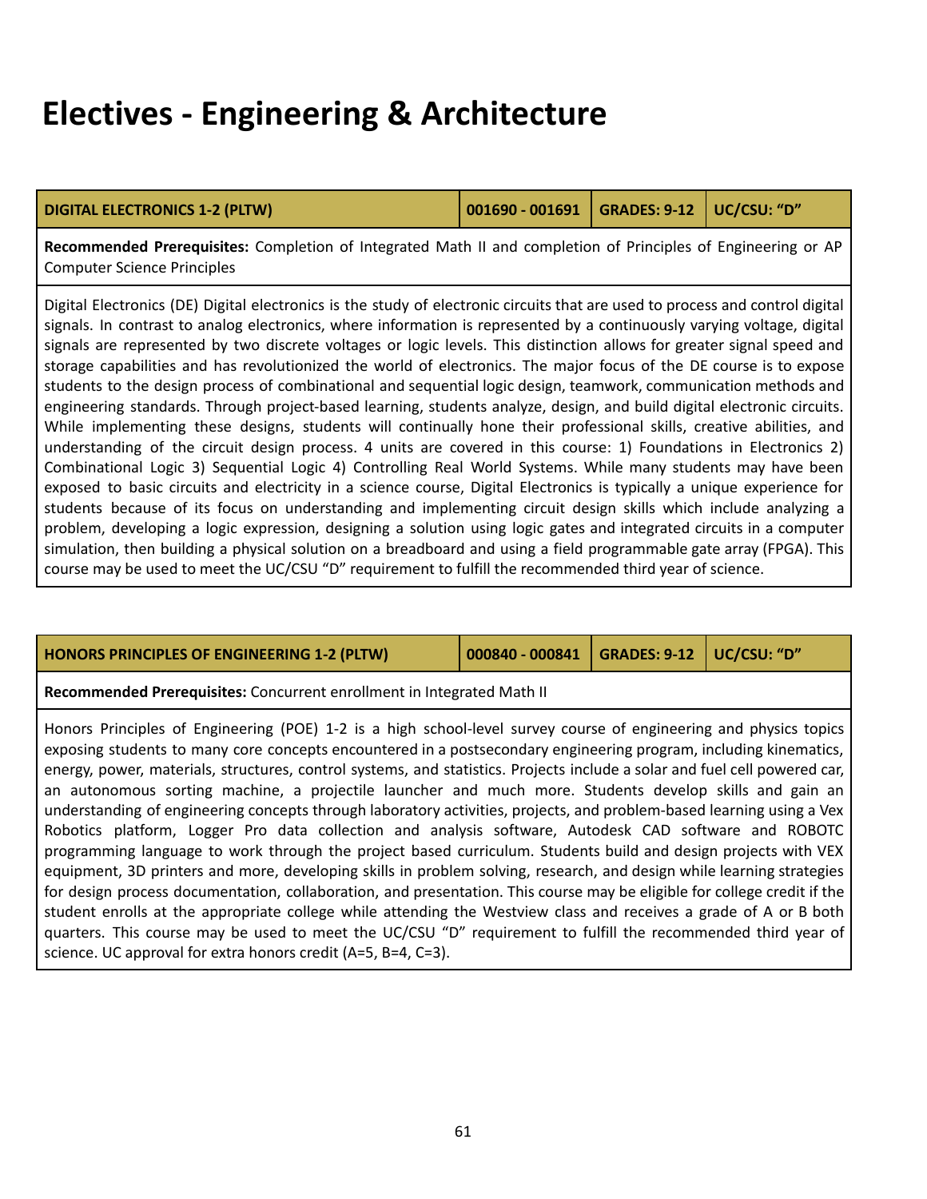# Electives - Engineering & Architecture

| DIGITAL ELECTRONICS 1-2 (PLTW) | 001690 - 001691 | GRADES: 9-12 | UC/CSU: "D" |
|---|---|---|---|

**Recommended Prerequisites:** Completion of Integrated Math II and completion of Principles of Engineering or AP Computer Science Principles

Digital Electronics (DE) Digital electronics is the study of electronic circuits that are used to process and control digital signals. In contrast to analog electronics, where information is represented by a continuously varying voltage, digital signals are represented by two discrete voltages or logic levels. This distinction allows for greater signal speed and storage capabilities and has revolutionized the world of electronics. The major focus of the DE course is to expose students to the design process of combinational and sequential logic design, teamwork, communication methods and engineering standards. Through project-based learning, students analyze, design, and build digital electronic circuits. While implementing these designs, students will continually hone their professional skills, creative abilities, and understanding of the circuit design process. 4 units are covered in this course: 1) Foundations in Electronics 2) Combinational Logic 3) Sequential Logic 4) Controlling Real World Systems. While many students may have been exposed to basic circuits and electricity in a science course, Digital Electronics is typically a unique experience for students because of its focus on understanding and implementing circuit design skills which include analyzing a problem, developing a logic expression, designing a solution using logic gates and integrated circuits in a computer simulation, then building a physical solution on a breadboard and using a field programmable gate array (FPGA). This course may be used to meet the UC/CSU "D" requirement to fulfill the recommended third year of science.

| HONORS PRINCIPLES OF ENGINEERING 1-2 (PLTW) | 000840 - 000841 | GRADES: 9-12 | UC/CSU: "D" |
|---|---|---|---|

**Recommended Prerequisites:** Concurrent enrollment in Integrated Math II

Honors Principles of Engineering (POE) 1-2 is a high school-level survey course of engineering and physics topics exposing students to many core concepts encountered in a postsecondary engineering program, including kinematics, energy, power, materials, structures, control systems, and statistics. Projects include a solar and fuel cell powered car, an autonomous sorting machine, a projectile launcher and much more. Students develop skills and gain an understanding of engineering concepts through laboratory activities, projects, and problem-based learning using a Vex Robotics platform, Logger Pro data collection and analysis software, Autodesk CAD software and ROBOTC programming language to work through the project based curriculum. Students build and design projects with VEX equipment, 3D printers and more, developing skills in problem solving, research, and design while learning strategies for design process documentation, collaboration, and presentation. This course may be eligible for college credit if the student enrolls at the appropriate college while attending the Westview class and receives a grade of A or B both quarters. This course may be used to meet the UC/CSU "D" requirement to fulfill the recommended third year of science. UC approval for extra honors credit (A=5, B=4, C=3).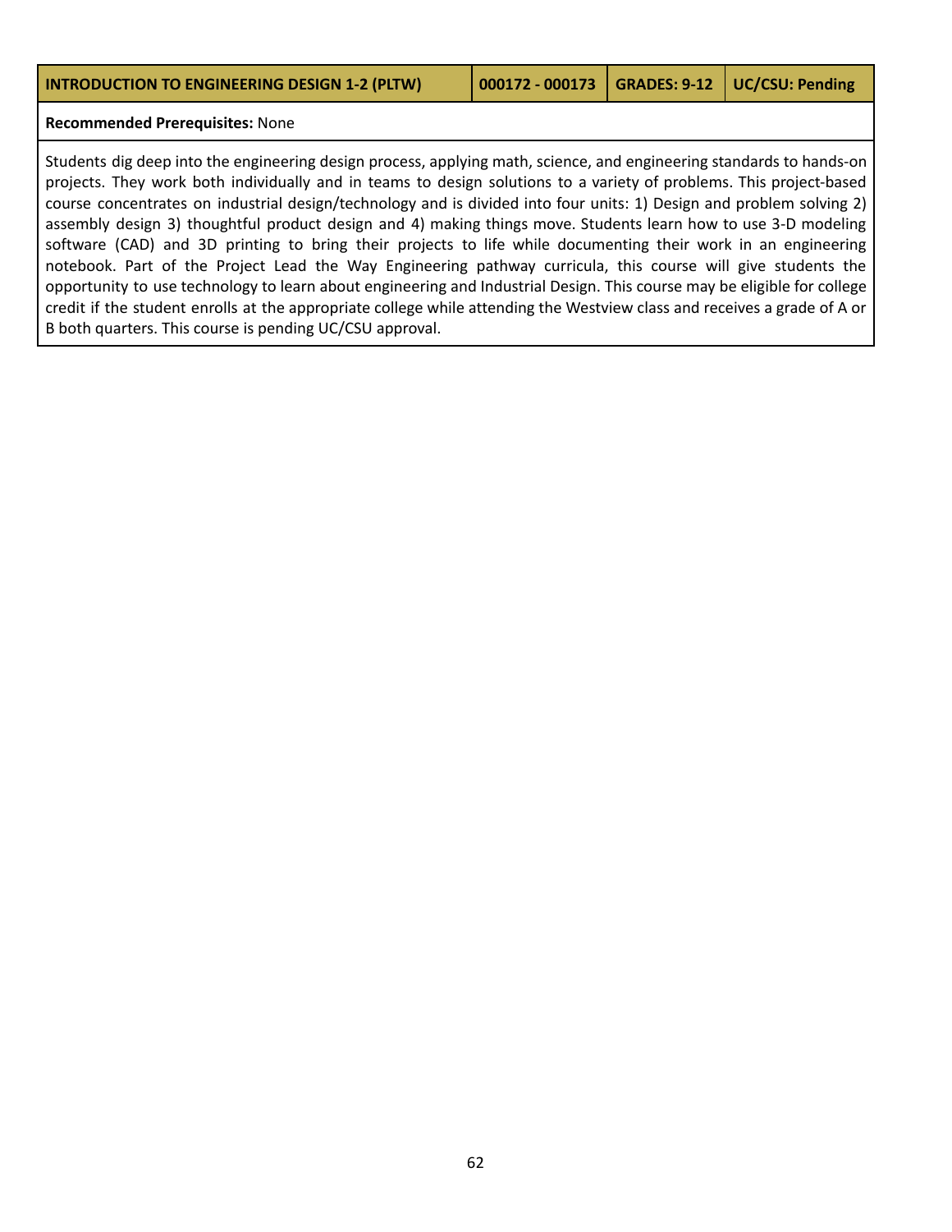| INTRODUCTION TO ENGINEERING DESIGN 1-2 (PLTW) | 000172 - 000173 | GRADES: 9-12 | UC/CSU: Pending |
| --- | --- | --- | --- |

**Recommended Prerequisites:** None

Students dig deep into the engineering design process, applying math, science, and engineering standards to hands-on projects. They work both individually and in teams to design solutions to a variety of problems. This project-based course concentrates on industrial design/technology and is divided into four units: 1) Design and problem solving 2) assembly design 3) thoughtful product design and 4) making things move. Students learn how to use 3-D modeling software (CAD) and 3D printing to bring their projects to life while documenting their work in an engineering notebook. Part of the Project Lead the Way Engineering pathway curricula, this course will give students the opportunity to use technology to learn about engineering and Industrial Design. This course may be eligible for college credit if the student enrolls at the appropriate college while attending the Westview class and receives a grade of A or B both quarters. This course is pending UC/CSU approval.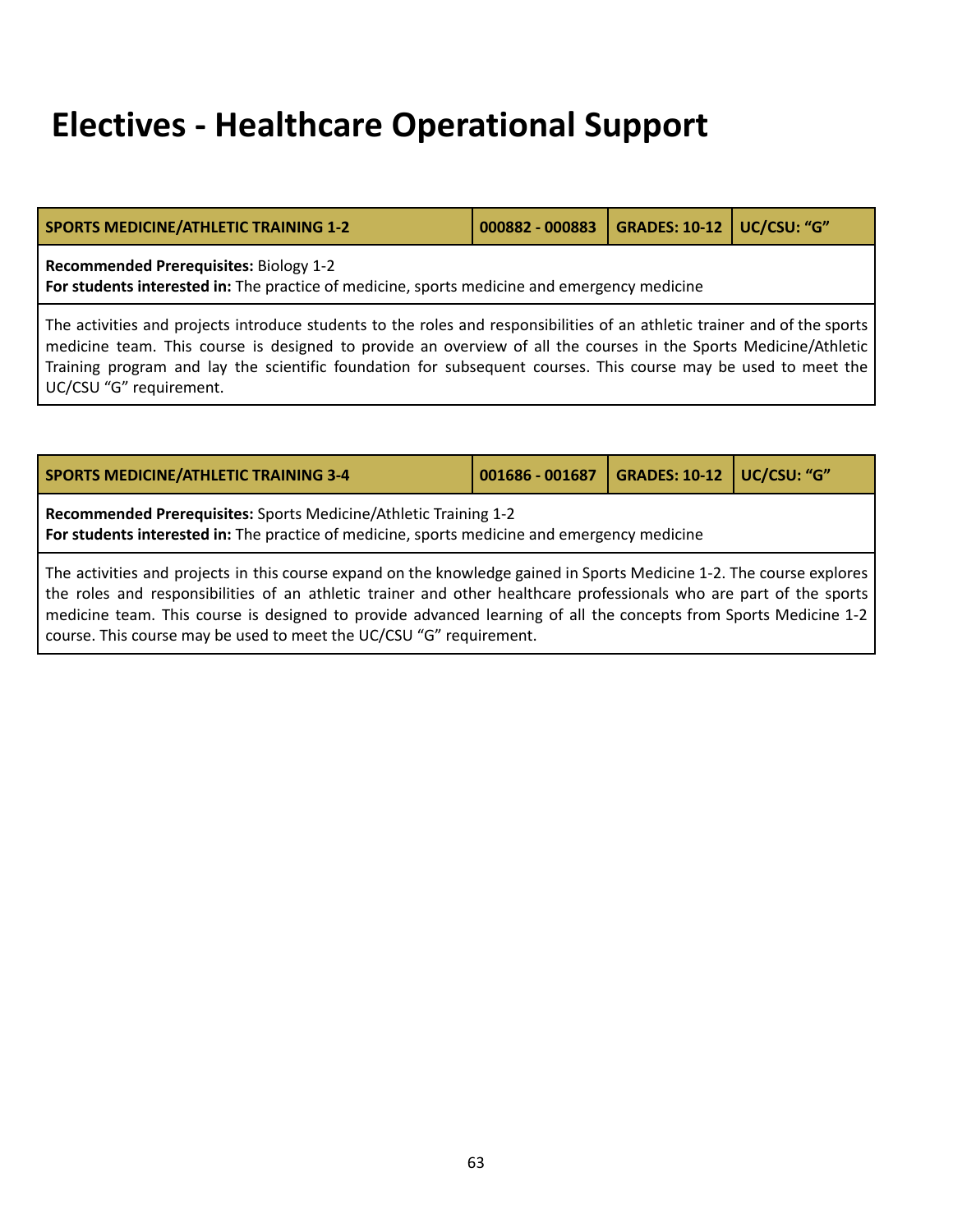# Electives - Healthcare Operational Support

| SPORTS MEDICINE/ATHLETIC TRAINING 1-2 | 000882 - 000883 | GRADES: 10-12 | UC/CSU: "G" |
|---|---|---|---|

**Recommended Prerequisites:** Biology 1-2
**For students interested in:** The practice of medicine, sports medicine and emergency medicine

The activities and projects introduce students to the roles and responsibilities of an athletic trainer and of the sports medicine team. This course is designed to provide an overview of all the courses in the Sports Medicine/Athletic Training program and lay the scientific foundation for subsequent courses. This course may be used to meet the UC/CSU "G" requirement.

| SPORTS MEDICINE/ATHLETIC TRAINING 3-4 | 001686 - 001687 | GRADES: 10-12 | UC/CSU: "G" |
|---|---|---|---|

**Recommended Prerequisites:** Sports Medicine/Athletic Training 1-2
**For students interested in:** The practice of medicine, sports medicine and emergency medicine

The activities and projects in this course expand on the knowledge gained in Sports Medicine 1-2. The course explores the roles and responsibilities of an athletic trainer and other healthcare professionals who are part of the sports medicine team. This course is designed to provide advanced learning of all the concepts from Sports Medicine 1-2 course. This course may be used to meet the UC/CSU "G" requirement.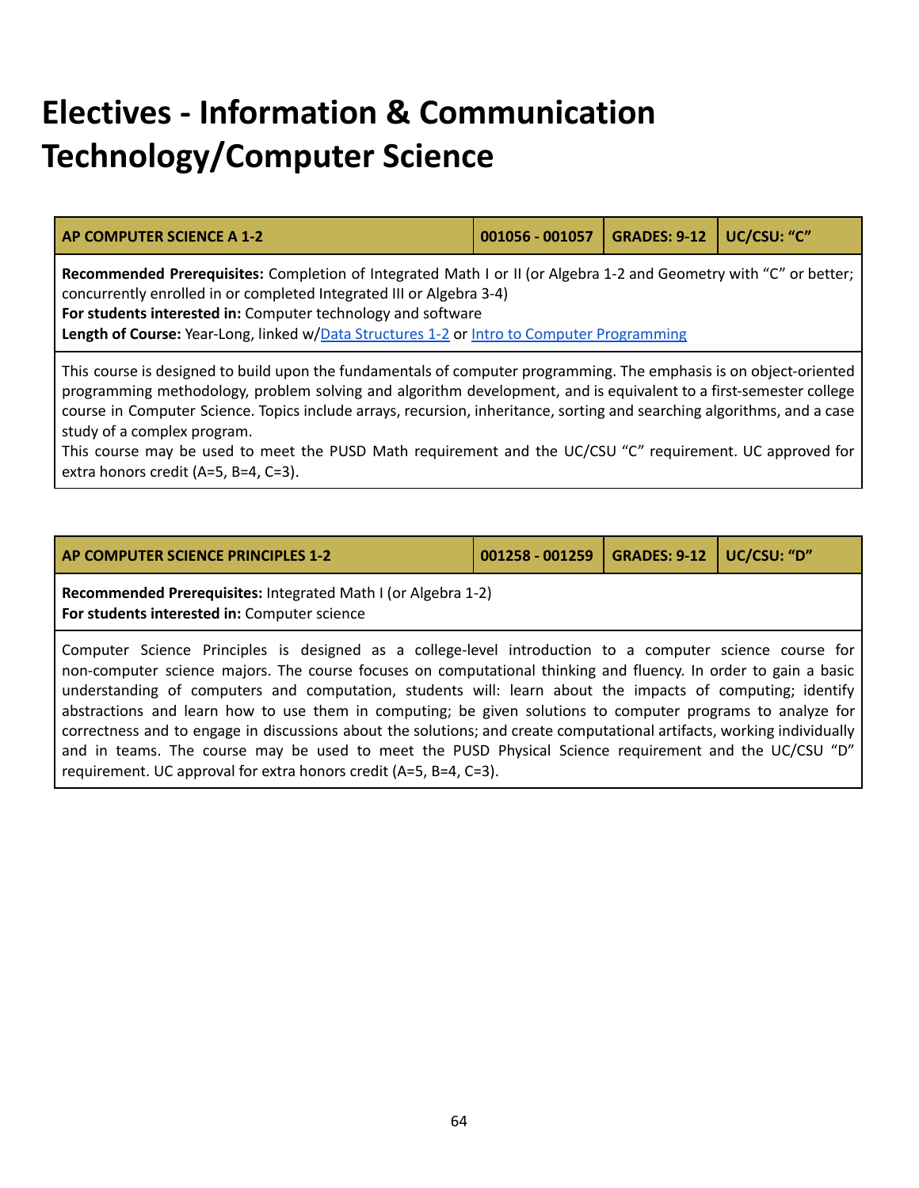# Electives - Information & Communication Technology/Computer Science

| AP COMPUTER SCIENCE A 1-2 | 001056 - 001057 | GRADES: 9-12 | UC/CSU: "C" |
|---|---|---|---|

**Recommended Prerequisites:** Completion of Integrated Math I or II (or Algebra 1-2 and Geometry with "C" or better; concurrently enrolled in or completed Integrated III or Algebra 3-4)
**For students interested in:** Computer technology and software
**Length of Course:** Year-Long, linked w/[Data Structures 1-2]() or [Intro to Computer Programming]()

This course is designed to build upon the fundamentals of computer programming. The emphasis is on object-oriented programming methodology, problem solving and algorithm development, and is equivalent to a first-semester college course in Computer Science. Topics include arrays, recursion, inheritance, sorting and searching algorithms, and a case study of a complex program.
This course may be used to meet the PUSD Math requirement and the UC/CSU "C" requirement. UC approved for extra honors credit (A=5, B=4, C=3).

| AP COMPUTER SCIENCE PRINCIPLES 1-2 | 001258 - 001259 | GRADES: 9-12 | UC/CSU: "D" |
|---|---|---|---|

**Recommended Prerequisites:** Integrated Math I (or Algebra 1-2)
**For students interested in:** Computer science

Computer Science Principles is designed as a college-level introduction to a computer science course for non-computer science majors. The course focuses on computational thinking and fluency. In order to gain a basic understanding of computers and computation, students will: learn about the impacts of computing; identify abstractions and learn how to use them in computing; be given solutions to computer programs to analyze for correctness and to engage in discussions about the solutions; and create computational artifacts, working individually and in teams. The course may be used to meet the PUSD Physical Science requirement and the UC/CSU "D" requirement. UC approval for extra honors credit (A=5, B=4, C=3).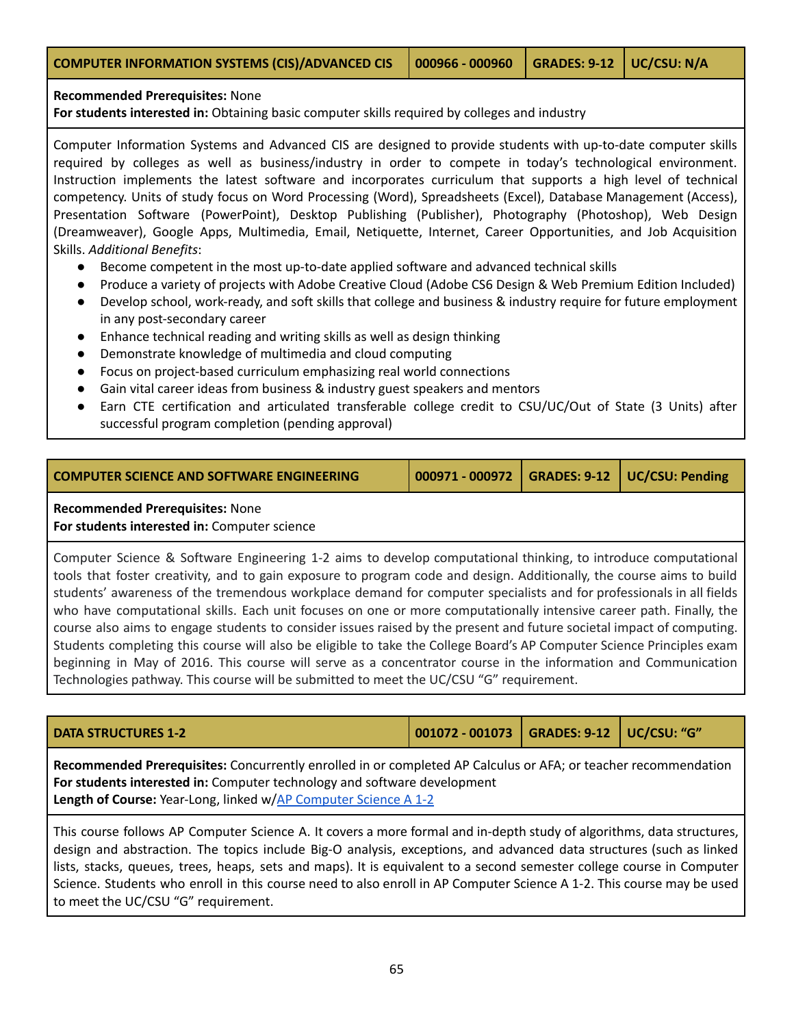| COMPUTER INFORMATION SYSTEMS (CIS)/ADVANCED CIS | 000966 - 000960 | GRADES: 9-12 | UC/CSU: N/A |
|---|---|---|---|

**Recommended Prerequisites:** None
**For students interested in:** Obtaining basic computer skills required by colleges and industry

Computer Information Systems and Advanced CIS are designed to provide students with up-to-date computer skills required by colleges as well as business/industry in order to compete in today's technological environment. Instruction implements the latest software and incorporates curriculum that supports a high level of technical competency. Units of study focus on Word Processing (Word), Spreadsheets (Excel), Database Management (Access), Presentation Software (PowerPoint), Desktop Publishing (Publisher), Photography (Photoshop), Web Design (Dreamweaver), Google Apps, Multimedia, Email, Netiquette, Internet, Career Opportunities, and Job Acquisition Skills. *Additional Benefits*:

- Become competent in the most up-to-date applied software and advanced technical skills
- Produce a variety of projects with Adobe Creative Cloud (Adobe CS6 Design & Web Premium Edition Included)
- Develop school, work-ready, and soft skills that college and business & industry require for future employment in any post-secondary career
- Enhance technical reading and writing skills as well as design thinking
- Demonstrate knowledge of multimedia and cloud computing
- Focus on project-based curriculum emphasizing real world connections
- Gain vital career ideas from business & industry guest speakers and mentors
- Earn CTE certification and articulated transferable college credit to CSU/UC/Out of State (3 Units) after successful program completion (pending approval)

| COMPUTER SCIENCE AND SOFTWARE ENGINEERING | 000971 - 000972 | GRADES: 9-12 | UC/CSU: Pending |
|---|---|---|---|

**Recommended Prerequisites:** None
**For students interested in:** Computer science

Computer Science & Software Engineering 1-2 aims to develop computational thinking, to introduce computational tools that foster creativity, and to gain exposure to program code and design. Additionally, the course aims to build students' awareness of the tremendous workplace demand for computer specialists and for professionals in all fields who have computational skills. Each unit focuses on one or more computationally intensive career path. Finally, the course also aims to engage students to consider issues raised by the present and future societal impact of computing. Students completing this course will also be eligible to take the College Board's AP Computer Science Principles exam beginning in May of 2016. This course will serve as a concentrator course in the information and Communication Technologies pathway. This course will be submitted to meet the UC/CSU "G" requirement.

| DATA STRUCTURES 1-2 | 001072 - 001073 | GRADES: 9-12 | UC/CSU: "G" |
|---|---|---|---|

**Recommended Prerequisites:** Concurrently enrolled in or completed AP Calculus or AFA; or teacher recommendation
**For students interested in:** Computer technology and software development
**Length of Course:** Year-Long, linked w/AP Computer Science A 1-2

This course follows AP Computer Science A. It covers a more formal and in-depth study of algorithms, data structures, design and abstraction. The topics include Big-O analysis, exceptions, and advanced data structures (such as linked lists, stacks, queues, trees, heaps, sets and maps). It is equivalent to a second semester college course in Computer Science. Students who enroll in this course need to also enroll in AP Computer Science A 1-2. This course may be used to meet the UC/CSU "G" requirement.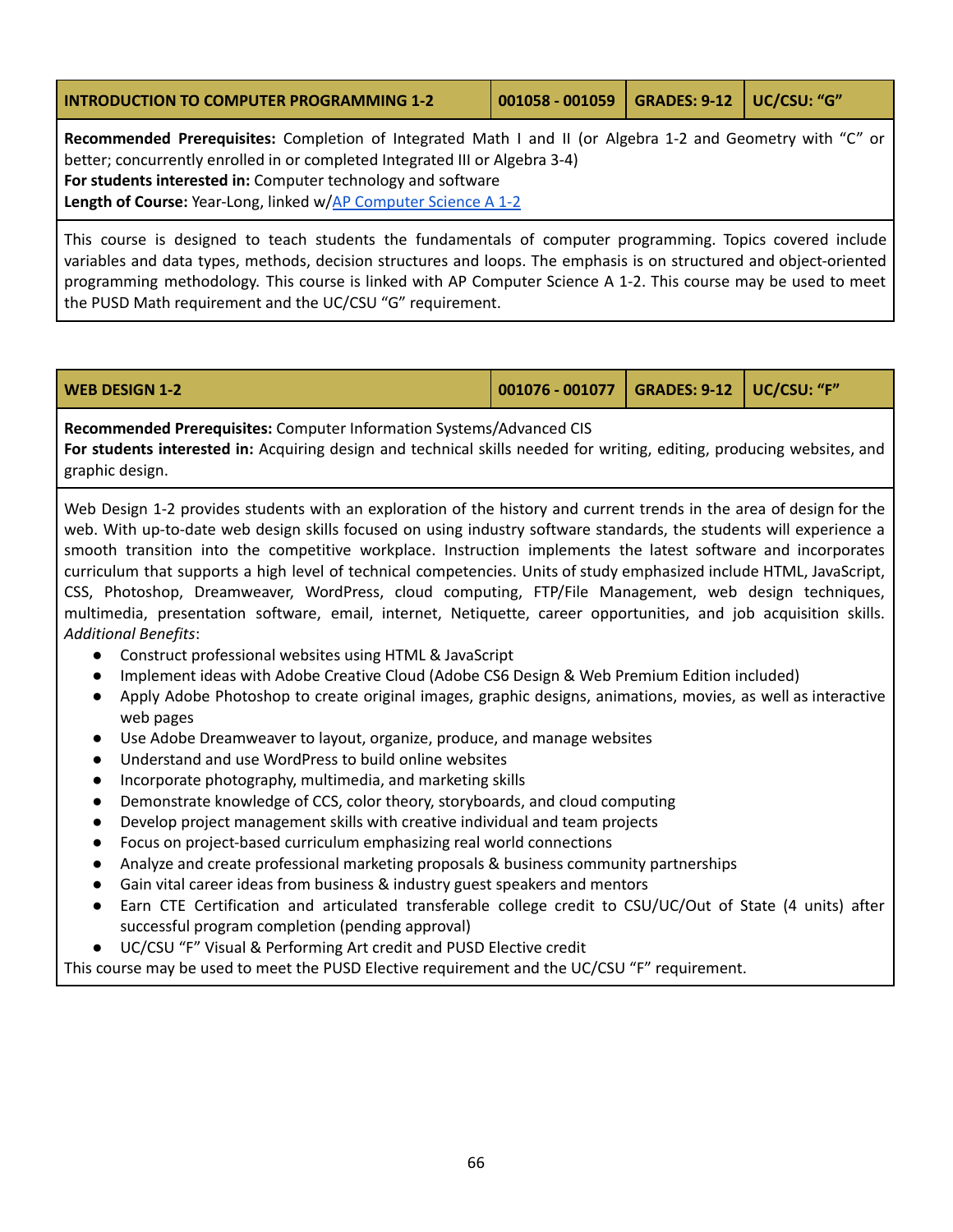| INTRODUCTION TO COMPUTER PROGRAMMING 1-2 | 001058 - 001059 | GRADES: 9-12 | UC/CSU: "G" |
|---|---|---|---|

**Recommended Prerequisites:** Completion of Integrated Math I and II (or Algebra 1-2 and Geometry with "C" or better; concurrently enrolled in or completed Integrated III or Algebra 3-4)
**For students interested in:** Computer technology and software
**Length of Course:** Year-Long, linked w/AP Computer Science A 1-2

This course is designed to teach students the fundamentals of computer programming. Topics covered include variables and data types, methods, decision structures and loops. The emphasis is on structured and object-oriented programming methodology. This course is linked with AP Computer Science A 1-2. This course may be used to meet the PUSD Math requirement and the UC/CSU "G" requirement.

| WEB DESIGN 1-2 | 001076 - 001077 | GRADES: 9-12 | UC/CSU: "F" |
|---|---|---|---|

**Recommended Prerequisites:** Computer Information Systems/Advanced CIS
**For students interested in:** Acquiring design and technical skills needed for writing, editing, producing websites, and graphic design.

Web Design 1-2 provides students with an exploration of the history and current trends in the area of design for the web. With up-to-date web design skills focused on using industry software standards, the students will experience a smooth transition into the competitive workplace. Instruction implements the latest software and incorporates curriculum that supports a high level of technical competencies. Units of study emphasized include HTML, JavaScript, CSS, Photoshop, Dreamweaver, WordPress, cloud computing, FTP/File Management, web design techniques, multimedia, presentation software, email, internet, Netiquette, career opportunities, and job acquisition skills. *Additional Benefits*:

- Construct professional websites using HTML & JavaScript
- Implement ideas with Adobe Creative Cloud (Adobe CS6 Design & Web Premium Edition included)
- Apply Adobe Photoshop to create original images, graphic designs, animations, movies, as well as interactive web pages
- Use Adobe Dreamweaver to layout, organize, produce, and manage websites
- Understand and use WordPress to build online websites
- Incorporate photography, multimedia, and marketing skills
- Demonstrate knowledge of CCS, color theory, storyboards, and cloud computing
- Develop project management skills with creative individual and team projects
- Focus on project-based curriculum emphasizing real world connections
- Analyze and create professional marketing proposals & business community partnerships
- Gain vital career ideas from business & industry guest speakers and mentors
- Earn CTE Certification and articulated transferable college credit to CSU/UC/Out of State (4 units) after successful program completion (pending approval)
- UC/CSU "F" Visual & Performing Art credit and PUSD Elective credit

This course may be used to meet the PUSD Elective requirement and the UC/CSU "F" requirement.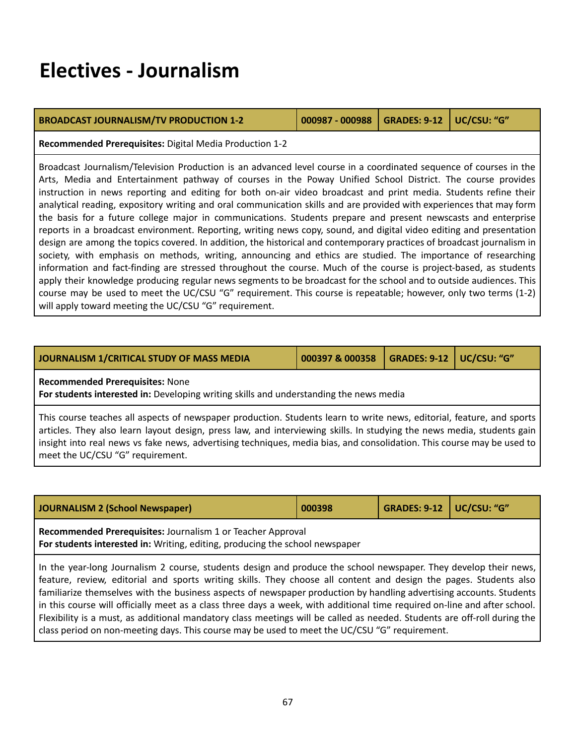# Electives - Journalism

| BROADCAST JOURNALISM/TV PRODUCTION 1-2 | 000987 - 000988 | GRADES: 9-12 | UC/CSU: "G" |
|---|---|---|---|

**Recommended Prerequisites:** Digital Media Production 1-2

Broadcast Journalism/Television Production is an advanced level course in a coordinated sequence of courses in the Arts, Media and Entertainment pathway of courses in the Poway Unified School District. The course provides instruction in news reporting and editing for both on-air video broadcast and print media. Students refine their analytical reading, expository writing and oral communication skills and are provided with experiences that may form the basis for a future college major in communications. Students prepare and present newscasts and enterprise reports in a broadcast environment. Reporting, writing news copy, sound, and digital video editing and presentation design are among the topics covered. In addition, the historical and contemporary practices of broadcast journalism in society, with emphasis on methods, writing, announcing and ethics are studied. The importance of researching information and fact-finding are stressed throughout the course. Much of the course is project-based, as students apply their knowledge producing regular news segments to be broadcast for the school and to outside audiences. This course may be used to meet the UC/CSU "G" requirement. This course is repeatable; however, only two terms (1-2) will apply toward meeting the UC/CSU "G" requirement.

| JOURNALISM 1/CRITICAL STUDY OF MASS MEDIA | 000397 & 000358 | GRADES: 9-12 | UC/CSU: "G" |
|---|---|---|---|

**Recommended Prerequisites:** None
**For students interested in:** Developing writing skills and understanding the news media

This course teaches all aspects of newspaper production. Students learn to write news, editorial, feature, and sports articles. They also learn layout design, press law, and interviewing skills. In studying the news media, students gain insight into real news vs fake news, advertising techniques, media bias, and consolidation. This course may be used to meet the UC/CSU "G" requirement.

| JOURNALISM 2 (School Newspaper) | 000398 | GRADES: 9-12 | UC/CSU: "G" |
|---|---|---|---|

**Recommended Prerequisites:** Journalism 1 or Teacher Approval
**For students interested in:** Writing, editing, producing the school newspaper

In the year-long Journalism 2 course, students design and produce the school newspaper. They develop their news, feature, review, editorial and sports writing skills. They choose all content and design the pages. Students also familiarize themselves with the business aspects of newspaper production by handling advertising accounts. Students in this course will officially meet as a class three days a week, with additional time required on-line and after school. Flexibility is a must, as additional mandatory class meetings will be called as needed. Students are off-roll during the class period on non-meeting days. This course may be used to meet the UC/CSU "G" requirement.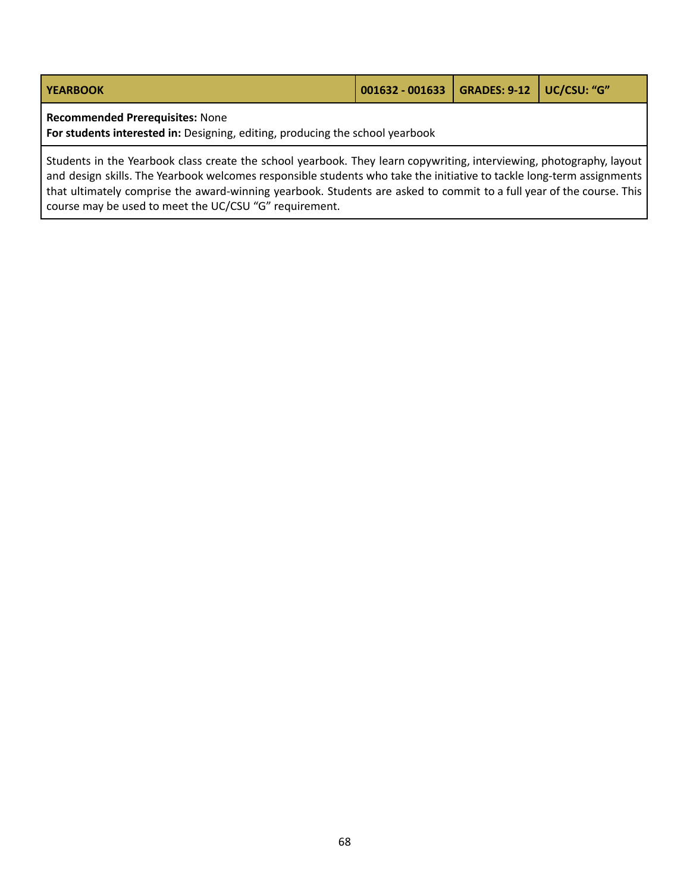| YEARBOOK | 001632 - 001633 | GRADES: 9-12 | UC/CSU: "G" |
|---|---|---|---|

**Recommended Prerequisites:** None
**For students interested in:** Designing, editing, producing the school yearbook

Students in the Yearbook class create the school yearbook. They learn copywriting, interviewing, photography, layout and design skills. The Yearbook welcomes responsible students who take the initiative to tackle long-term assignments that ultimately comprise the award-winning yearbook. Students are asked to commit to a full year of the course. This course may be used to meet the UC/CSU "G" requirement.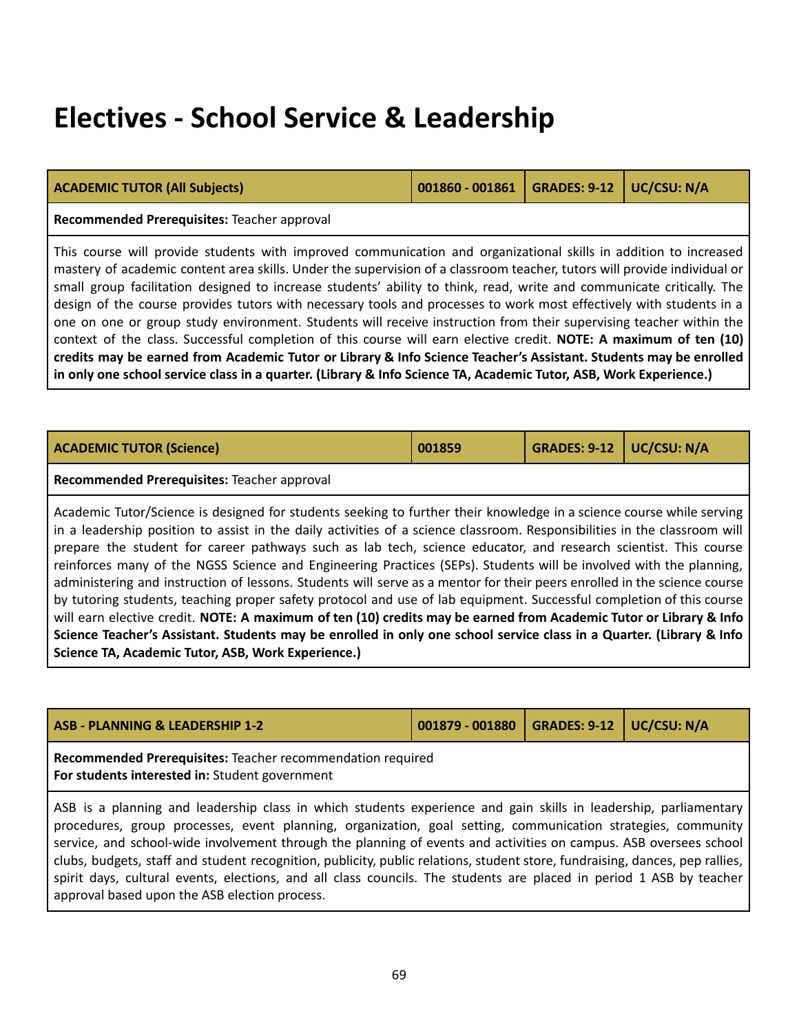# Electives - School Service & Leadership

| ACADEMIC TUTOR (All Subjects) | 001860 - 001861 | GRADES: 9-12 | UC/CSU: N/A |
|---|---|---|---|

**Recommended Prerequisites:** Teacher approval

This course will provide students with improved communication and organizational skills in addition to increased mastery of academic content area skills. Under the supervision of a classroom teacher, tutors will provide individual or small group facilitation designed to increase students' ability to think, read, write and communicate critically. The design of the course provides tutors with necessary tools and processes to work most effectively with students in a one on one or group study environment. Students will receive instruction from their supervising teacher within the context of the class. Successful completion of this course will earn elective credit. **NOTE: A maximum of ten (10) credits may be earned from Academic Tutor or Library & Info Science Teacher's Assistant. Students may be enrolled in only one school service class in a quarter. (Library & Info Science TA, Academic Tutor, ASB, Work Experience.)**

| ACADEMIC TUTOR (Science) | 001859 | GRADES: 9-12 | UC/CSU: N/A |
|---|---|---|---|

**Recommended Prerequisites:** Teacher approval

Academic Tutor/Science is designed for students seeking to further their knowledge in a science course while serving in a leadership position to assist in the daily activities of a science classroom. Responsibilities in the classroom will prepare the student for career pathways such as lab tech, science educator, and research scientist. This course reinforces many of the NGSS Science and Engineering Practices (SEPs). Students will be involved with the planning, administering and instruction of lessons. Students will serve as a mentor for their peers enrolled in the science course by tutoring students, teaching proper safety protocol and use of lab equipment. Successful completion of this course will earn elective credit. **NOTE: A maximum of ten (10) credits may be earned from Academic Tutor or Library & Info Science Teacher's Assistant. Students may be enrolled in only one school service class in a Quarter. (Library & Info Science TA, Academic Tutor, ASB, Work Experience.)**

| ASB - PLANNING & LEADERSHIP 1-2 | 001879 - 001880 | GRADES: 9-12 | UC/CSU: N/A |
|---|---|---|---|

**Recommended Prerequisites:** Teacher recommendation required
**For students interested in:** Student government

ASB is a planning and leadership class in which students experience and gain skills in leadership, parliamentary procedures, group processes, event planning, organization, goal setting, communication strategies, community service, and school-wide involvement through the planning of events and activities on campus. ASB oversees school clubs, budgets, staff and student recognition, publicity, public relations, student store, fundraising, dances, pep rallies, spirit days, cultural events, elections, and all class councils. The students are placed in period 1 ASB by teacher approval based upon the ASB election process.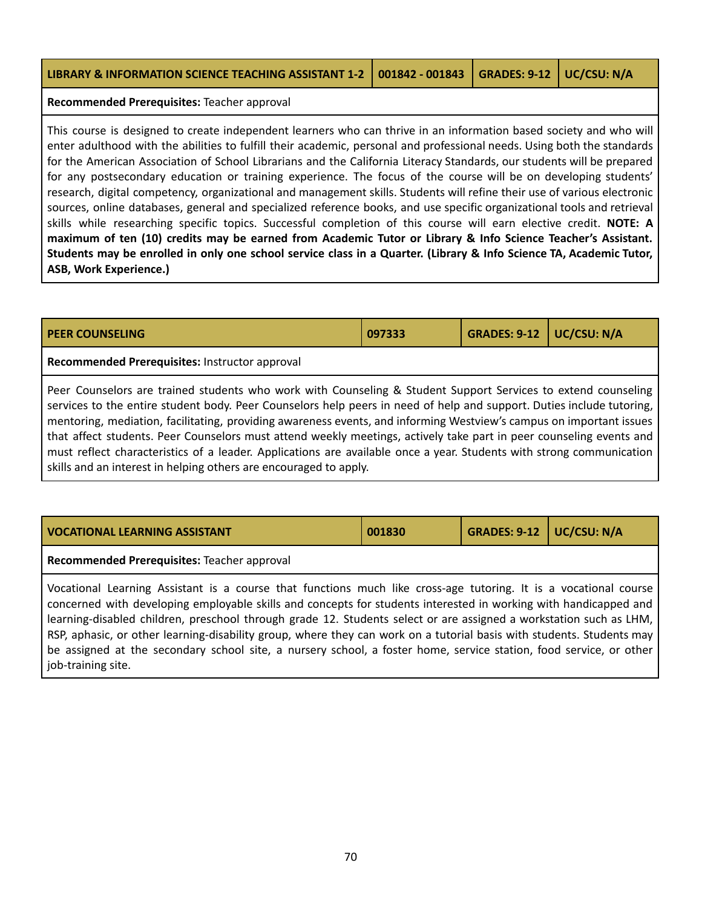| LIBRARY & INFORMATION SCIENCE TEACHING ASSISTANT 1-2 | 001842 - 001843 | GRADES: 9-12 | UC/CSU: N/A |
|---|---|---|---|

**Recommended Prerequisites:** Teacher approval

This course is designed to create independent learners who can thrive in an information based society and who will enter adulthood with the abilities to fulfill their academic, personal and professional needs. Using both the standards for the American Association of School Librarians and the California Literacy Standards, our students will be prepared for any postsecondary education or training experience. The focus of the course will be on developing students' research, digital competency, organizational and management skills. Students will refine their use of various electronic sources, online databases, general and specialized reference books, and use specific organizational tools and retrieval skills while researching specific topics. Successful completion of this course will earn elective credit. **NOTE: A maximum of ten (10) credits may be earned from Academic Tutor or Library & Info Science Teacher's Assistant. Students may be enrolled in only one school service class in a Quarter. (Library & Info Science TA, Academic Tutor, ASB, Work Experience.)**

| PEER COUNSELING | 097333 | GRADES: 9-12 | UC/CSU: N/A |
|---|---|---|---|

**Recommended Prerequisites:** Instructor approval

Peer Counselors are trained students who work with Counseling & Student Support Services to extend counseling services to the entire student body. Peer Counselors help peers in need of help and support. Duties include tutoring, mentoring, mediation, facilitating, providing awareness events, and informing Westview's campus on important issues that affect students. Peer Counselors must attend weekly meetings, actively take part in peer counseling events and must reflect characteristics of a leader. Applications are available once a year. Students with strong communication skills and an interest in helping others are encouraged to apply.

| VOCATIONAL LEARNING ASSISTANT | 001830 | GRADES: 9-12 | UC/CSU: N/A |
|---|---|---|---|

**Recommended Prerequisites:** Teacher approval

Vocational Learning Assistant is a course that functions much like cross-age tutoring. It is a vocational course concerned with developing employable skills and concepts for students interested in working with handicapped and learning-disabled children, preschool through grade 12. Students select or are assigned a workstation such as LHM, RSP, aphasic, or other learning-disability group, where they can work on a tutorial basis with students. Students may be assigned at the secondary school site, a nursery school, a foster home, service station, food service, or other job-training site.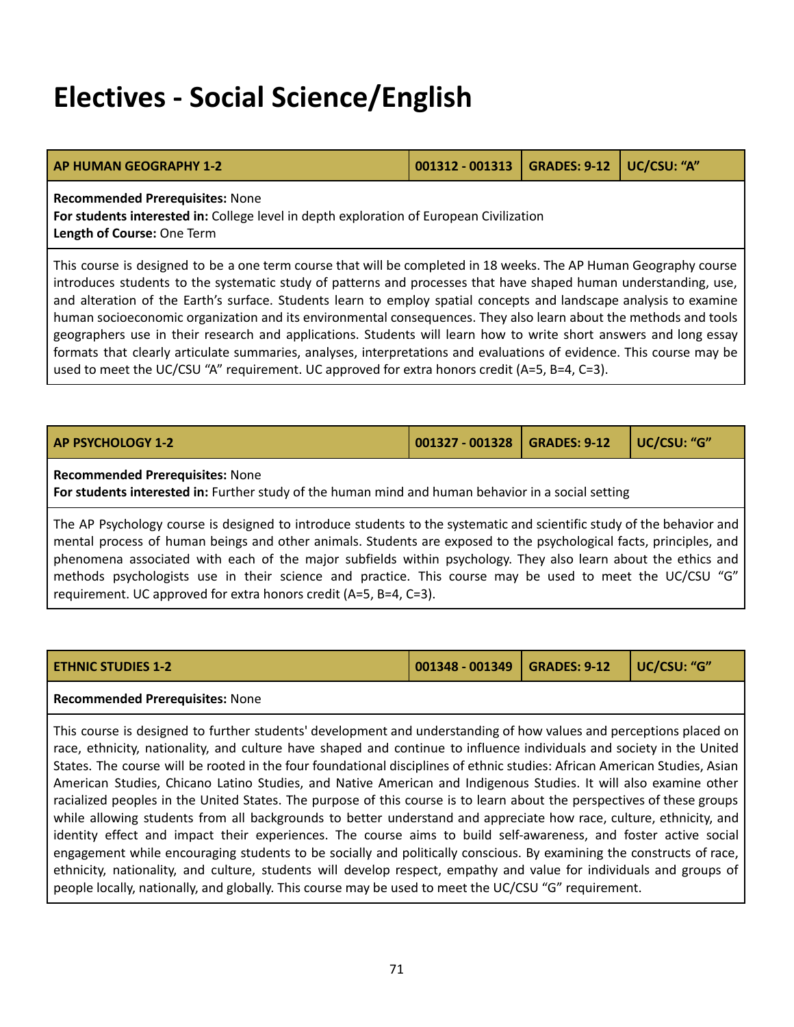# Electives - Social Science/English

| AP HUMAN GEOGRAPHY 1-2 | 001312 - 001313 | GRADES: 9-12 | UC/CSU: "A" |
|---|---|---|---|

**Recommended Prerequisites:** None
**For students interested in:** College level in depth exploration of European Civilization
**Length of Course:** One Term

This course is designed to be a one term course that will be completed in 18 weeks. The AP Human Geography course introduces students to the systematic study of patterns and processes that have shaped human understanding, use, and alteration of the Earth's surface. Students learn to employ spatial concepts and landscape analysis to examine human socioeconomic organization and its environmental consequences. They also learn about the methods and tools geographers use in their research and applications. Students will learn how to write short answers and long essay formats that clearly articulate summaries, analyses, interpretations and evaluations of evidence. This course may be used to meet the UC/CSU "A" requirement. UC approved for extra honors credit (A=5, B=4, C=3).

| AP PSYCHOLOGY 1-2 | 001327 - 001328 | GRADES: 9-12 | UC/CSU: "G" |
|---|---|---|---|

**Recommended Prerequisites:** None
**For students interested in:** Further study of the human mind and human behavior in a social setting

The AP Psychology course is designed to introduce students to the systematic and scientific study of the behavior and mental process of human beings and other animals. Students are exposed to the psychological facts, principles, and phenomena associated with each of the major subfields within psychology. They also learn about the ethics and methods psychologists use in their science and practice. This course may be used to meet the UC/CSU "G" requirement. UC approved for extra honors credit (A=5, B=4, C=3).

| ETHNIC STUDIES 1-2 | 001348 - 001349 | GRADES: 9-12 | UC/CSU: "G" |
|---|---|---|---|

**Recommended Prerequisites:** None

This course is designed to further students' development and understanding of how values and perceptions placed on race, ethnicity, nationality, and culture have shaped and continue to influence individuals and society in the United States. The course will be rooted in the four foundational disciplines of ethnic studies: African American Studies, Asian American Studies, Chicano Latino Studies, and Native American and Indigenous Studies. It will also examine other racialized peoples in the United States. The purpose of this course is to learn about the perspectives of these groups while allowing students from all backgrounds to better understand and appreciate how race, culture, ethnicity, and identity effect and impact their experiences. The course aims to build self-awareness, and foster active social engagement while encouraging students to be socially and politically conscious. By examining the constructs of race, ethnicity, nationality, and culture, students will develop respect, empathy and value for individuals and groups of people locally, nationally, and globally. This course may be used to meet the UC/CSU "G" requirement.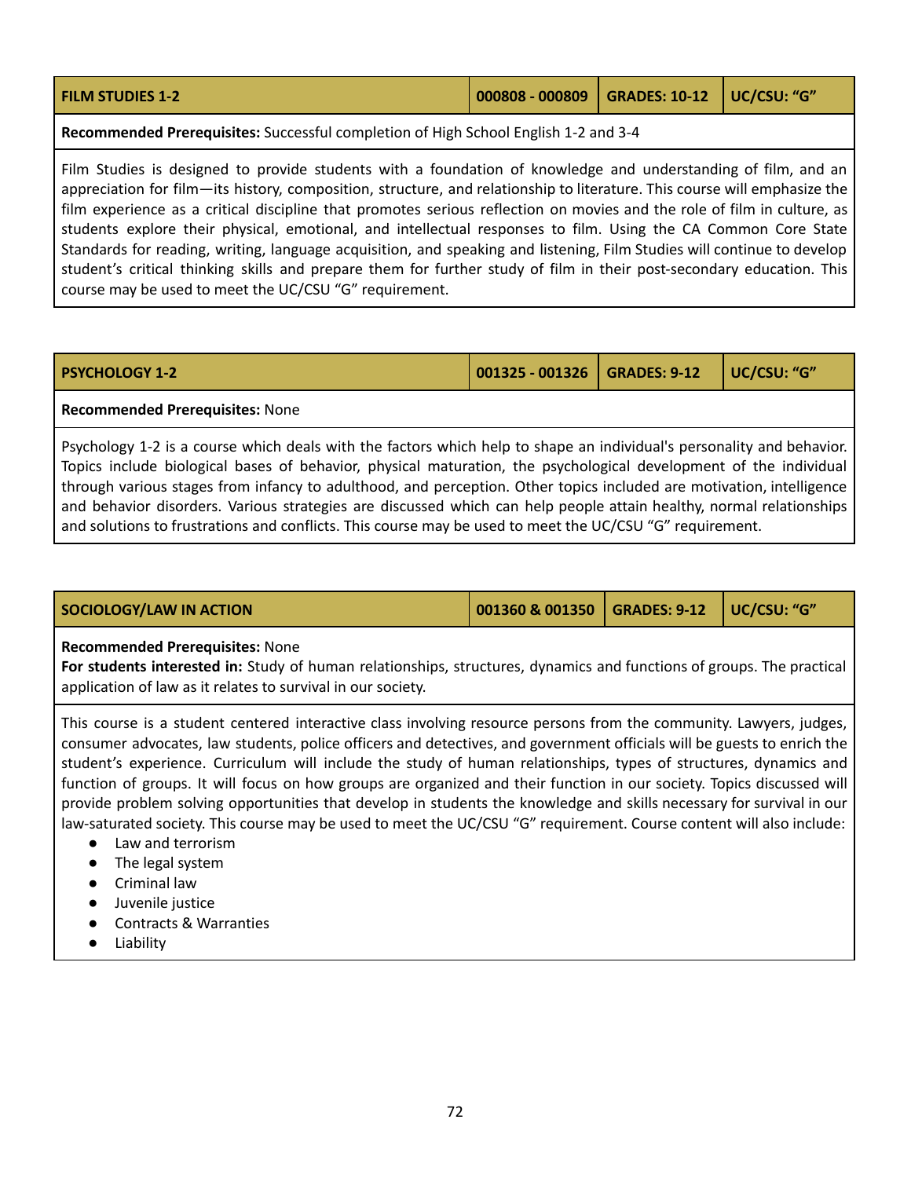| FILM STUDIES 1-2 | 000808 - 000809 | GRADES: 10-12 | UC/CSU: "G" |
|---|---|---|---|

**Recommended Prerequisites:** Successful completion of High School English 1-2 and 3-4

Film Studies is designed to provide students with a foundation of knowledge and understanding of film, and an appreciation for film—its history, composition, structure, and relationship to literature. This course will emphasize the film experience as a critical discipline that promotes serious reflection on movies and the role of film in culture, as students explore their physical, emotional, and intellectual responses to film. Using the CA Common Core State Standards for reading, writing, language acquisition, and speaking and listening, Film Studies will continue to develop student's critical thinking skills and prepare them for further study of film in their post-secondary education. This course may be used to meet the UC/CSU "G" requirement.

| PSYCHOLOGY 1-2 | 001325 - 001326 | GRADES: 9-12 | UC/CSU: "G" |
|---|---|---|---|

**Recommended Prerequisites:** None

Psychology 1-2 is a course which deals with the factors which help to shape an individual's personality and behavior. Topics include biological bases of behavior, physical maturation, the psychological development of the individual through various stages from infancy to adulthood, and perception. Other topics included are motivation, intelligence and behavior disorders. Various strategies are discussed which can help people attain healthy, normal relationships and solutions to frustrations and conflicts. This course may be used to meet the UC/CSU "G" requirement.

| SOCIOLOGY/LAW IN ACTION | 001360 & 001350 | GRADES: 9-12 | UC/CSU: "G" |
|---|---|---|---|

**Recommended Prerequisites:** None
**For students interested in:** Study of human relationships, structures, dynamics and functions of groups. The practical application of law as it relates to survival in our society.

This course is a student centered interactive class involving resource persons from the community. Lawyers, judges, consumer advocates, law students, police officers and detectives, and government officials will be guests to enrich the student's experience. Curriculum will include the study of human relationships, types of structures, dynamics and function of groups. It will focus on how groups are organized and their function in our society. Topics discussed will provide problem solving opportunities that develop in students the knowledge and skills necessary for survival in our law-saturated society. This course may be used to meet the UC/CSU "G" requirement. Course content will also include:

- Law and terrorism
- The legal system
- Criminal law
- Juvenile justice
- Contracts & Warranties
- Liability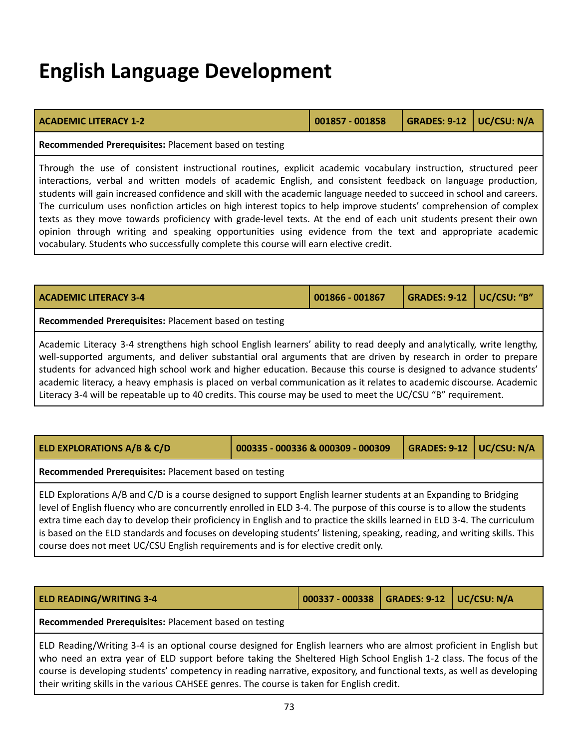# English Language Development

| ACADEMIC LITERACY 1-2 | 001857 - 001858 | GRADES: 9-12 | UC/CSU: N/A |
|---|---|---|---|

**Recommended Prerequisites:** Placement based on testing

Through the use of consistent instructional routines, explicit academic vocabulary instruction, structured peer interactions, verbal and written models of academic English, and consistent feedback on language production, students will gain increased confidence and skill with the academic language needed to succeed in school and careers. The curriculum uses nonfiction articles on high interest topics to help improve students' comprehension of complex texts as they move towards proficiency with grade-level texts. At the end of each unit students present their own opinion through writing and speaking opportunities using evidence from the text and appropriate academic vocabulary. Students who successfully complete this course will earn elective credit.

| ACADEMIC LITERACY 3-4 | 001866 - 001867 | GRADES: 9-12 | UC/CSU: "B" |
|---|---|---|---|

**Recommended Prerequisites:** Placement based on testing

Academic Literacy 3-4 strengthens high school English learners' ability to read deeply and analytically, write lengthy, well-supported arguments, and deliver substantial oral arguments that are driven by research in order to prepare students for advanced high school work and higher education. Because this course is designed to advance students' academic literacy, a heavy emphasis is placed on verbal communication as it relates to academic discourse. Academic Literacy 3-4 will be repeatable up to 40 credits. This course may be used to meet the UC/CSU "B" requirement.

| ELD EXPLORATIONS A/B & C/D | 000335 - 000336 & 000309 - 000309 | GRADES: 9-12 | UC/CSU: N/A |
|---|---|---|---|

**Recommended Prerequisites:** Placement based on testing

ELD Explorations A/B and C/D is a course designed to support English learner students at an Expanding to Bridging level of English fluency who are concurrently enrolled in ELD 3-4. The purpose of this course is to allow the students extra time each day to develop their proficiency in English and to practice the skills learned in ELD 3-4. The curriculum is based on the ELD standards and focuses on developing students' listening, speaking, reading, and writing skills. This course does not meet UC/CSU English requirements and is for elective credit only.

| ELD READING/WRITING 3-4 | 000337 - 000338 | GRADES: 9-12 | UC/CSU: N/A |
|---|---|---|---|

**Recommended Prerequisites:** Placement based on testing

ELD Reading/Writing 3-4 is an optional course designed for English learners who are almost proficient in English but who need an extra year of ELD support before taking the Sheltered High School English 1-2 class. The focus of the course is developing students' competency in reading narrative, expository, and functional texts, as well as developing their writing skills in the various CAHSEE genres. The course is taken for English credit.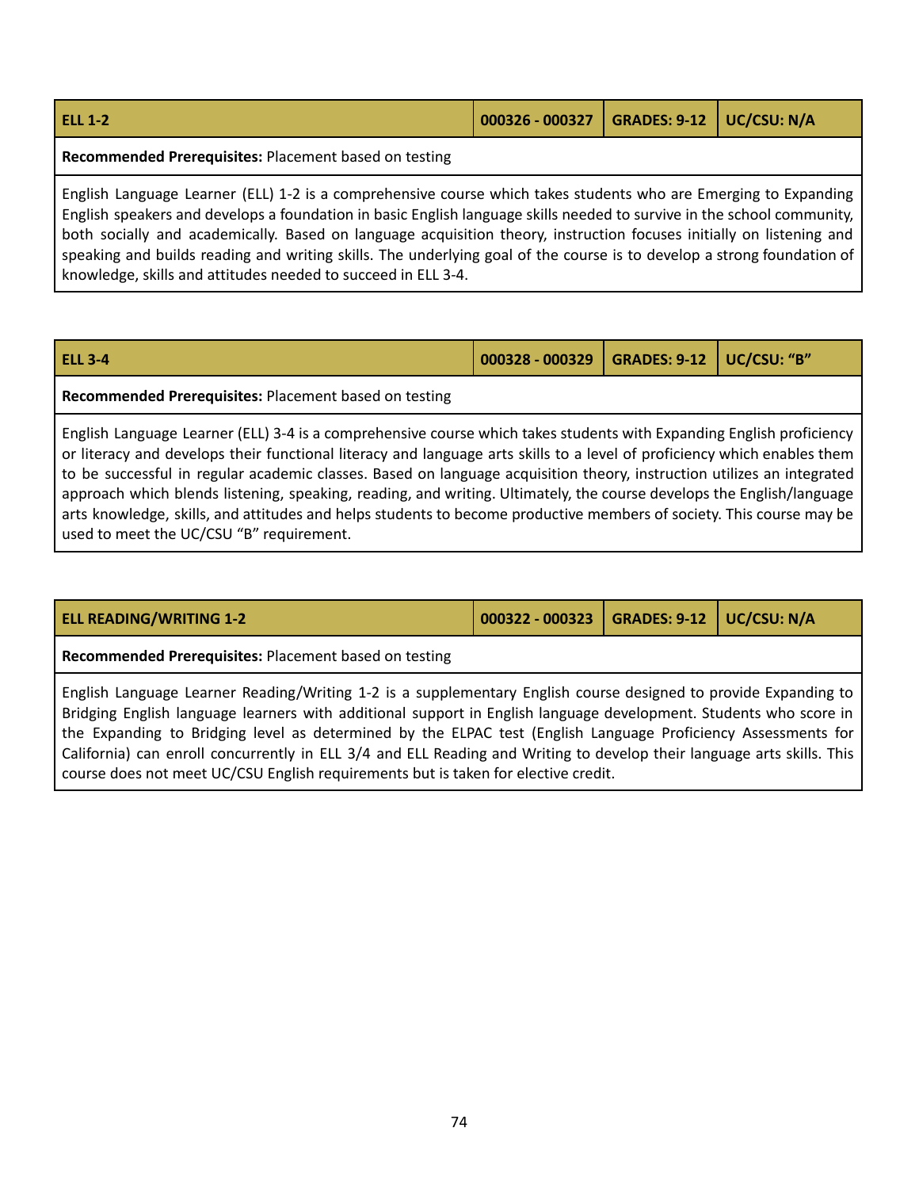| ELL 1-2 | 000326 - 000327 | GRADES: 9-12 | UC/CSU: N/A |
|---|---|---|---|

**Recommended Prerequisites:** Placement based on testing

English Language Learner (ELL) 1-2 is a comprehensive course which takes students who are Emerging to Expanding English speakers and develops a foundation in basic English language skills needed to survive in the school community, both socially and academically. Based on language acquisition theory, instruction focuses initially on listening and speaking and builds reading and writing skills. The underlying goal of the course is to develop a strong foundation of knowledge, skills and attitudes needed to succeed in ELL 3-4.

| ELL 3-4 | 000328 - 000329 | GRADES: 9-12 | UC/CSU: "B" |
|---|---|---|---|

**Recommended Prerequisites:** Placement based on testing

English Language Learner (ELL) 3-4 is a comprehensive course which takes students with Expanding English proficiency or literacy and develops their functional literacy and language arts skills to a level of proficiency which enables them to be successful in regular academic classes. Based on language acquisition theory, instruction utilizes an integrated approach which blends listening, speaking, reading, and writing. Ultimately, the course develops the English/language arts knowledge, skills, and attitudes and helps students to become productive members of society. This course may be used to meet the UC/CSU "B" requirement.

| ELL READING/WRITING 1-2 | 000322 - 000323 | GRADES: 9-12 | UC/CSU: N/A |
|---|---|---|---|

**Recommended Prerequisites:** Placement based on testing

English Language Learner Reading/Writing 1-2 is a supplementary English course designed to provide Expanding to Bridging English language learners with additional support in English language development. Students who score in the Expanding to Bridging level as determined by the ELPAC test (English Language Proficiency Assessments for California) can enroll concurrently in ELL 3/4 and ELL Reading and Writing to develop their language arts skills. This course does not meet UC/CSU English requirements but is taken for elective credit.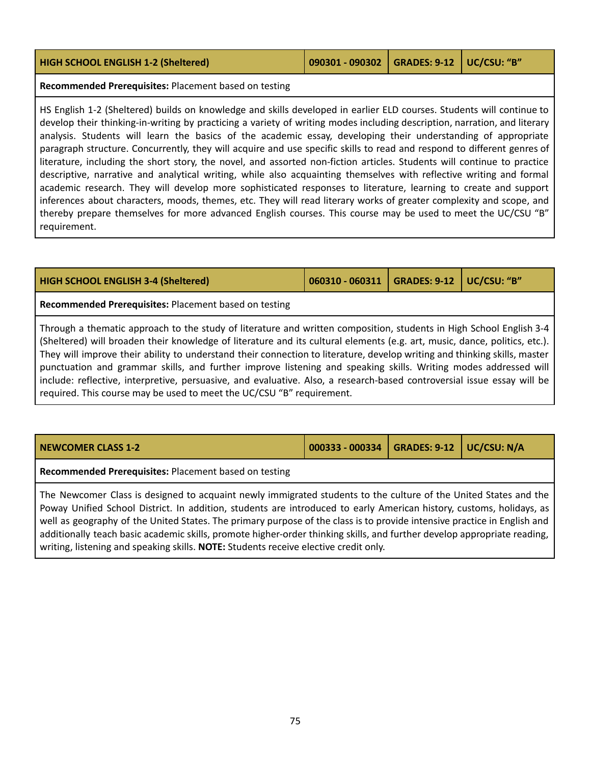| HIGH SCHOOL ENGLISH 1-2 (Sheltered) | 090301 - 090302 | GRADES: 9-12 | UC/CSU: "B" |
|---|---|---|---|

**Recommended Prerequisites:** Placement based on testing

HS English 1-2 (Sheltered) builds on knowledge and skills developed in earlier ELD courses. Students will continue to develop their thinking-in-writing by practicing a variety of writing modes including description, narration, and literary analysis. Students will learn the basics of the academic essay, developing their understanding of appropriate paragraph structure. Concurrently, they will acquire and use specific skills to read and respond to different genres of literature, including the short story, the novel, and assorted non-fiction articles. Students will continue to practice descriptive, narrative and analytical writing, while also acquainting themselves with reflective writing and formal academic research. They will develop more sophisticated responses to literature, learning to create and support inferences about characters, moods, themes, etc. They will read literary works of greater complexity and scope, and thereby prepare themselves for more advanced English courses. This course may be used to meet the UC/CSU "B" requirement.

| HIGH SCHOOL ENGLISH 3-4 (Sheltered) | 060310 - 060311 | GRADES: 9-12 | UC/CSU: "B" |
|---|---|---|---|

**Recommended Prerequisites:** Placement based on testing

Through a thematic approach to the study of literature and written composition, students in High School English 3-4 (Sheltered) will broaden their knowledge of literature and its cultural elements (e.g. art, music, dance, politics, etc.). They will improve their ability to understand their connection to literature, develop writing and thinking skills, master punctuation and grammar skills, and further improve listening and speaking skills. Writing modes addressed will include: reflective, interpretive, persuasive, and evaluative. Also, a research-based controversial issue essay will be required. This course may be used to meet the UC/CSU "B" requirement.

| NEWCOMER CLASS 1-2 | 000333 - 000334 | GRADES: 9-12 | UC/CSU: N/A |
|---|---|---|---|

**Recommended Prerequisites:** Placement based on testing

The Newcomer Class is designed to acquaint newly immigrated students to the culture of the United States and the Poway Unified School District. In addition, students are introduced to early American history, customs, holidays, as well as geography of the United States. The primary purpose of the class is to provide intensive practice in English and additionally teach basic academic skills, promote higher-order thinking skills, and further develop appropriate reading, writing, listening and speaking skills. **NOTE:** Students receive elective credit only.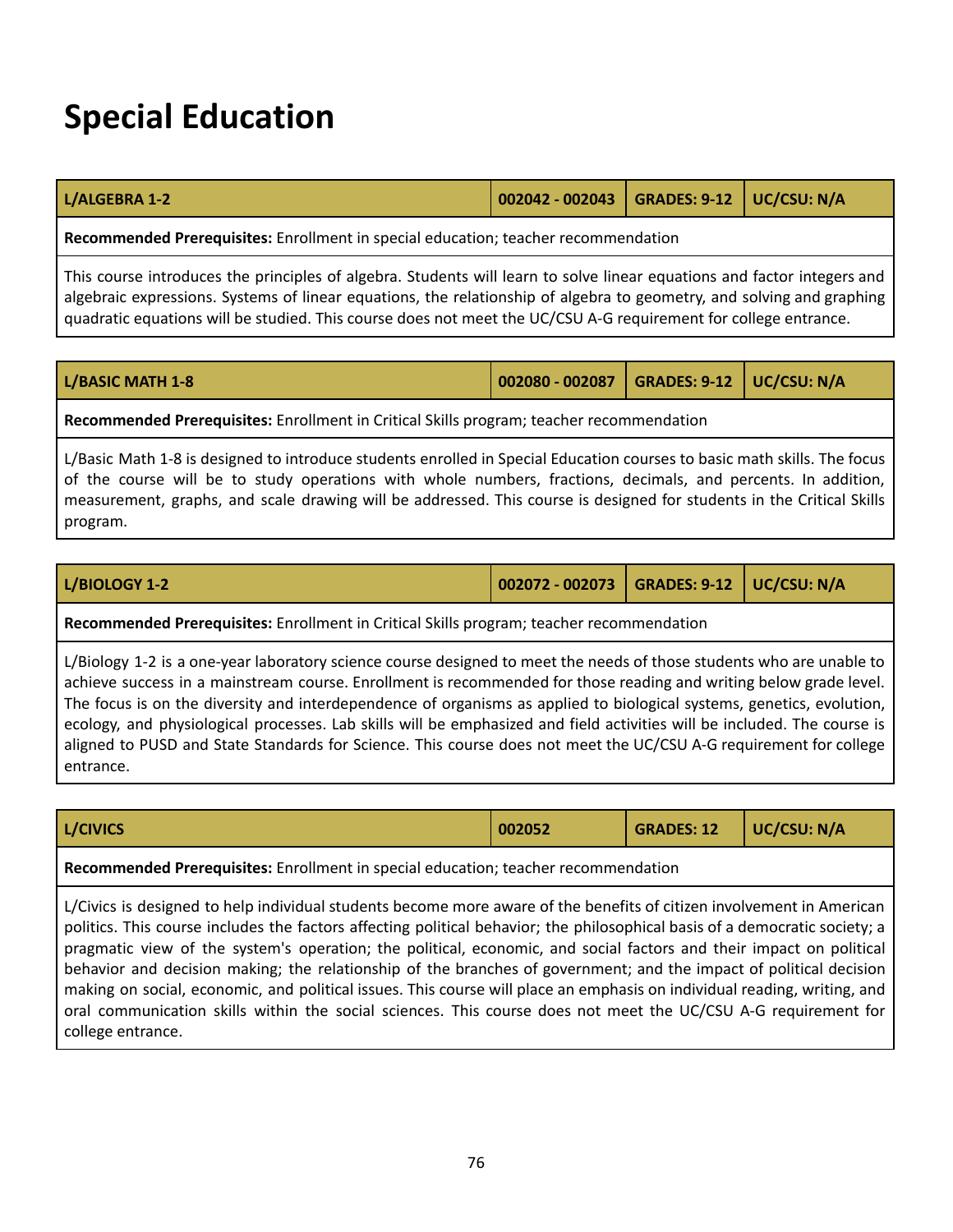# Special Education

| L/ALGEBRA 1-2 | 002042 - 002043 | GRADES: 9-12 | UC/CSU: N/A |
|---|---|---|---|

**Recommended Prerequisites:** Enrollment in special education; teacher recommendation

This course introduces the principles of algebra. Students will learn to solve linear equations and factor integers and algebraic expressions. Systems of linear equations, the relationship of algebra to geometry, and solving and graphing quadratic equations will be studied. This course does not meet the UC/CSU A-G requirement for college entrance.

| L/BASIC MATH 1-8 | 002080 - 002087 | GRADES: 9-12 | UC/CSU: N/A |
|---|---|---|---|

**Recommended Prerequisites:** Enrollment in Critical Skills program; teacher recommendation

L/Basic Math 1-8 is designed to introduce students enrolled in Special Education courses to basic math skills. The focus of the course will be to study operations with whole numbers, fractions, decimals, and percents. In addition, measurement, graphs, and scale drawing will be addressed. This course is designed for students in the Critical Skills program.

| L/BIOLOGY 1-2 | 002072 - 002073 | GRADES: 9-12 | UC/CSU: N/A |
|---|---|---|---|

**Recommended Prerequisites:** Enrollment in Critical Skills program; teacher recommendation

L/Biology 1-2 is a one-year laboratory science course designed to meet the needs of those students who are unable to achieve success in a mainstream course. Enrollment is recommended for those reading and writing below grade level. The focus is on the diversity and interdependence of organisms as applied to biological systems, genetics, evolution, ecology, and physiological processes. Lab skills will be emphasized and field activities will be included. The course is aligned to PUSD and State Standards for Science. This course does not meet the UC/CSU A-G requirement for college entrance.

| L/CIVICS | 002052 | GRADES: 12 | UC/CSU: N/A |
|---|---|---|---|

**Recommended Prerequisites:** Enrollment in special education; teacher recommendation

L/Civics is designed to help individual students become more aware of the benefits of citizen involvement in American politics. This course includes the factors affecting political behavior; the philosophical basis of a democratic society; a pragmatic view of the system's operation; the political, economic, and social factors and their impact on political behavior and decision making; the relationship of the branches of government; and the impact of political decision making on social, economic, and political issues. This course will place an emphasis on individual reading, writing, and oral communication skills within the social sciences. This course does not meet the UC/CSU A-G requirement for college entrance.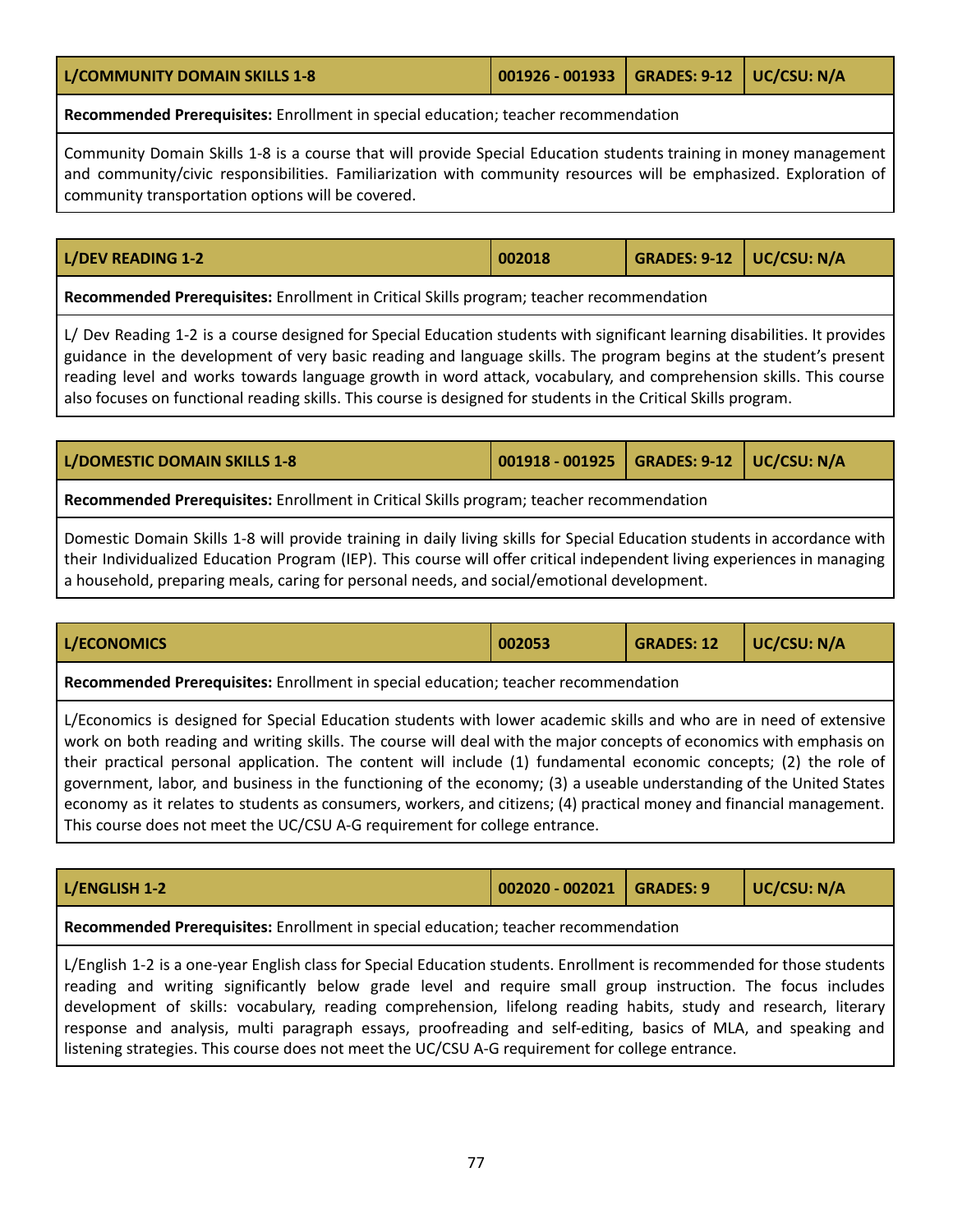| L/COMMUNITY DOMAIN SKILLS 1-8 | 001926 - 001933 | GRADES: 9-12 | UC/CSU: N/A |
|---|---|---|---|

**Recommended Prerequisites:** Enrollment in special education; teacher recommendation

Community Domain Skills 1-8 is a course that will provide Special Education students training in money management and community/civic responsibilities. Familiarization with community resources will be emphasized. Exploration of community transportation options will be covered.

| L/DEV READING 1-2 | 002018 | GRADES: 9-12 | UC/CSU: N/A |
|---|---|---|---|

**Recommended Prerequisites:** Enrollment in Critical Skills program; teacher recommendation

L/ Dev Reading 1-2 is a course designed for Special Education students with significant learning disabilities. It provides guidance in the development of very basic reading and language skills. The program begins at the student's present reading level and works towards language growth in word attack, vocabulary, and comprehension skills. This course also focuses on functional reading skills. This course is designed for students in the Critical Skills program.

| L/DOMESTIC DOMAIN SKILLS 1-8 | 001918 - 001925 | GRADES: 9-12 | UC/CSU: N/A |
|---|---|---|---|

**Recommended Prerequisites:** Enrollment in Critical Skills program; teacher recommendation

Domestic Domain Skills 1-8 will provide training in daily living skills for Special Education students in accordance with their Individualized Education Program (IEP). This course will offer critical independent living experiences in managing a household, preparing meals, caring for personal needs, and social/emotional development.

| L/ECONOMICS | 002053 | GRADES: 12 | UC/CSU: N/A |
|---|---|---|---|

**Recommended Prerequisites:** Enrollment in special education; teacher recommendation

L/Economics is designed for Special Education students with lower academic skills and who are in need of extensive work on both reading and writing skills. The course will deal with the major concepts of economics with emphasis on their practical personal application. The content will include (1) fundamental economic concepts; (2) the role of government, labor, and business in the functioning of the economy; (3) a useable understanding of the United States economy as it relates to students as consumers, workers, and citizens; (4) practical money and financial management. This course does not meet the UC/CSU A-G requirement for college entrance.

| L/ENGLISH 1-2 | 002020 - 002021 | GRADES: 9 | UC/CSU: N/A |
|---|---|---|---|

**Recommended Prerequisites:** Enrollment in special education; teacher recommendation

L/English 1-2 is a one-year English class for Special Education students. Enrollment is recommended for those students reading and writing significantly below grade level and require small group instruction. The focus includes development of skills: vocabulary, reading comprehension, lifelong reading habits, study and research, literary response and analysis, multi paragraph essays, proofreading and self-editing, basics of MLA, and speaking and listening strategies. This course does not meet the UC/CSU A-G requirement for college entrance.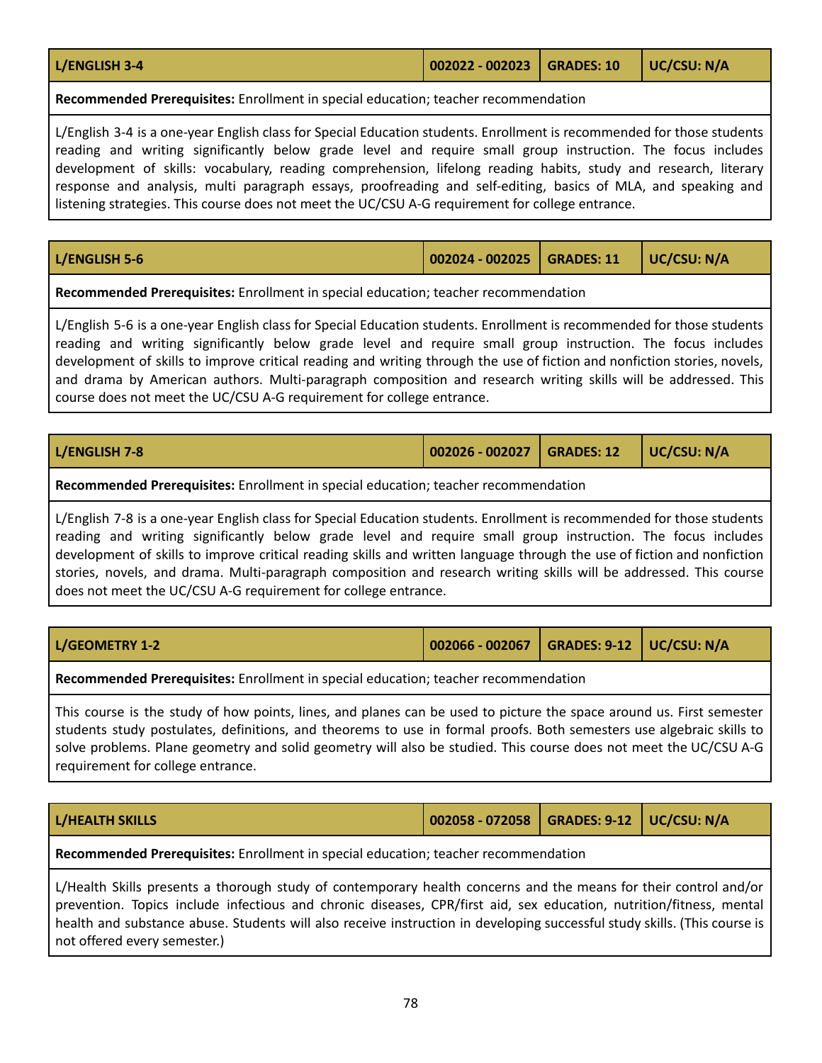| L/ENGLISH 3-4 | 002022 - 002023 | GRADES: 10 | UC/CSU: N/A |
|---|---|---|---|

**Recommended Prerequisites:** Enrollment in special education; teacher recommendation

L/English 3-4 is a one-year English class for Special Education students. Enrollment is recommended for those students reading and writing significantly below grade level and require small group instruction. The focus includes development of skills: vocabulary, reading comprehension, lifelong reading habits, study and research, literary response and analysis, multi paragraph essays, proofreading and self-editing, basics of MLA, and speaking and listening strategies. This course does not meet the UC/CSU A-G requirement for college entrance.

| L/ENGLISH 5-6 | 002024 - 002025 | GRADES: 11 | UC/CSU: N/A |
|---|---|---|---|

**Recommended Prerequisites:** Enrollment in special education; teacher recommendation

L/English 5-6 is a one-year English class for Special Education students. Enrollment is recommended for those students reading and writing significantly below grade level and require small group instruction. The focus includes development of skills to improve critical reading and writing through the use of fiction and nonfiction stories, novels, and drama by American authors. Multi-paragraph composition and research writing skills will be addressed. This course does not meet the UC/CSU A-G requirement for college entrance.

| L/ENGLISH 7-8 | 002026 - 002027 | GRADES: 12 | UC/CSU: N/A |
|---|---|---|---|

**Recommended Prerequisites:** Enrollment in special education; teacher recommendation

L/English 7-8 is a one-year English class for Special Education students. Enrollment is recommended for those students reading and writing significantly below grade level and require small group instruction. The focus includes development of skills to improve critical reading skills and written language through the use of fiction and nonfiction stories, novels, and drama. Multi-paragraph composition and research writing skills will be addressed. This course does not meet the UC/CSU A-G requirement for college entrance.

| L/GEOMETRY 1-2 | 002066 - 002067 | GRADES: 9-12 | UC/CSU: N/A |
|---|---|---|---|

**Recommended Prerequisites:** Enrollment in special education; teacher recommendation

This course is the study of how points, lines, and planes can be used to picture the space around us. First semester students study postulates, definitions, and theorems to use in formal proofs. Both semesters use algebraic skills to solve problems. Plane geometry and solid geometry will also be studied. This course does not meet the UC/CSU A-G requirement for college entrance.

| L/HEALTH SKILLS | 002058 - 072058 | GRADES: 9-12 | UC/CSU: N/A |
|---|---|---|---|

**Recommended Prerequisites:** Enrollment in special education; teacher recommendation

L/Health Skills presents a thorough study of contemporary health concerns and the means for their control and/or prevention. Topics include infectious and chronic diseases, CPR/first aid, sex education, nutrition/fitness, mental health and substance abuse. Students will also receive instruction in developing successful study skills. (This course is not offered every semester.)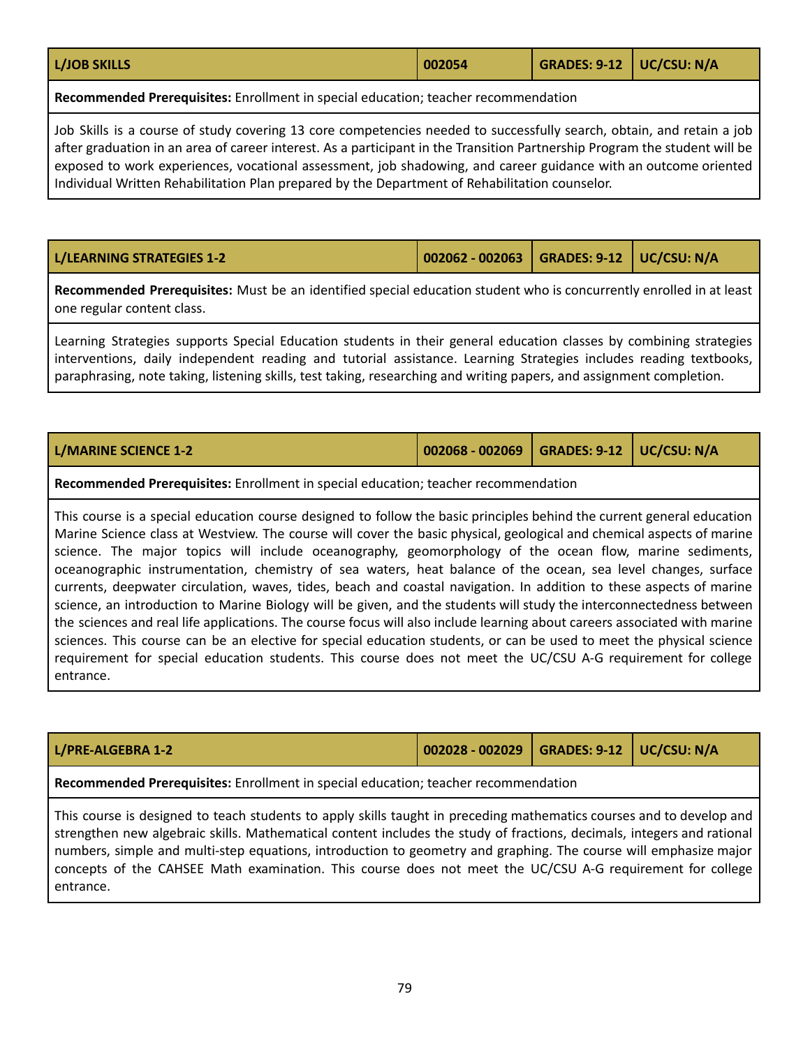| L/JOB SKILLS | 002054 | GRADES: 9-12 | UC/CSU: N/A |
|---|---|---|---|

**Recommended Prerequisites:** Enrollment in special education; teacher recommendation

Job Skills is a course of study covering 13 core competencies needed to successfully search, obtain, and retain a job after graduation in an area of career interest. As a participant in the Transition Partnership Program the student will be exposed to work experiences, vocational assessment, job shadowing, and career guidance with an outcome oriented Individual Written Rehabilitation Plan prepared by the Department of Rehabilitation counselor.

| L/LEARNING STRATEGIES 1-2 | 002062 - 002063 | GRADES: 9-12 | UC/CSU: N/A |
|---|---|---|---|

**Recommended Prerequisites:** Must be an identified special education student who is concurrently enrolled in at least one regular content class.

Learning Strategies supports Special Education students in their general education classes by combining strategies interventions, daily independent reading and tutorial assistance. Learning Strategies includes reading textbooks, paraphrasing, note taking, listening skills, test taking, researching and writing papers, and assignment completion.

| L/MARINE SCIENCE 1-2 | 002068 - 002069 | GRADES: 9-12 | UC/CSU: N/A |
|---|---|---|---|

**Recommended Prerequisites:** Enrollment in special education; teacher recommendation

This course is a special education course designed to follow the basic principles behind the current general education Marine Science class at Westview. The course will cover the basic physical, geological and chemical aspects of marine science. The major topics will include oceanography, geomorphology of the ocean flow, marine sediments, oceanographic instrumentation, chemistry of sea waters, heat balance of the ocean, sea level changes, surface currents, deepwater circulation, waves, tides, beach and coastal navigation. In addition to these aspects of marine science, an introduction to Marine Biology will be given, and the students will study the interconnectedness between the sciences and real life applications. The course focus will also include learning about careers associated with marine sciences. This course can be an elective for special education students, or can be used to meet the physical science requirement for special education students. This course does not meet the UC/CSU A-G requirement for college entrance.

| L/PRE-ALGEBRA 1-2 | 002028 - 002029 | GRADES: 9-12 | UC/CSU: N/A |
|---|---|---|---|

**Recommended Prerequisites:** Enrollment in special education; teacher recommendation

This course is designed to teach students to apply skills taught in preceding mathematics courses and to develop and strengthen new algebraic skills. Mathematical content includes the study of fractions, decimals, integers and rational numbers, simple and multi-step equations, introduction to geometry and graphing. The course will emphasize major concepts of the CAHSEE Math examination. This course does not meet the UC/CSU A-G requirement for college entrance.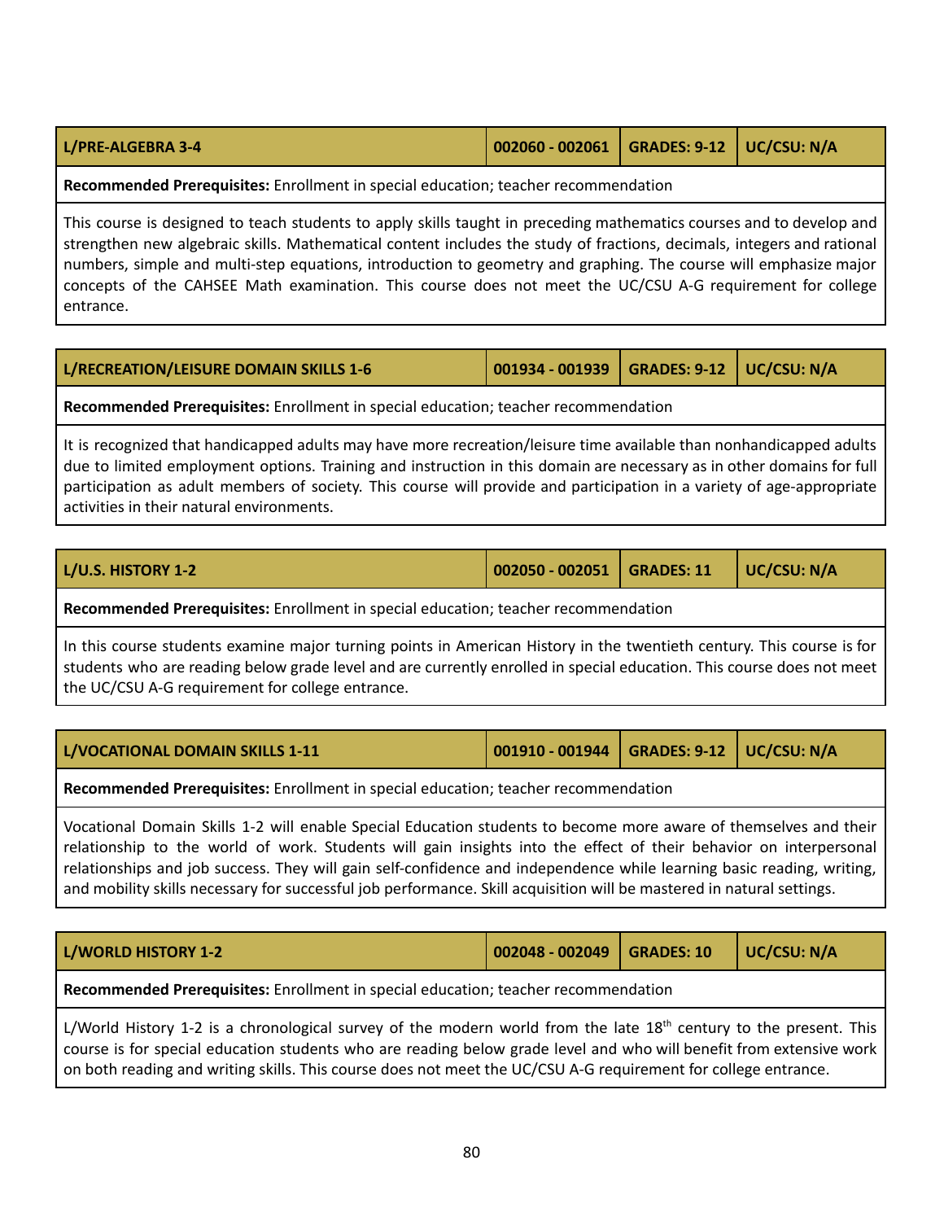| L/PRE-ALGEBRA 3-4 | 002060 - 002061 | GRADES: 9-12 | UC/CSU: N/A |
|---|---|---|---|

**Recommended Prerequisites:** Enrollment in special education; teacher recommendation

This course is designed to teach students to apply skills taught in preceding mathematics courses and to develop and strengthen new algebraic skills. Mathematical content includes the study of fractions, decimals, integers and rational numbers, simple and multi-step equations, introduction to geometry and graphing. The course will emphasize major concepts of the CAHSEE Math examination. This course does not meet the UC/CSU A-G requirement for college entrance.

| L/RECREATION/LEISURE DOMAIN SKILLS 1-6 | 001934 - 001939 | GRADES: 9-12 | UC/CSU: N/A |
|---|---|---|---|

**Recommended Prerequisites:** Enrollment in special education; teacher recommendation

It is recognized that handicapped adults may have more recreation/leisure time available than nonhandicapped adults due to limited employment options. Training and instruction in this domain are necessary as in other domains for full participation as adult members of society. This course will provide and participation in a variety of age-appropriate activities in their natural environments.

| L/U.S. HISTORY 1-2 | 002050 - 002051 | GRADES: 11 | UC/CSU: N/A |
|---|---|---|---|

**Recommended Prerequisites:** Enrollment in special education; teacher recommendation

In this course students examine major turning points in American History in the twentieth century. This course is for students who are reading below grade level and are currently enrolled in special education. This course does not meet the UC/CSU A-G requirement for college entrance.

| L/VOCATIONAL DOMAIN SKILLS 1-11 | 001910 - 001944 | GRADES: 9-12 | UC/CSU: N/A |
|---|---|---|---|

**Recommended Prerequisites:** Enrollment in special education; teacher recommendation

Vocational Domain Skills 1-2 will enable Special Education students to become more aware of themselves and their relationship to the world of work. Students will gain insights into the effect of their behavior on interpersonal relationships and job success. They will gain self-confidence and independence while learning basic reading, writing, and mobility skills necessary for successful job performance. Skill acquisition will be mastered in natural settings.

| L/WORLD HISTORY 1-2 | 002048 - 002049 | GRADES: 10 | UC/CSU: N/A |
|---|---|---|---|

**Recommended Prerequisites:** Enrollment in special education; teacher recommendation

L/World History 1-2 is a chronological survey of the modern world from the late 18th century to the present. This course is for special education students who are reading below grade level and who will benefit from extensive work on both reading and writing skills. This course does not meet the UC/CSU A-G requirement for college entrance.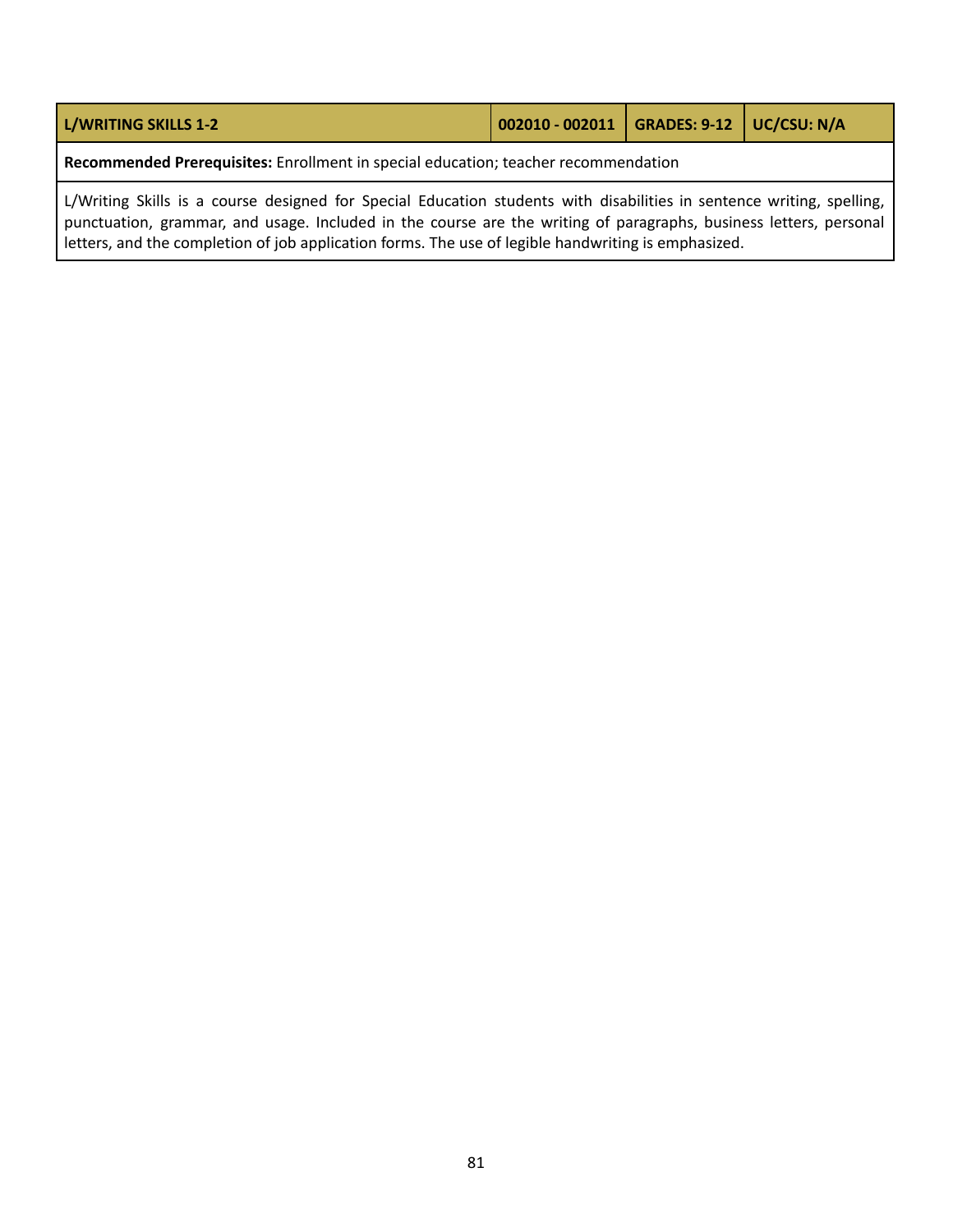| L/WRITING SKILLS 1-2 | 002010 - 002011 | GRADES: 9-12 | UC/CSU: N/A |
|---|---|---|---|

**Recommended Prerequisites:** Enrollment in special education; teacher recommendation

L/Writing Skills is a course designed for Special Education students with disabilities in sentence writing, spelling, punctuation, grammar, and usage. Included in the course are the writing of paragraphs, business letters, personal letters, and the completion of job application forms. The use of legible handwriting is emphasized.